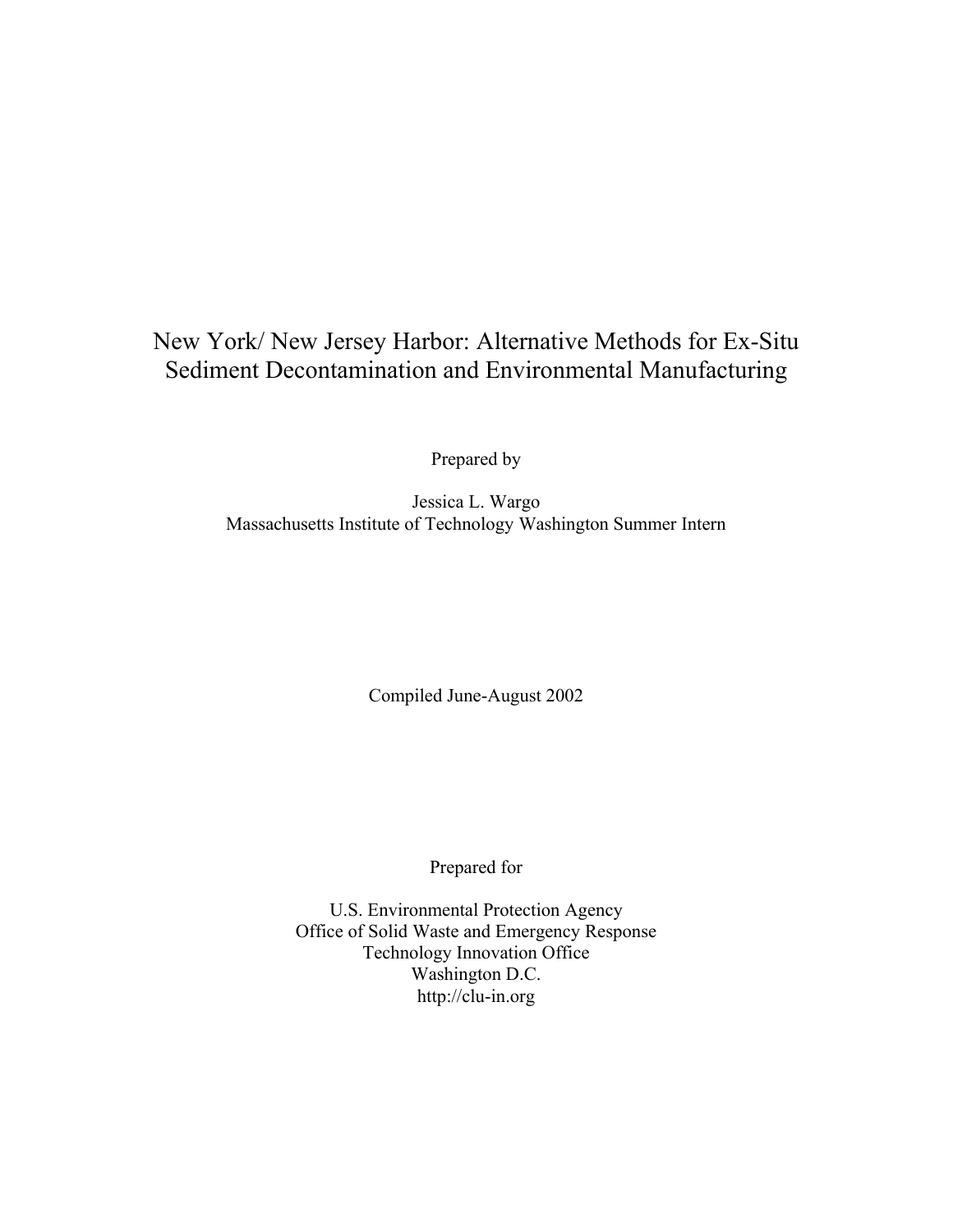# New York/ New Jersey Harbor: Alternative Methods for Ex-Situ Sediment Decontamination and Environmental Manufacturing

Prepared by

Jessica L. Wargo  
Massachusetts Institute of Technology Washington Summer Intern

Compiled June-August 2002

Prepared for

U.S. Environmental Protection Agency  
Office of Solid Waste and Emergency Response  
Technology Innovation Office  
Washington D.C.  
http://clu-in.org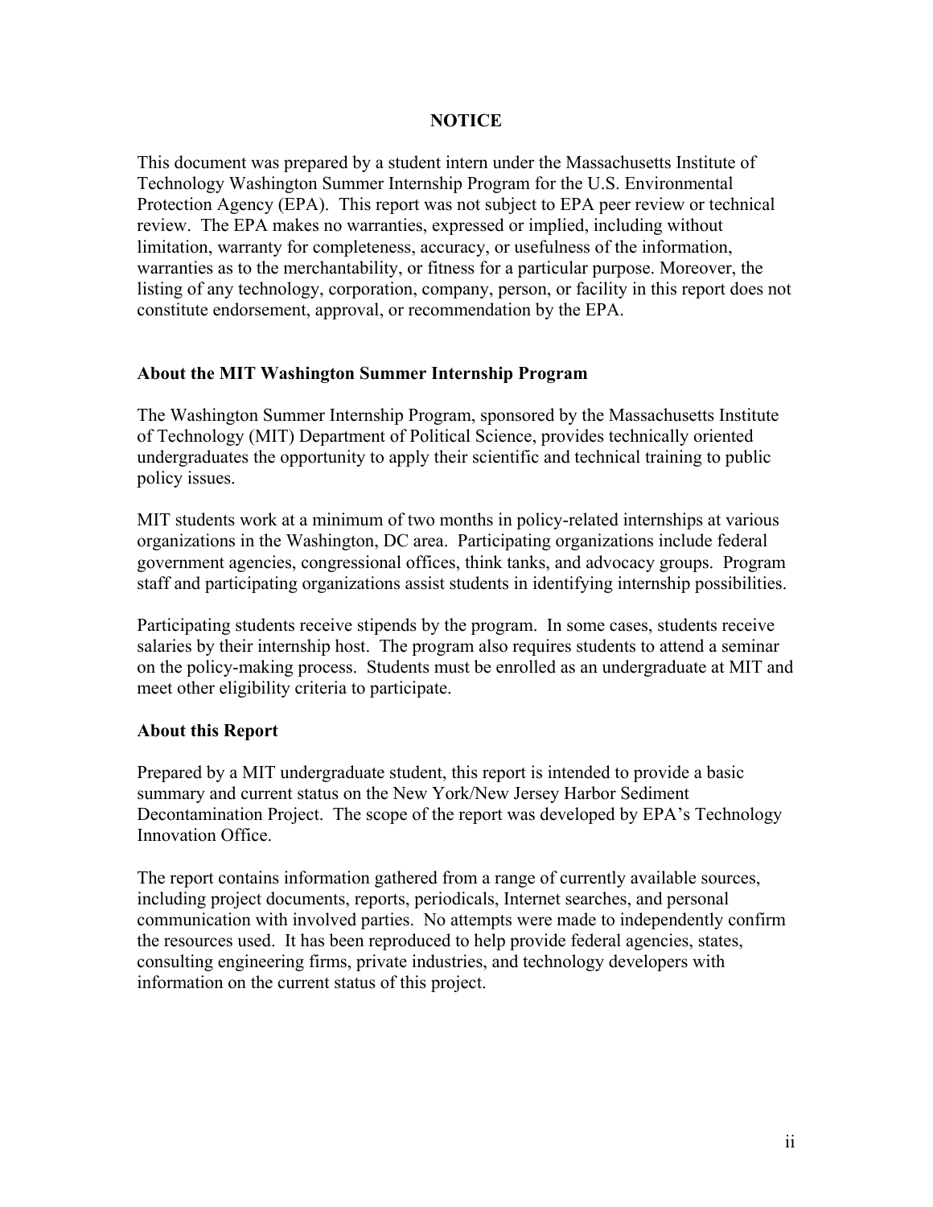## NOTICE

This document was prepared by a student intern under the Massachusetts Institute of Technology Washington Summer Internship Program for the U.S. Environmental Protection Agency (EPA). This report was not subject to EPA peer review or technical review. The EPA makes no warranties, expressed or implied, including without limitation, warranty for completeness, accuracy, or usefulness of the information, warranties as to the merchantability, or fitness for a particular purpose. Moreover, the listing of any technology, corporation, company, person, or facility in this report does not constitute endorsement, approval, or recommendation by the EPA.

### About the MIT Washington Summer Internship Program

The Washington Summer Internship Program, sponsored by the Massachusetts Institute of Technology (MIT) Department of Political Science, provides technically oriented undergraduates the opportunity to apply their scientific and technical training to public policy issues.

MIT students work at a minimum of two months in policy-related internships at various organizations in the Washington, DC area. Participating organizations include federal government agencies, congressional offices, think tanks, and advocacy groups. Program staff and participating organizations assist students in identifying internship possibilities.

Participating students receive stipends by the program. In some cases, students receive salaries by their internship host. The program also requires students to attend a seminar on the policy-making process. Students must be enrolled as an undergraduate at MIT and meet other eligibility criteria to participate.

### About this Report

Prepared by a MIT undergraduate student, this report is intended to provide a basic summary and current status on the New York/New Jersey Harbor Sediment Decontamination Project. The scope of the report was developed by EPA's Technology Innovation Office.

The report contains information gathered from a range of currently available sources, including project documents, reports, periodicals, Internet searches, and personal communication with involved parties. No attempts were made to independently confirm the resources used. It has been reproduced to help provide federal agencies, states, consulting engineering firms, private industries, and technology developers with information on the current status of this project.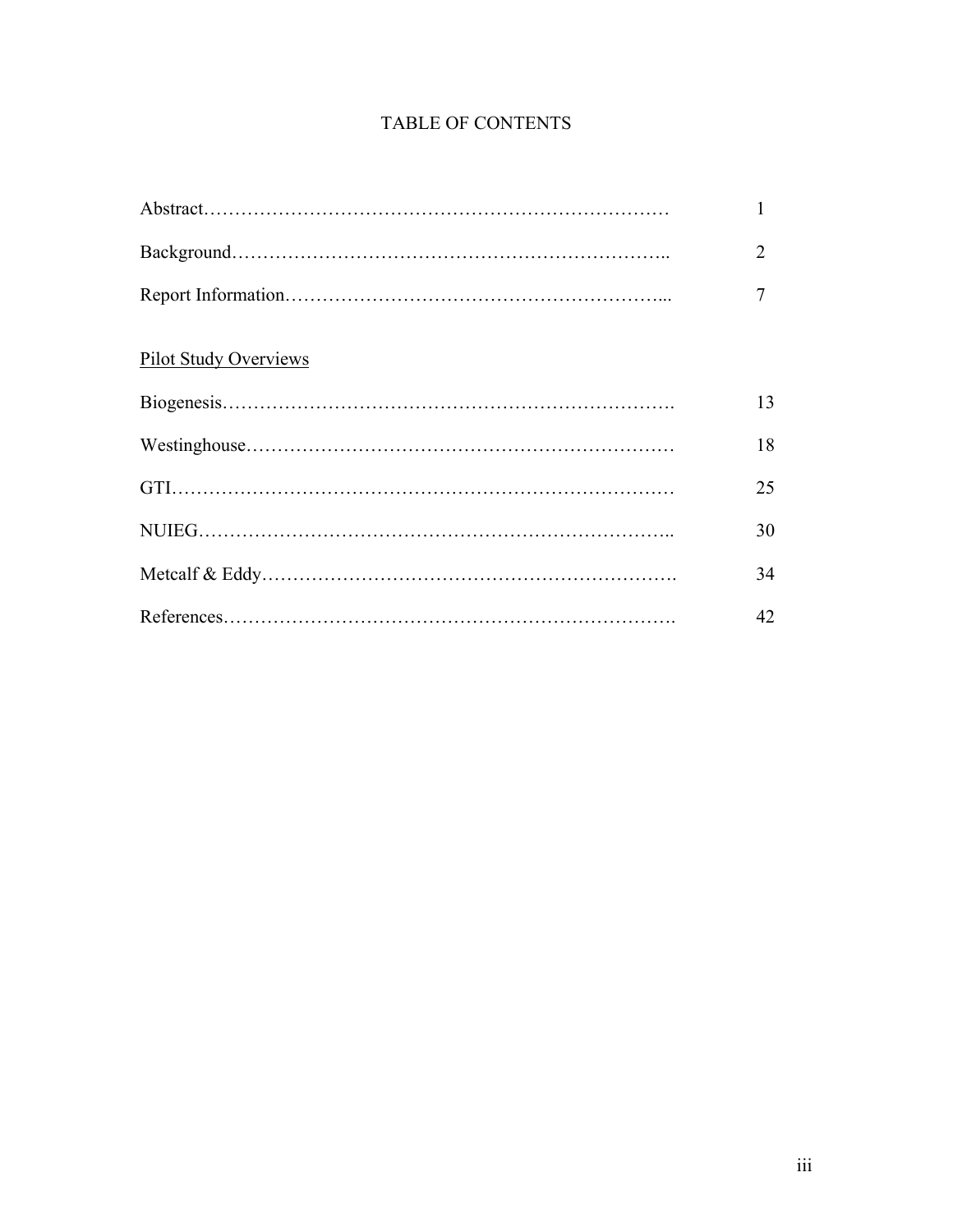# TABLE OF CONTENTS

| | |
|---|---|
| Abstract | 1 |
| Background | 2 |
| Report Information | 7 |
| **Pilot Study Overviews** | |
| Biogenesis | 13 |
| Westinghouse | 18 |
| GTI | 25 |
| NUIEG | 30 |
| Metcalf & Eddy | 34 |
| References | 42 |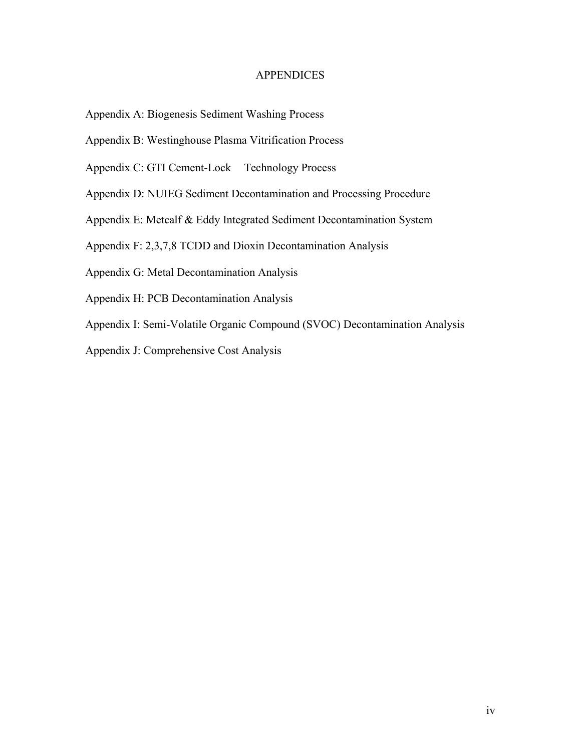# APPENDICES

Appendix A: Biogenesis Sediment Washing Process

Appendix B: Westinghouse Plasma Vitrification Process

Appendix C: GTI Cement-Lock Technology Process

Appendix D: NUIEG Sediment Decontamination and Processing Procedure

Appendix E: Metcalf & Eddy Integrated Sediment Decontamination System

Appendix F: 2,3,7,8 TCDD and Dioxin Decontamination Analysis

Appendix G: Metal Decontamination Analysis

Appendix H: PCB Decontamination Analysis

Appendix I: Semi-Volatile Organic Compound (SVOC) Decontamination Analysis

Appendix J: Comprehensive Cost Analysis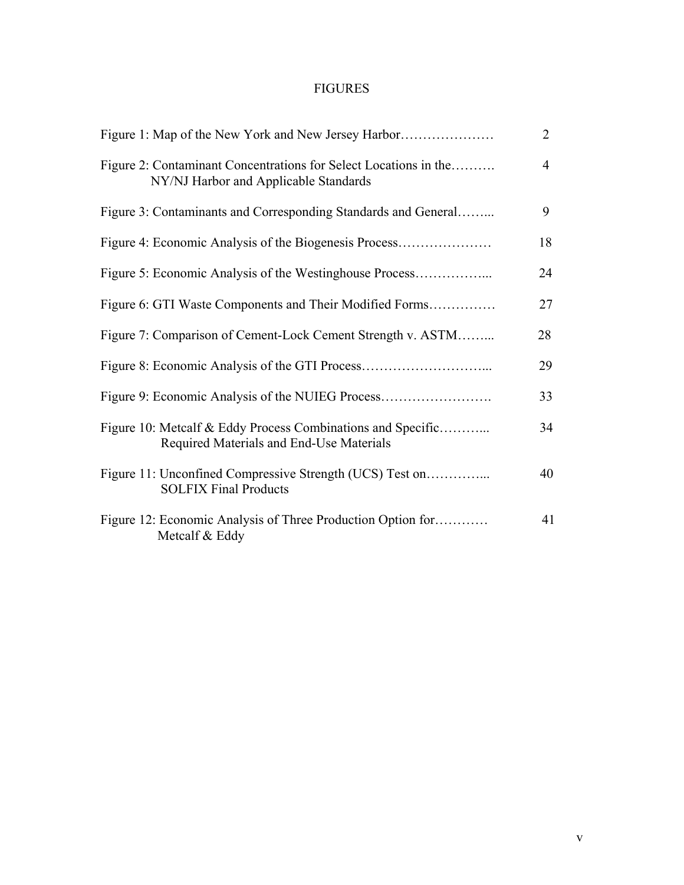# FIGURES

| | |
|---|---|
| Figure 1: Map of the New York and New Jersey Harbor………………… | 2 |
| Figure 2: Contaminant Concentrations for Select Locations in the………. NY/NJ Harbor and Applicable Standards | 4 |
| Figure 3: Contaminants and Corresponding Standards and General……... | 9 |
| Figure 4: Economic Analysis of the Biogenesis Process………………… | 18 |
| Figure 5: Economic Analysis of the Westinghouse Process……………... | 24 |
| Figure 6: GTI Waste Components and Their Modified Forms…………… | 27 |
| Figure 7: Comparison of Cement-Lock Cement Strength v. ASTM……... | 28 |
| Figure 8: Economic Analysis of the GTI Process………………………... | 29 |
| Figure 9: Economic Analysis of the NUIEG Process……………………. | 33 |
| Figure 10: Metcalf & Eddy Process Combinations and Specific………... Required Materials and End-Use Materials | 34 |
| Figure 11: Unconfined Compressive Strength (UCS) Test on…………... SOLFIX Final Products | 40 |
| Figure 12: Economic Analysis of Three Production Option for………… Metcalf & Eddy | 41 |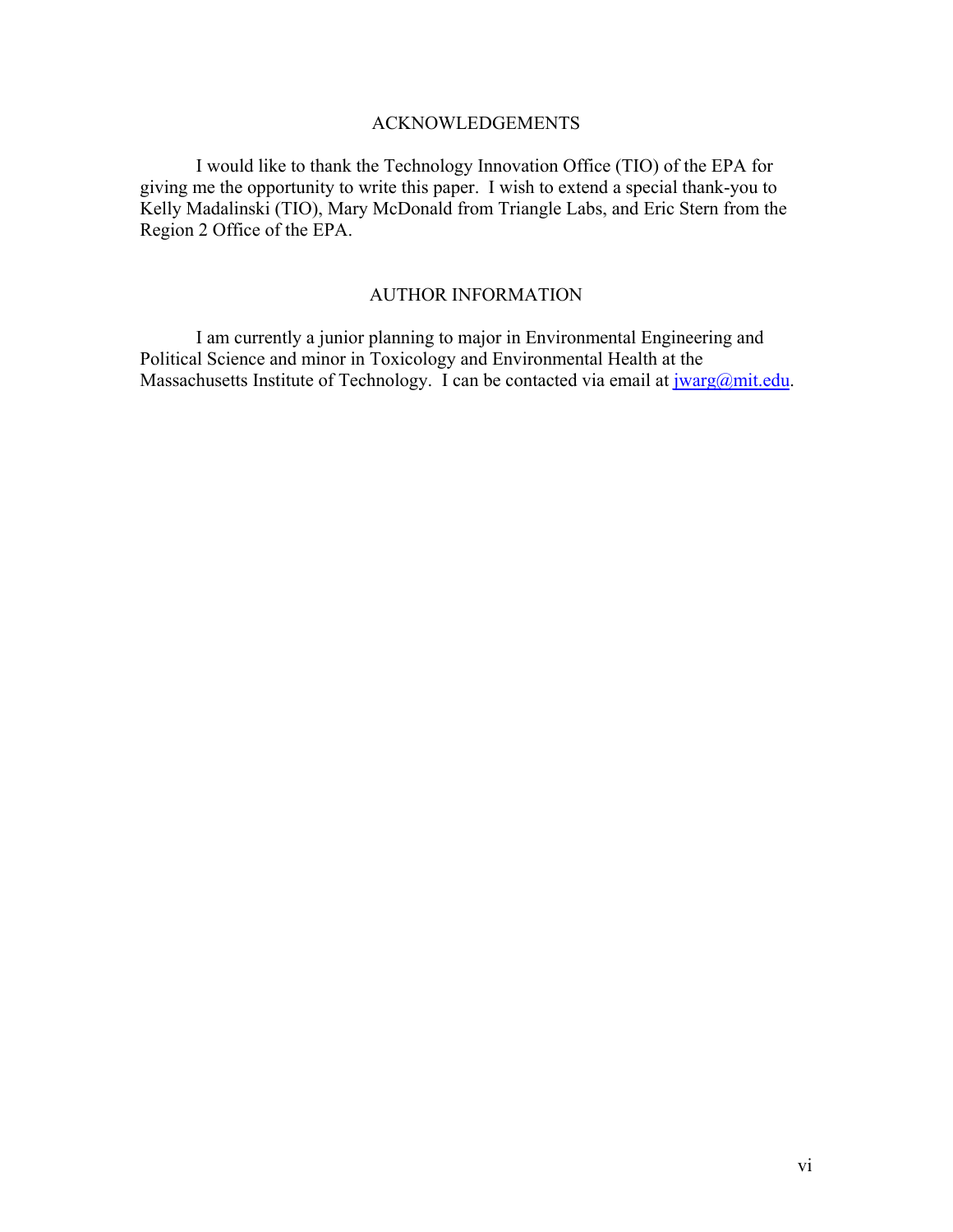## ACKNOWLEDGEMENTS

I would like to thank the Technology Innovation Office (TIO) of the EPA for giving me the opportunity to write this paper. I wish to extend a special thank-you to Kelly Madalinski (TIO), Mary McDonald from Triangle Labs, and Eric Stern from the Region 2 Office of the EPA.

## AUTHOR INFORMATION

I am currently a junior planning to major in Environmental Engineering and Political Science and minor in Toxicology and Environmental Health at the Massachusetts Institute of Technology. I can be contacted via email at jwarg@mit.edu.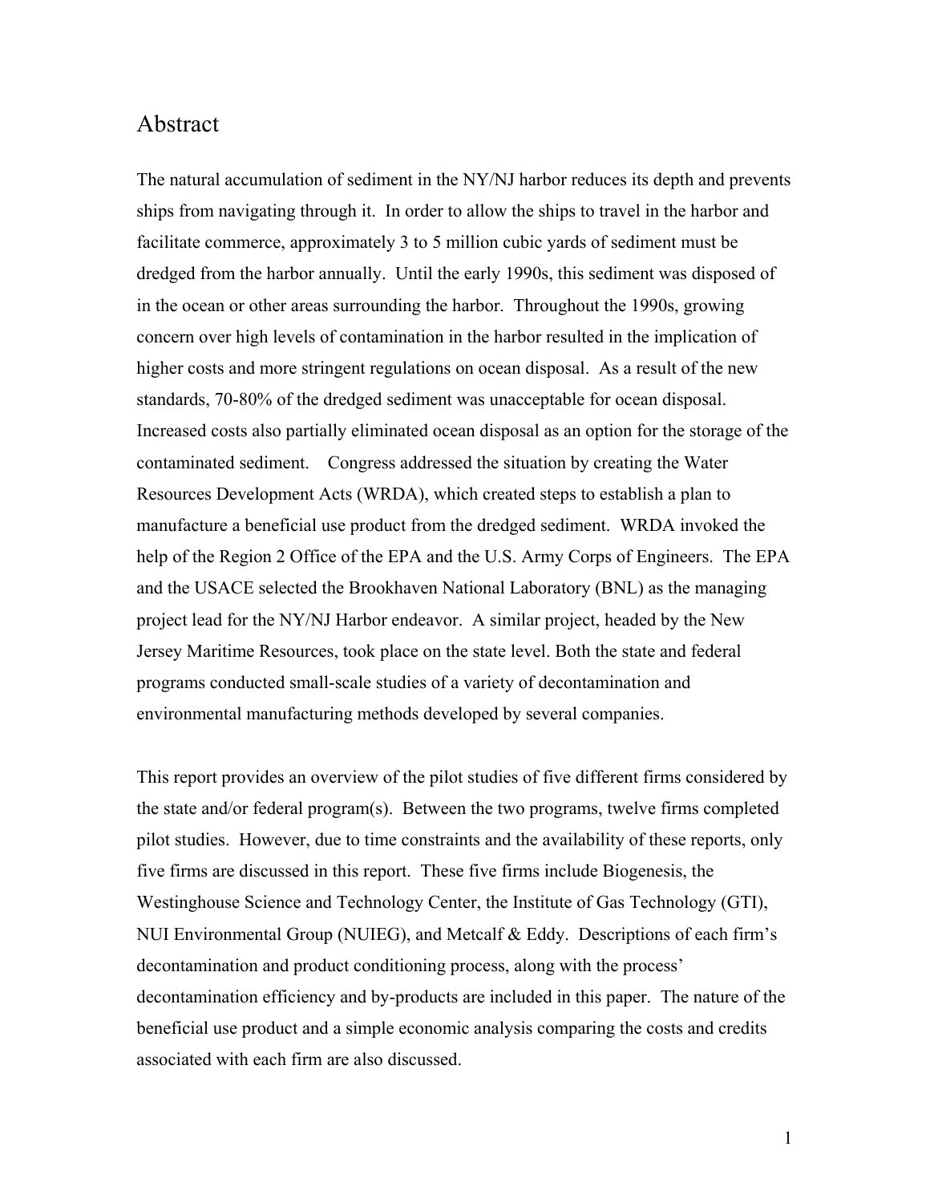# Abstract

The natural accumulation of sediment in the NY/NJ harbor reduces its depth and prevents ships from navigating through it. In order to allow the ships to travel in the harbor and facilitate commerce, approximately 3 to 5 million cubic yards of sediment must be dredged from the harbor annually. Until the early 1990s, this sediment was disposed of in the ocean or other areas surrounding the harbor. Throughout the 1990s, growing concern over high levels of contamination in the harbor resulted in the implication of higher costs and more stringent regulations on ocean disposal. As a result of the new standards, 70-80% of the dredged sediment was unacceptable for ocean disposal. Increased costs also partially eliminated ocean disposal as an option for the storage of the contaminated sediment. Congress addressed the situation by creating the Water Resources Development Acts (WRDA), which created steps to establish a plan to manufacture a beneficial use product from the dredged sediment. WRDA invoked the help of the Region 2 Office of the EPA and the U.S. Army Corps of Engineers. The EPA and the USACE selected the Brookhaven National Laboratory (BNL) as the managing project lead for the NY/NJ Harbor endeavor. A similar project, headed by the New Jersey Maritime Resources, took place on the state level. Both the state and federal programs conducted small-scale studies of a variety of decontamination and environmental manufacturing methods developed by several companies.

This report provides an overview of the pilot studies of five different firms considered by the state and/or federal program(s). Between the two programs, twelve firms completed pilot studies. However, due to time constraints and the availability of these reports, only five firms are discussed in this report. These five firms include Biogenesis, the Westinghouse Science and Technology Center, the Institute of Gas Technology (GTI), NUI Environmental Group (NUIEG), and Metcalf & Eddy. Descriptions of each firm's decontamination and product conditioning process, along with the process' decontamination efficiency and by-products are included in this paper. The nature of the beneficial use product and a simple economic analysis comparing the costs and credits associated with each firm are also discussed.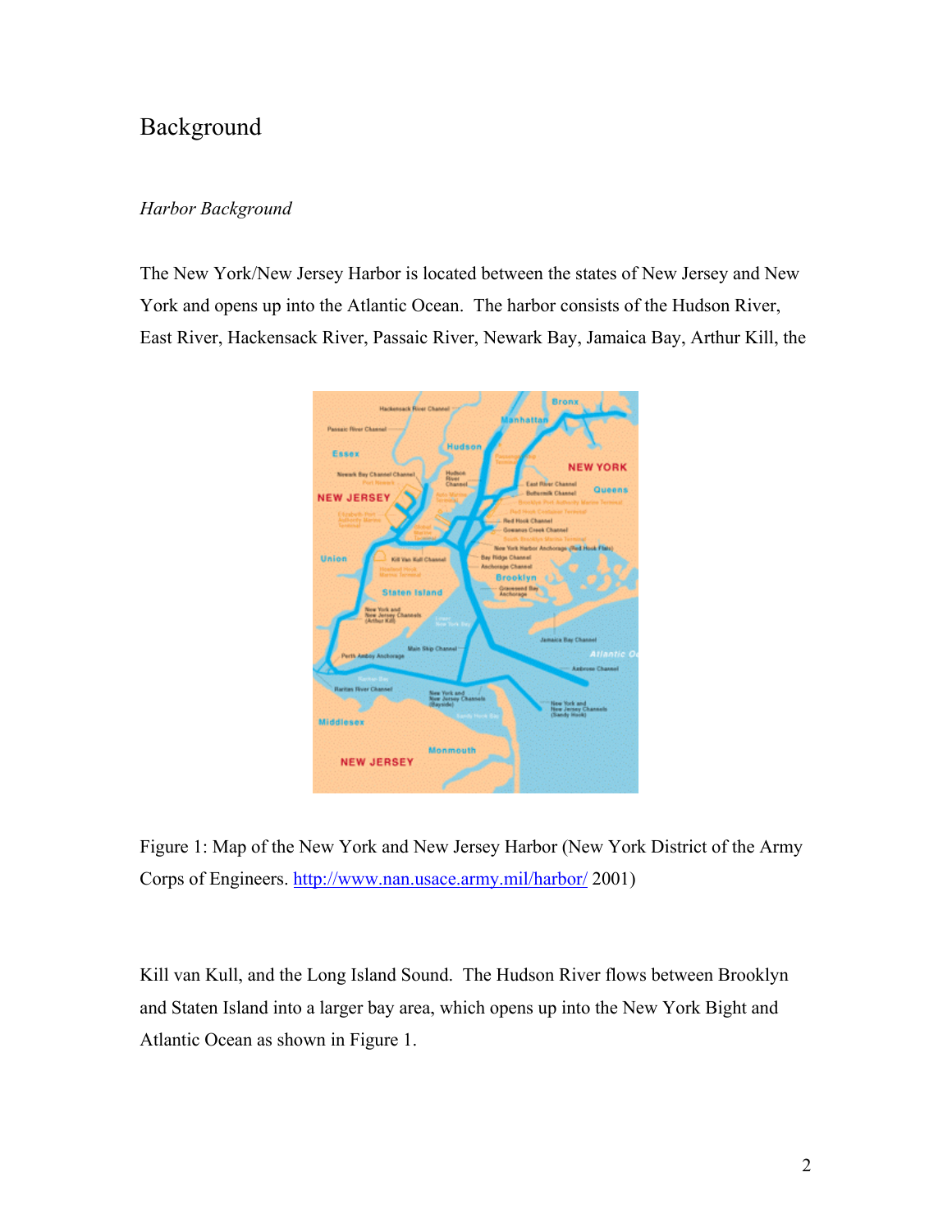# Background

*Harbor Background*

The New York/New Jersey Harbor is located between the states of New Jersey and New York and opens up into the Atlantic Ocean. The harbor consists of the Hudson River, East River, Hackensack River, Passaic River, Newark Bay, Jamaica Bay, Arthur Kill, the Kill van Kull, and the Long Island Sound. The Hudson River flows between Brooklyn and Staten Island into a larger bay area, which opens up into the New York Bight and Atlantic Ocean as shown in Figure 1.

Figure 1: Map of the New York and New Jersey Harbor (New York District of the Army Corps of Engineers. http://www.nan.usace.army.mil/harbor/ 2001)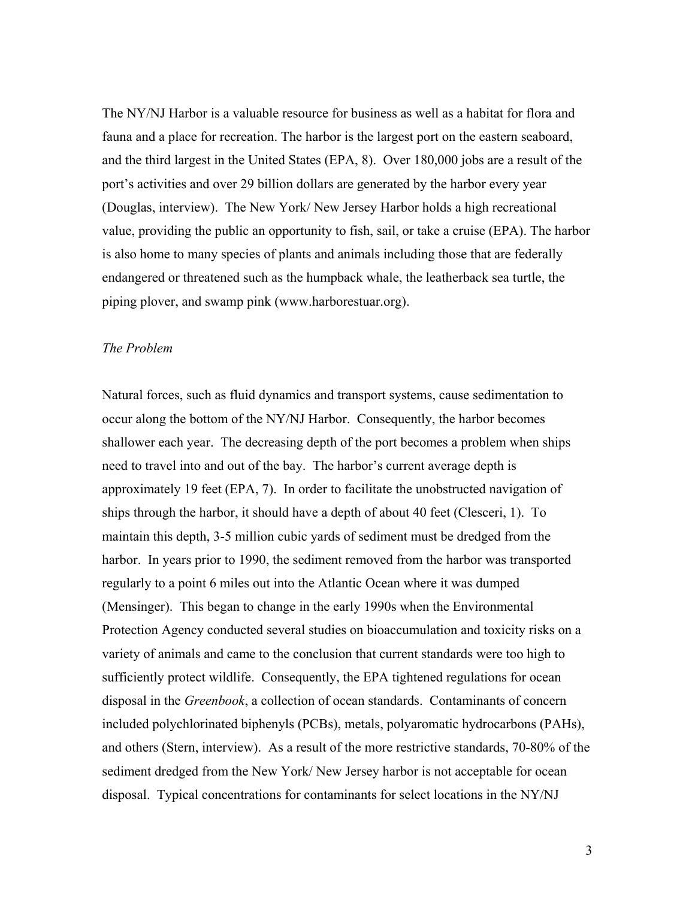The NY/NJ Harbor is a valuable resource for business as well as a habitat for flora and fauna and a place for recreation. The harbor is the largest port on the eastern seaboard, and the third largest in the United States (EPA, 8). Over 180,000 jobs are a result of the port's activities and over 29 billion dollars are generated by the harbor every year (Douglas, interview). The New York/ New Jersey Harbor holds a high recreational value, providing the public an opportunity to fish, sail, or take a cruise (EPA). The harbor is also home to many species of plants and animals including those that are federally endangered or threatened such as the humpback whale, the leatherback sea turtle, the piping plover, and swamp pink (www.harborestuar.org).

*The Problem*

Natural forces, such as fluid dynamics and transport systems, cause sedimentation to occur along the bottom of the NY/NJ Harbor. Consequently, the harbor becomes shallower each year. The decreasing depth of the port becomes a problem when ships need to travel into and out of the bay. The harbor's current average depth is approximately 19 feet (EPA, 7). In order to facilitate the unobstructed navigation of ships through the harbor, it should have a depth of about 40 feet (Clesceri, 1). To maintain this depth, 3-5 million cubic yards of sediment must be dredged from the harbor. In years prior to 1990, the sediment removed from the harbor was transported regularly to a point 6 miles out into the Atlantic Ocean where it was dumped (Mensinger). This began to change in the early 1990s when the Environmental Protection Agency conducted several studies on bioaccumulation and toxicity risks on a variety of animals and came to the conclusion that current standards were too high to sufficiently protect wildlife. Consequently, the EPA tightened regulations for ocean disposal in the *Greenbook*, a collection of ocean standards. Contaminants of concern included polychlorinated biphenyls (PCBs), metals, polyaromatic hydrocarbons (PAHs), and others (Stern, interview). As a result of the more restrictive standards, 70-80% of the sediment dredged from the New York/ New Jersey harbor is not acceptable for ocean disposal. Typical concentrations for contaminants for select locations in the NY/NJ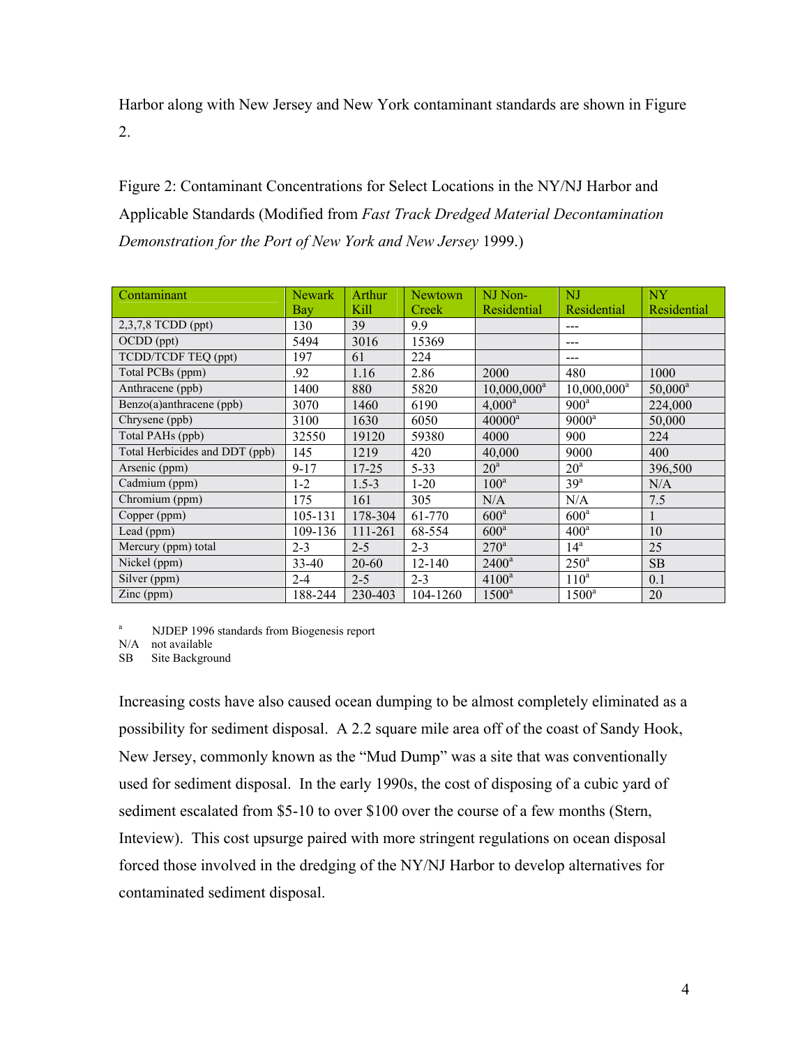Harbor along with New Jersey and New York contaminant standards are shown in Figure 2.

Figure 2: Contaminant Concentrations for Select Locations in the NY/NJ Harbor and Applicable Standards (Modified from *Fast Track Dredged Material Decontamination Demonstration for the Port of New York and New Jersey* 1999.)

| Contaminant | Newark Bay | Arthur Kill | Newtown Creek | NJ Non-Residential | NJ Residential | NY Residential |
|---|---|---|---|---|---|---|
| 2,3,7,8 TCDD (ppt) | 130 | 39 | 9.9 | | --- | |
| OCDD (ppt) | 5494 | 3016 | 15369 | | --- | |
| TCDD/TCDF TEQ (ppt) | 197 | 61 | 224 | | --- | |
| Total PCBs (ppm) | .92 | 1.16 | 2.86 | 2000 | 480 | 1000 |
| Anthracene (ppb) | 1400 | 880 | 5820 | 10,000,000[a] | 10,000,000[a] | 50,000[a] |
| Benzo(a)anthracene (ppb) | 3070 | 1460 | 6190 | 4,000[a] | 900[a] | 224,000 |
| Chrysene (ppb) | 3100 | 1630 | 6050 | 40000[a] | 9000[a] | 50,000 |
| Total PAHs (ppb) | 32550 | 19120 | 59380 | 4000 | 900 | 224 |
| Total Herbicides and DDT (ppb) | 145 | 1219 | 420 | 40,000 | 9000 | 400 |
| Arsenic (ppm) | 9-17 | 17-25 | 5-33 | 20[a] | 20[a] | 396,500 |
| Cadmium (ppm) | 1-2 | 1.5-3 | 1-20 | 100[a] | 39[a] | N/A |
| Chromium (ppm) | 175 | 161 | 305 | N/A | N/A | 7.5 |
| Copper (ppm) | 105-131 | 178-304 | 61-770 | 600[a] | 600[a] | 1 |
| Lead (ppm) | 109-136 | 111-261 | 68-554 | 600[a] | 400[a] | 10 |
| Mercury (ppm) total | 2-3 | 2-5 | 2-3 | 270[a] | 14[a] | 25 |
| Nickel (ppm) | 33-40 | 20-60 | 12-140 | 2400[a] | 250[a] | SB |
| Silver (ppm) | 2-4 | 2-5 | 2-3 | 4100[a] | 110[a] | 0.1 |
| Zinc (ppm) | 188-244 | 230-403 | 104-1260 | 1500[a] | 1500[a] | 20 |

[a] NJDEP 1996 standards from Biogenesis report
N/A not available
SB Site Background

Increasing costs have also caused ocean dumping to be almost completely eliminated as a possibility for sediment disposal. A 2.2 square mile area off of the coast of Sandy Hook, New Jersey, commonly known as the "Mud Dump" was a site that was conventionally used for sediment disposal. In the early 1990s, the cost of disposing of a cubic yard of sediment escalated from $5-10 to over $100 over the course of a few months (Stern, Inteview). This cost upsurge paired with more stringent regulations on ocean disposal forced those involved in the dredging of the NY/NJ Harbor to develop alternatives for contaminated sediment disposal.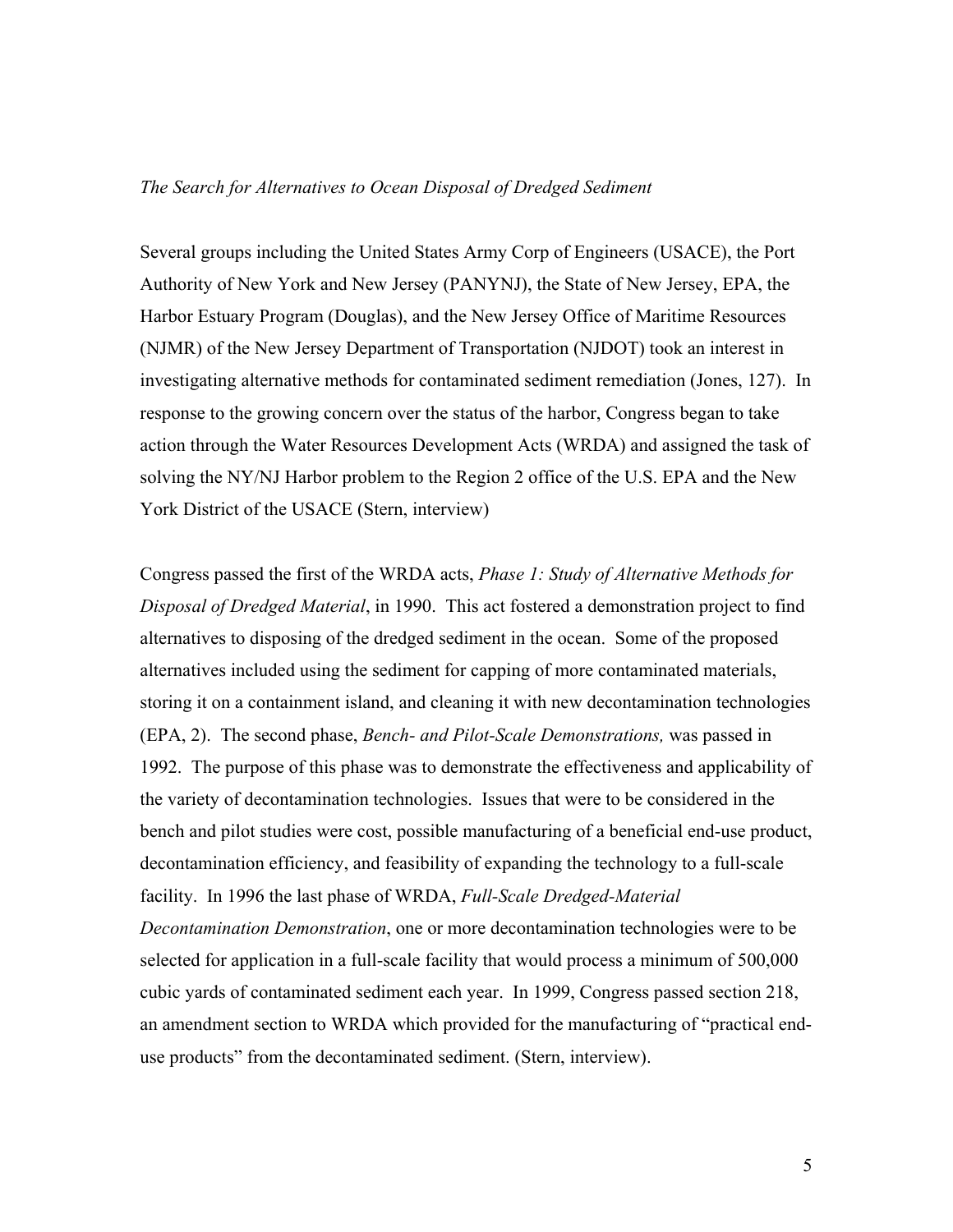*The Search for Alternatives to Ocean Disposal of Dredged Sediment*

Several groups including the United States Army Corp of Engineers (USACE), the Port Authority of New York and New Jersey (PANYNJ), the State of New Jersey, EPA, the Harbor Estuary Program (Douglas), and the New Jersey Office of Maritime Resources (NJMR) of the New Jersey Department of Transportation (NJDOT) took an interest in investigating alternative methods for contaminated sediment remediation (Jones, 127). In response to the growing concern over the status of the harbor, Congress began to take action through the Water Resources Development Acts (WRDA) and assigned the task of solving the NY/NJ Harbor problem to the Region 2 office of the U.S. EPA and the New York District of the USACE (Stern, interview)

Congress passed the first of the WRDA acts, *Phase 1: Study of Alternative Methods for Disposal of Dredged Material*, in 1990. This act fostered a demonstration project to find alternatives to disposing of the dredged sediment in the ocean. Some of the proposed alternatives included using the sediment for capping of more contaminated materials, storing it on a containment island, and cleaning it with new decontamination technologies (EPA, 2). The second phase, *Bench- and Pilot-Scale Demonstrations,* was passed in 1992. The purpose of this phase was to demonstrate the effectiveness and applicability of the variety of decontamination technologies. Issues that were to be considered in the bench and pilot studies were cost, possible manufacturing of a beneficial end-use product, decontamination efficiency, and feasibility of expanding the technology to a full-scale facility. In 1996 the last phase of WRDA, *Full-Scale Dredged-Material Decontamination Demonstration*, one or more decontamination technologies were to be selected for application in a full-scale facility that would process a minimum of 500,000 cubic yards of contaminated sediment each year. In 1999, Congress passed section 218, an amendment section to WRDA which provided for the manufacturing of "practical end-use products" from the decontaminated sediment. (Stern, interview).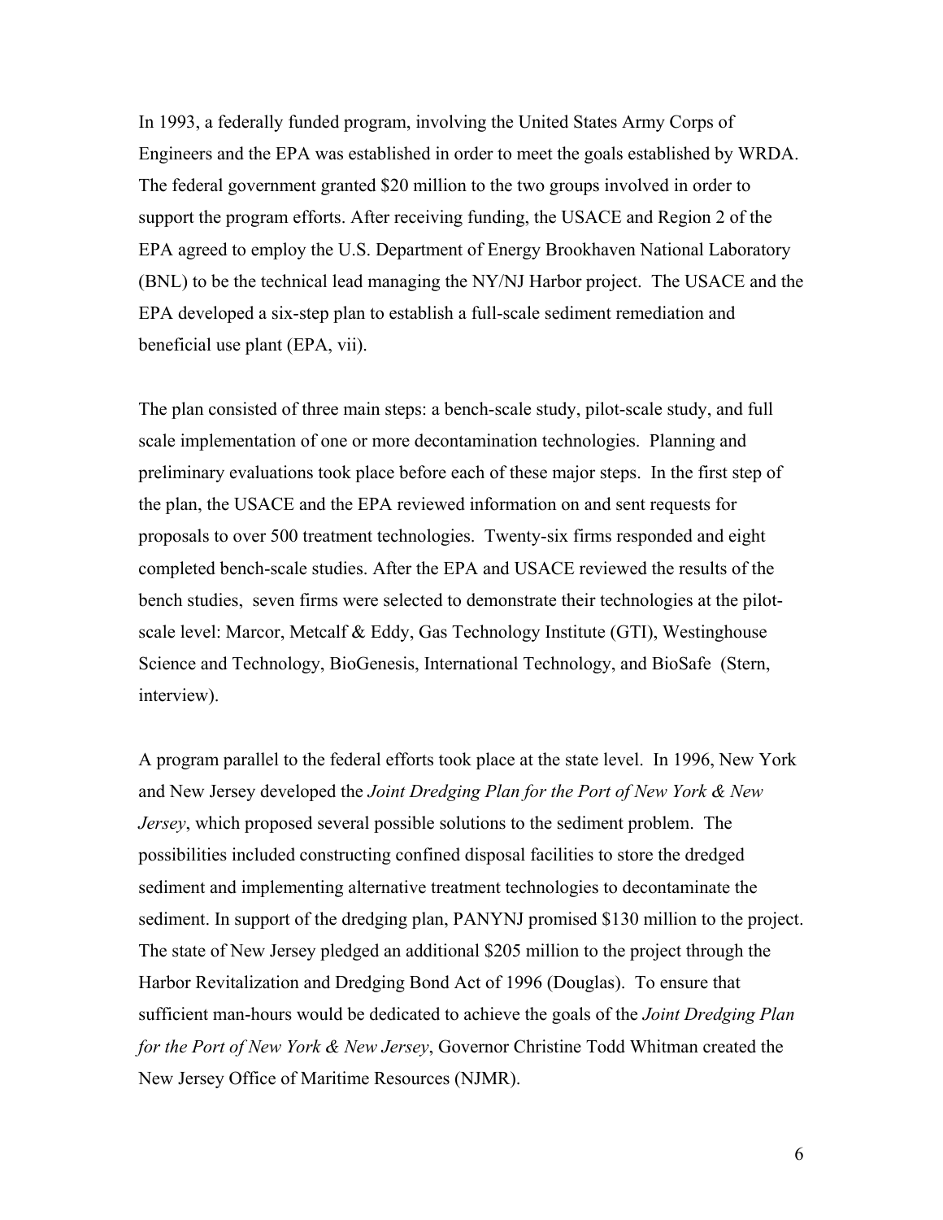In 1993, a federally funded program, involving the United States Army Corps of Engineers and the EPA was established in order to meet the goals established by WRDA. The federal government granted $20 million to the two groups involved in order to support the program efforts. After receiving funding, the USACE and Region 2 of the EPA agreed to employ the U.S. Department of Energy Brookhaven National Laboratory (BNL) to be the technical lead managing the NY/NJ Harbor project. The USACE and the EPA developed a six-step plan to establish a full-scale sediment remediation and beneficial use plant (EPA, vii).

The plan consisted of three main steps: a bench-scale study, pilot-scale study, and full scale implementation of one or more decontamination technologies. Planning and preliminary evaluations took place before each of these major steps. In the first step of the plan, the USACE and the EPA reviewed information on and sent requests for proposals to over 500 treatment technologies. Twenty-six firms responded and eight completed bench-scale studies. After the EPA and USACE reviewed the results of the bench studies, seven firms were selected to demonstrate their technologies at the pilot-scale level: Marcor, Metcalf & Eddy, Gas Technology Institute (GTI), Westinghouse Science and Technology, BioGenesis, International Technology, and BioSafe (Stern, interview).

A program parallel to the federal efforts took place at the state level. In 1996, New York and New Jersey developed the *Joint Dredging Plan for the Port of New York & New Jersey*, which proposed several possible solutions to the sediment problem. The possibilities included constructing confined disposal facilities to store the dredged sediment and implementing alternative treatment technologies to decontaminate the sediment. In support of the dredging plan, PANYNJ promised $130 million to the project. The state of New Jersey pledged an additional $205 million to the project through the Harbor Revitalization and Dredging Bond Act of 1996 (Douglas). To ensure that sufficient man-hours would be dedicated to achieve the goals of the *Joint Dredging Plan for the Port of New York & New Jersey*, Governor Christine Todd Whitman created the New Jersey Office of Maritime Resources (NJMR).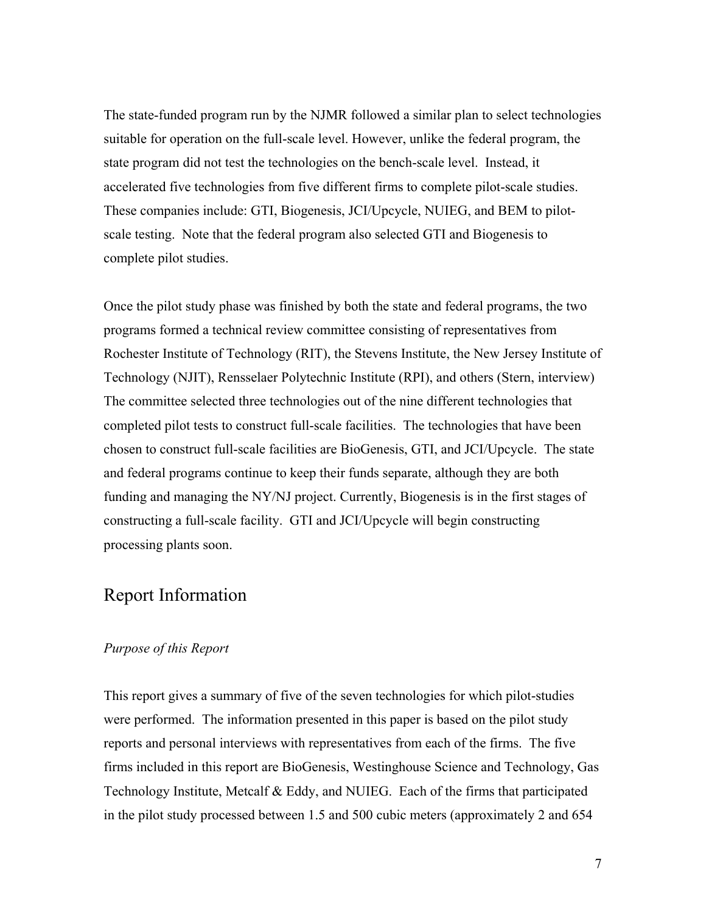The state-funded program run by the NJMR followed a similar plan to select technologies suitable for operation on the full-scale level. However, unlike the federal program, the state program did not test the technologies on the bench-scale level. Instead, it accelerated five technologies from five different firms to complete pilot-scale studies. These companies include: GTI, Biogenesis, JCI/Upcycle, NUIEG, and BEM to pilot-scale testing. Note that the federal program also selected GTI and Biogenesis to complete pilot studies.

Once the pilot study phase was finished by both the state and federal programs, the two programs formed a technical review committee consisting of representatives from Rochester Institute of Technology (RIT), the Stevens Institute, the New Jersey Institute of Technology (NJIT), Rensselaer Polytechnic Institute (RPI), and others (Stern, interview) The committee selected three technologies out of the nine different technologies that completed pilot tests to construct full-scale facilities. The technologies that have been chosen to construct full-scale facilities are BioGenesis, GTI, and JCI/Upcycle. The state and federal programs continue to keep their funds separate, although they are both funding and managing the NY/NJ project. Currently, Biogenesis is in the first stages of constructing a full-scale facility. GTI and JCI/Upcycle will begin constructing processing plants soon.

## Report Information

### *Purpose of this Report*

This report gives a summary of five of the seven technologies for which pilot-studies were performed. The information presented in this paper is based on the pilot study reports and personal interviews with representatives from each of the firms. The five firms included in this report are BioGenesis, Westinghouse Science and Technology, Gas Technology Institute, Metcalf & Eddy, and NUIEG. Each of the firms that participated in the pilot study processed between 1.5 and 500 cubic meters (approximately 2 and 654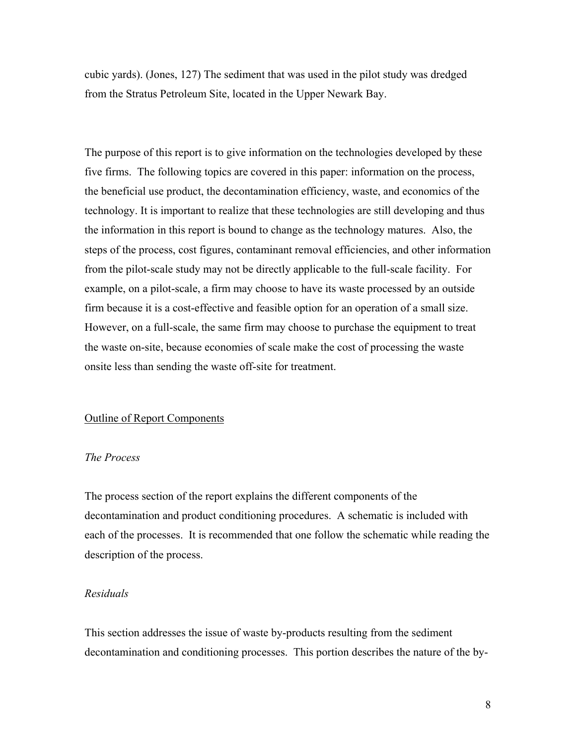cubic yards). (Jones, 127) The sediment that was used in the pilot study was dredged from the Stratus Petroleum Site, located in the Upper Newark Bay.

The purpose of this report is to give information on the technologies developed by these five firms. The following topics are covered in this paper: information on the process, the beneficial use product, the decontamination efficiency, waste, and economics of the technology. It is important to realize that these technologies are still developing and thus the information in this report is bound to change as the technology matures. Also, the steps of the process, cost figures, contaminant removal efficiencies, and other information from the pilot-scale study may not be directly applicable to the full-scale facility. For example, on a pilot-scale, a firm may choose to have its waste processed by an outside firm because it is a cost-effective and feasible option for an operation of a small size. However, on a full-scale, the same firm may choose to purchase the equipment to treat the waste on-site, because economies of scale make the cost of processing the waste onsite less than sending the waste off-site for treatment.

## Outline of Report Components

### *The Process*

The process section of the report explains the different components of the decontamination and product conditioning procedures. A schematic is included with each of the processes. It is recommended that one follow the schematic while reading the description of the process.

### *Residuals*

This section addresses the issue of waste by-products resulting from the sediment decontamination and conditioning processes. This portion describes the nature of the by-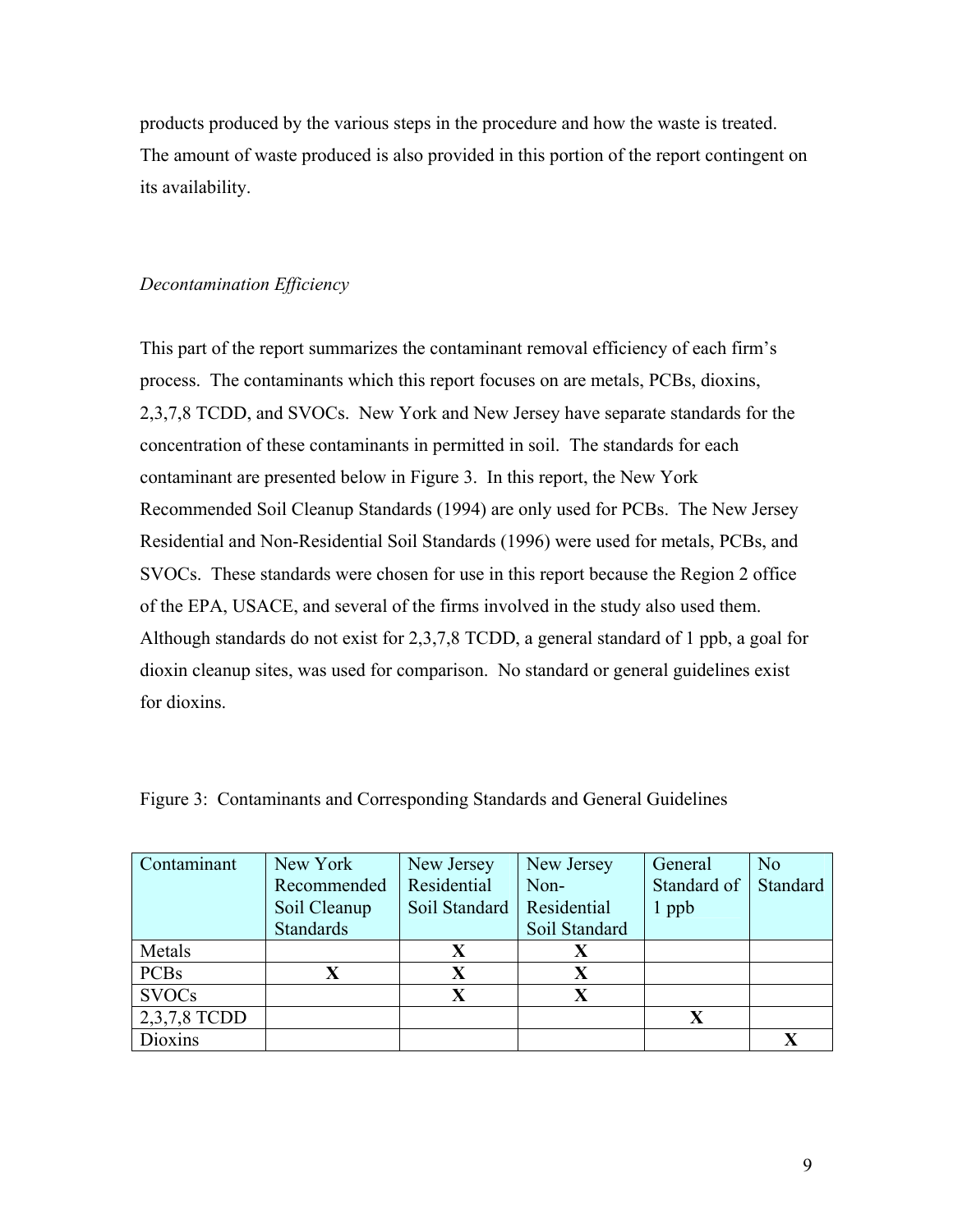products produced by the various steps in the procedure and how the waste is treated. The amount of waste produced is also provided in this portion of the report contingent on its availability.

*Decontamination Efficiency*

This part of the report summarizes the contaminant removal efficiency of each firm's process. The contaminants which this report focuses on are metals, PCBs, dioxins, 2,3,7,8 TCDD, and SVOCs. New York and New Jersey have separate standards for the concentration of these contaminants in permitted in soil. The standards for each contaminant are presented below in Figure 3. In this report, the New York Recommended Soil Cleanup Standards (1994) are only used for PCBs. The New Jersey Residential and Non-Residential Soil Standards (1996) were used for metals, PCBs, and SVOCs. These standards were chosen for use in this report because the Region 2 office of the EPA, USACE, and several of the firms involved in the study also used them. Although standards do not exist for 2,3,7,8 TCDD, a general standard of 1 ppb, a goal for dioxin cleanup sites, was used for comparison. No standard or general guidelines exist for dioxins.

Figure 3: Contaminants and Corresponding Standards and General Guidelines

| Contaminant | New York Recommended Soil Cleanup Standards | New Jersey Residential Soil Standard | New Jersey Non-Residential Soil Standard | General Standard of 1 ppb | No Standard |
|---|---|---|---|---|---|
| Metals | | **X** | **X** | | |
| PCBs | **X** | **X** | **X** | | |
| SVOCs | | **X** | **X** | | |
| 2,3,7,8 TCDD | | | | **X** | |
| Dioxins | | | | | **X** |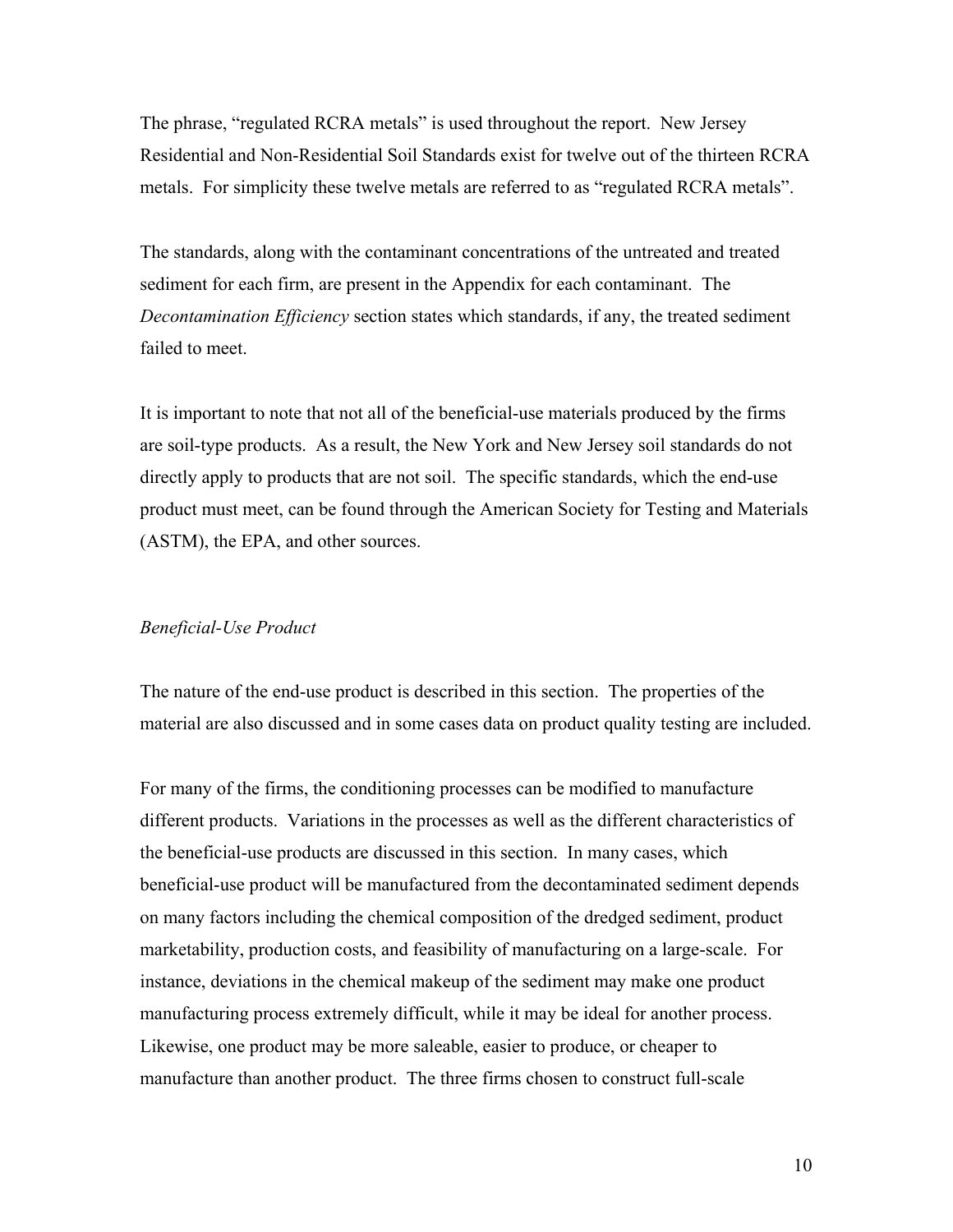The phrase, “regulated RCRA metals” is used throughout the report. New Jersey Residential and Non-Residential Soil Standards exist for twelve out of the thirteen RCRA metals. For simplicity these twelve metals are referred to as “regulated RCRA metals”.

The standards, along with the contaminant concentrations of the untreated and treated sediment for each firm, are present in the Appendix for each contaminant. The *Decontamination Efficiency* section states which standards, if any, the treated sediment failed to meet.

It is important to note that not all of the beneficial-use materials produced by the firms are soil-type products. As a result, the New York and New Jersey soil standards do not directly apply to products that are not soil. The specific standards, which the end-use product must meet, can be found through the American Society for Testing and Materials (ASTM), the EPA, and other sources.

*Beneficial-Use Product*

The nature of the end-use product is described in this section. The properties of the material are also discussed and in some cases data on product quality testing are included.

For many of the firms, the conditioning processes can be modified to manufacture different products. Variations in the processes as well as the different characteristics of the beneficial-use products are discussed in this section. In many cases, which beneficial-use product will be manufactured from the decontaminated sediment depends on many factors including the chemical composition of the dredged sediment, product marketability, production costs, and feasibility of manufacturing on a large-scale. For instance, deviations in the chemical makeup of the sediment may make one product manufacturing process extremely difficult, while it may be ideal for another process. Likewise, one product may be more saleable, easier to produce, or cheaper to manufacture than another product. The three firms chosen to construct full-scale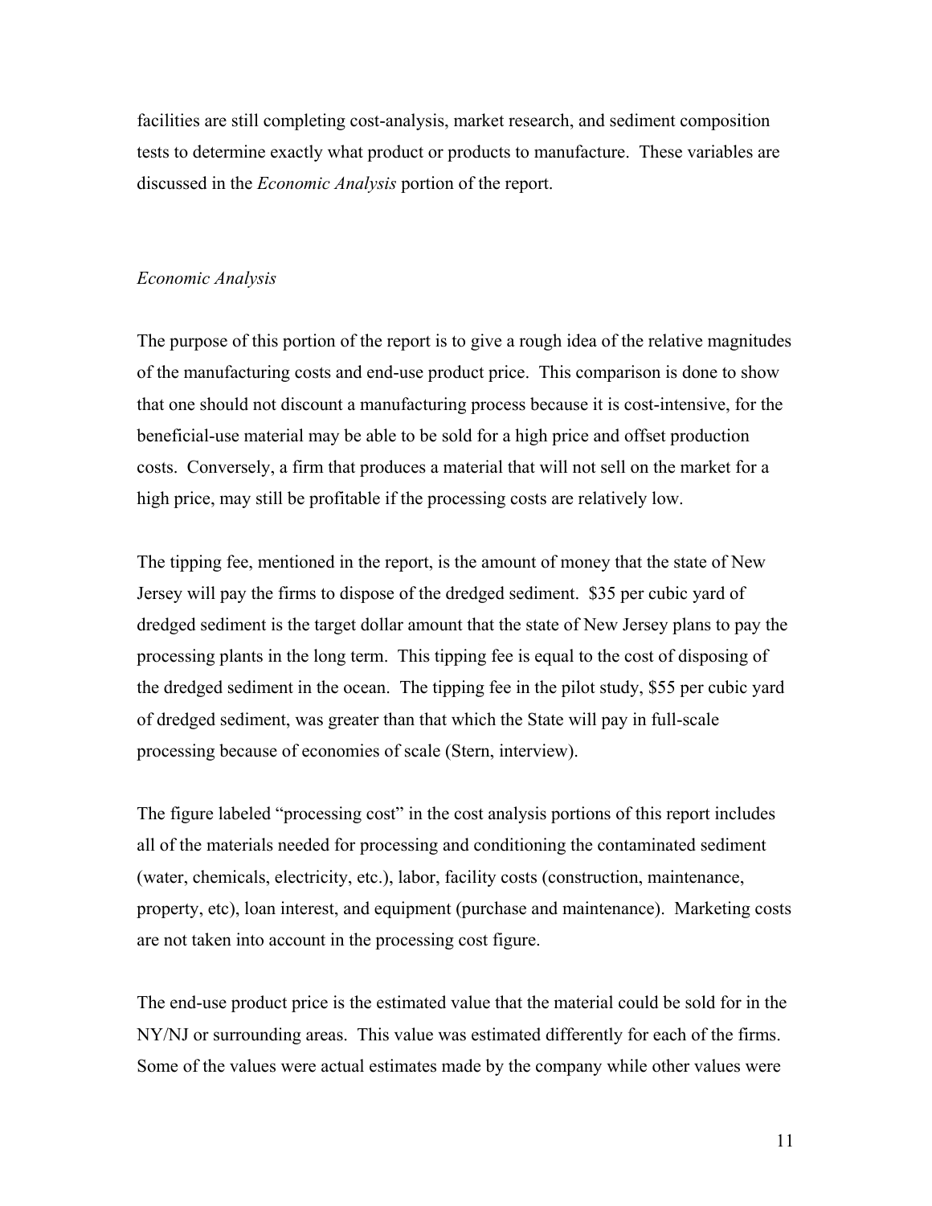facilities are still completing cost-analysis, market research, and sediment composition tests to determine exactly what product or products to manufacture. These variables are discussed in the *Economic Analysis* portion of the report.

### *Economic Analysis*

The purpose of this portion of the report is to give a rough idea of the relative magnitudes of the manufacturing costs and end-use product price. This comparison is done to show that one should not discount a manufacturing process because it is cost-intensive, for the beneficial-use material may be able to be sold for a high price and offset production costs. Conversely, a firm that produces a material that will not sell on the market for a high price, may still be profitable if the processing costs are relatively low.

The tipping fee, mentioned in the report, is the amount of money that the state of New Jersey will pay the firms to dispose of the dredged sediment. $35 per cubic yard of dredged sediment is the target dollar amount that the state of New Jersey plans to pay the processing plants in the long term. This tipping fee is equal to the cost of disposing of the dredged sediment in the ocean. The tipping fee in the pilot study, $55 per cubic yard of dredged sediment, was greater than that which the State will pay in full-scale processing because of economies of scale (Stern, interview).

The figure labeled "processing cost" in the cost analysis portions of this report includes all of the materials needed for processing and conditioning the contaminated sediment (water, chemicals, electricity, etc.), labor, facility costs (construction, maintenance, property, etc), loan interest, and equipment (purchase and maintenance). Marketing costs are not taken into account in the processing cost figure.

The end-use product price is the estimated value that the material could be sold for in the NY/NJ or surrounding areas. This value was estimated differently for each of the firms. Some of the values were actual estimates made by the company while other values were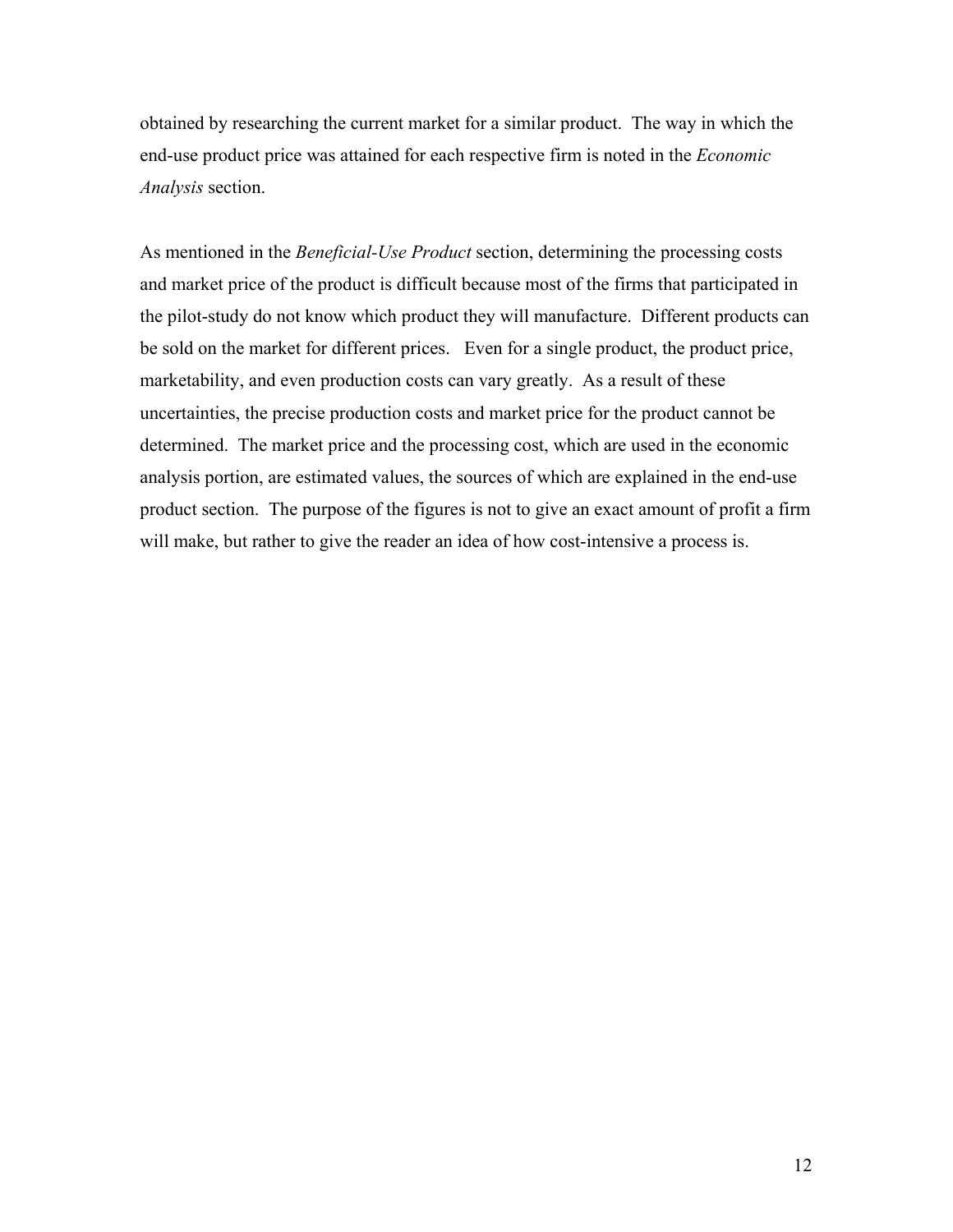obtained by researching the current market for a similar product. The way in which the end-use product price was attained for each respective firm is noted in the *Economic Analysis* section.

As mentioned in the *Beneficial-Use Product* section, determining the processing costs and market price of the product is difficult because most of the firms that participated in the pilot-study do not know which product they will manufacture. Different products can be sold on the market for different prices. Even for a single product, the product price, marketability, and even production costs can vary greatly. As a result of these uncertainties, the precise production costs and market price for the product cannot be determined. The market price and the processing cost, which are used in the economic analysis portion, are estimated values, the sources of which are explained in the end-use product section. The purpose of the figures is not to give an exact amount of profit a firm will make, but rather to give the reader an idea of how cost-intensive a process is.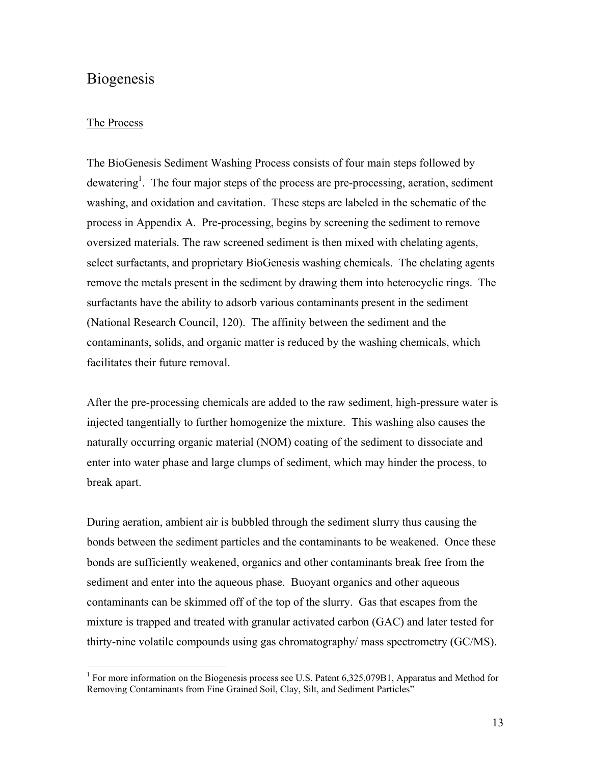# Biogenesis

## The Process

The BioGenesis Sediment Washing Process consists of four main steps followed by dewatering[1]. The four major steps of the process are pre-processing, aeration, sediment washing, and oxidation and cavitation. These steps are labeled in the schematic of the process in Appendix A. Pre-processing, begins by screening the sediment to remove oversized materials. The raw screened sediment is then mixed with chelating agents, select surfactants, and proprietary BioGenesis washing chemicals. The chelating agents remove the metals present in the sediment by drawing them into heterocyclic rings. The surfactants have the ability to adsorb various contaminants present in the sediment (National Research Council, 120). The affinity between the sediment and the contaminants, solids, and organic matter is reduced by the washing chemicals, which facilitates their future removal.

After the pre-processing chemicals are added to the raw sediment, high-pressure water is injected tangentially to further homogenize the mixture. This washing also causes the naturally occurring organic material (NOM) coating of the sediment to dissociate and enter into water phase and large clumps of sediment, which may hinder the process, to break apart.

During aeration, ambient air is bubbled through the sediment slurry thus causing the bonds between the sediment particles and the contaminants to be weakened. Once these bonds are sufficiently weakened, organics and other contaminants break free from the sediment and enter into the aqueous phase. Buoyant organics and other aqueous contaminants can be skimmed off of the top of the slurry. Gas that escapes from the mixture is trapped and treated with granular activated carbon (GAC) and later tested for thirty-nine volatile compounds using gas chromatography/ mass spectrometry (GC/MS).

[1] For more information on the Biogenesis process see U.S. Patent 6,325,079B1, Apparatus and Method for Removing Contaminants from Fine Grained Soil, Clay, Silt, and Sediment Particles"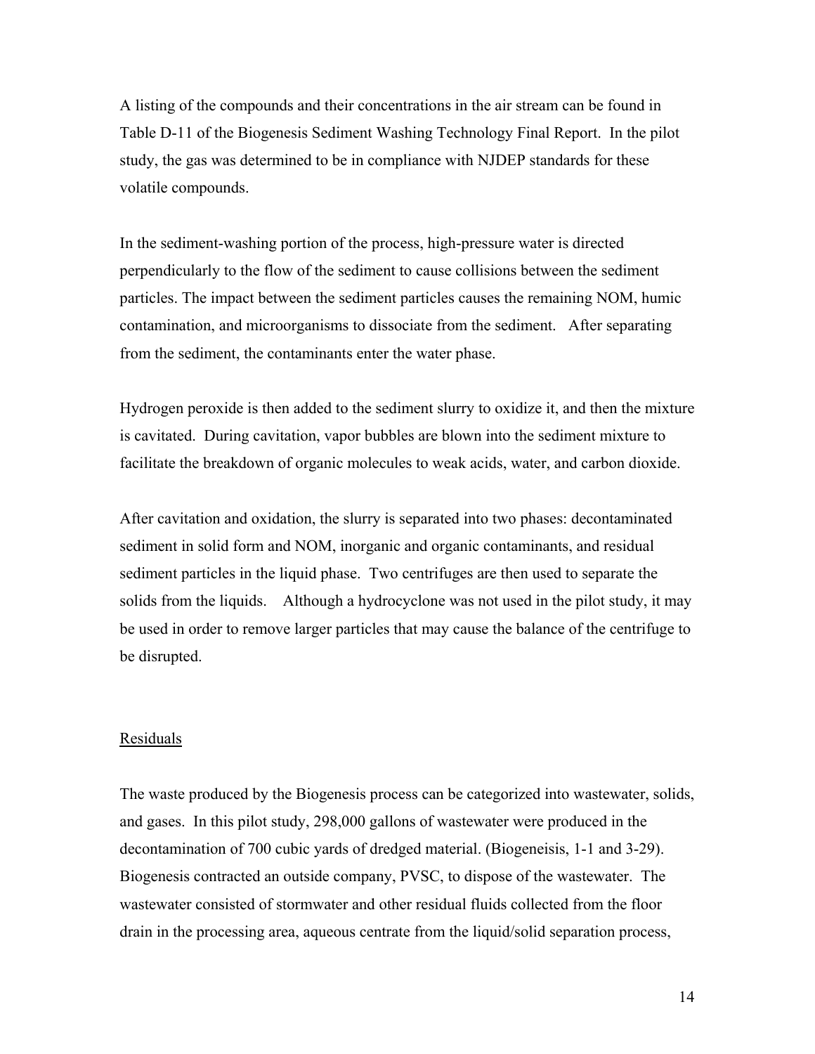A listing of the compounds and their concentrations in the air stream can be found in Table D-11 of the Biogenesis Sediment Washing Technology Final Report. In the pilot study, the gas was determined to be in compliance with NJDEP standards for these volatile compounds.

In the sediment-washing portion of the process, high-pressure water is directed perpendicularly to the flow of the sediment to cause collisions between the sediment particles. The impact between the sediment particles causes the remaining NOM, humic contamination, and microorganisms to dissociate from the sediment. After separating from the sediment, the contaminants enter the water phase.

Hydrogen peroxide is then added to the sediment slurry to oxidize it, and then the mixture is cavitated. During cavitation, vapor bubbles are blown into the sediment mixture to facilitate the breakdown of organic molecules to weak acids, water, and carbon dioxide.

After cavitation and oxidation, the slurry is separated into two phases: decontaminated sediment in solid form and NOM, inorganic and organic contaminants, and residual sediment particles in the liquid phase. Two centrifuges are then used to separate the solids from the liquids. Although a hydrocyclone was not used in the pilot study, it may be used in order to remove larger particles that may cause the balance of the centrifuge to be disrupted.

## Residuals

The waste produced by the Biogenesis process can be categorized into wastewater, solids, and gases. In this pilot study, 298,000 gallons of wastewater were produced in the decontamination of 700 cubic yards of dredged material. (Biogeneisis, 1-1 and 3-29). Biogenesis contracted an outside company, PVSC, to dispose of the wastewater. The wastewater consisted of stormwater and other residual fluids collected from the floor drain in the processing area, aqueous centrate from the liquid/solid separation process,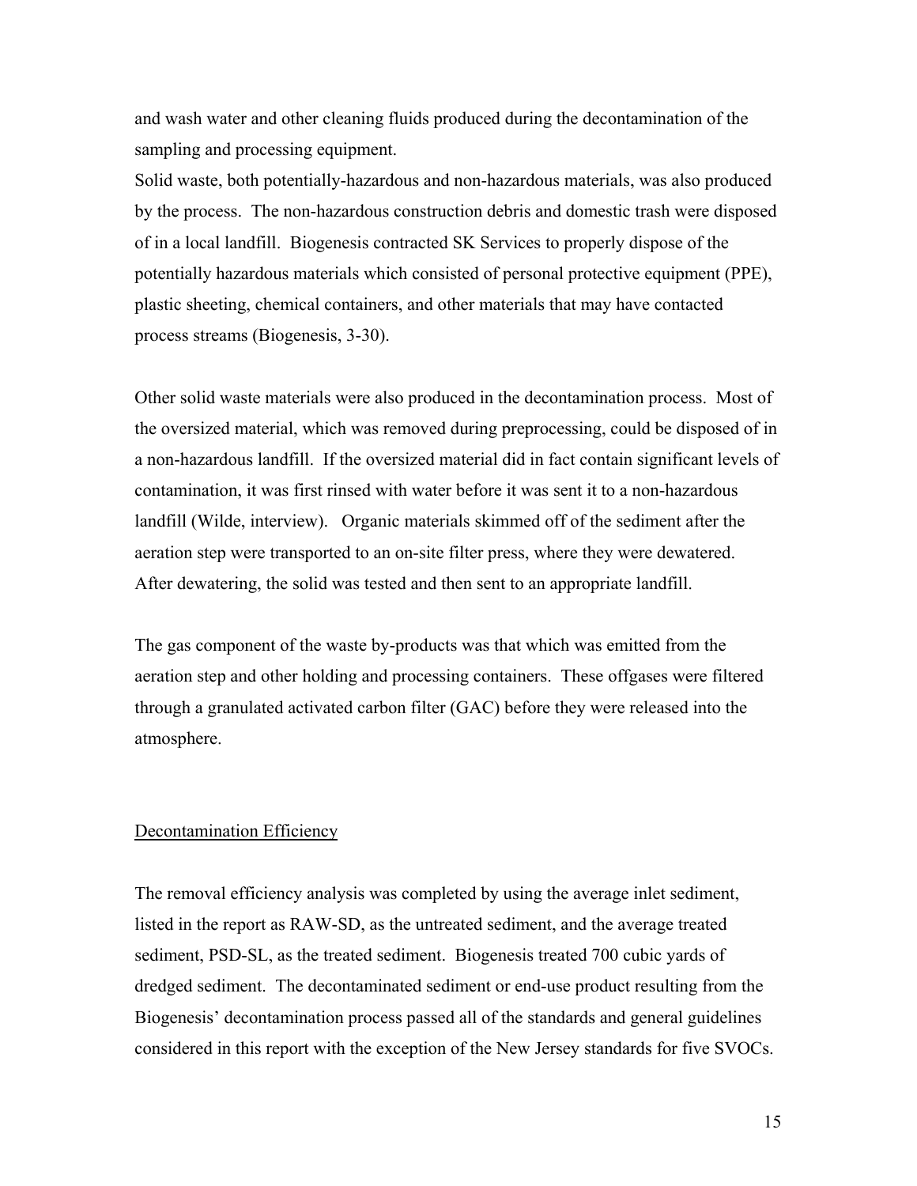and wash water and other cleaning fluids produced during the decontamination of the sampling and processing equipment.

Solid waste, both potentially-hazardous and non-hazardous materials, was also produced by the process. The non-hazardous construction debris and domestic trash were disposed of in a local landfill. Biogenesis contracted SK Services to properly dispose of the potentially hazardous materials which consisted of personal protective equipment (PPE), plastic sheeting, chemical containers, and other materials that may have contacted process streams (Biogenesis, 3-30).

Other solid waste materials were also produced in the decontamination process. Most of the oversized material, which was removed during preprocessing, could be disposed of in a non-hazardous landfill. If the oversized material did in fact contain significant levels of contamination, it was first rinsed with water before it was sent it to a non-hazardous landfill (Wilde, interview). Organic materials skimmed off of the sediment after the aeration step were transported to an on-site filter press, where they were dewatered. After dewatering, the solid was tested and then sent to an appropriate landfill.

The gas component of the waste by-products was that which was emitted from the aeration step and other holding and processing containers. These offgases were filtered through a granulated activated carbon filter (GAC) before they were released into the atmosphere.

## Decontamination Efficiency

The removal efficiency analysis was completed by using the average inlet sediment, listed in the report as RAW-SD, as the untreated sediment, and the average treated sediment, PSD-SL, as the treated sediment. Biogenesis treated 700 cubic yards of dredged sediment. The decontaminated sediment or end-use product resulting from the Biogenesis' decontamination process passed all of the standards and general guidelines considered in this report with the exception of the New Jersey standards for five SVOCs.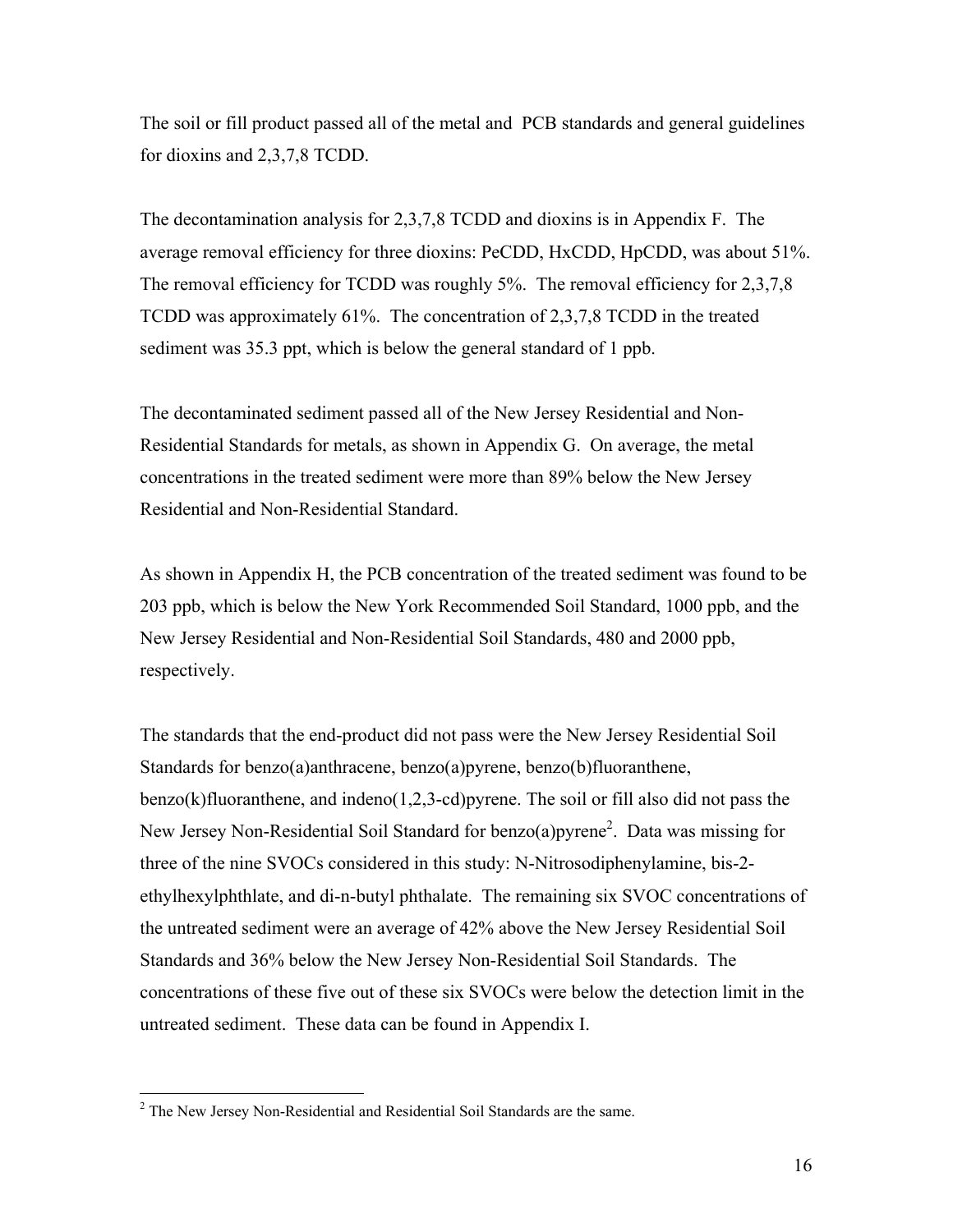The soil or fill product passed all of the metal and PCB standards and general guidelines for dioxins and 2,3,7,8 TCDD.

The decontamination analysis for 2,3,7,8 TCDD and dioxins is in Appendix F. The average removal efficiency for three dioxins: PeCDD, HxCDD, HpCDD, was about 51%. The removal efficiency for TCDD was roughly 5%. The removal efficiency for 2,3,7,8 TCDD was approximately 61%. The concentration of 2,3,7,8 TCDD in the treated sediment was 35.3 ppt, which is below the general standard of 1 ppb.

The decontaminated sediment passed all of the New Jersey Residential and Non-Residential Standards for metals, as shown in Appendix G. On average, the metal concentrations in the treated sediment were more than 89% below the New Jersey Residential and Non-Residential Standard.

As shown in Appendix H, the PCB concentration of the treated sediment was found to be 203 ppb, which is below the New York Recommended Soil Standard, 1000 ppb, and the New Jersey Residential and Non-Residential Soil Standards, 480 and 2000 ppb, respectively.

The standards that the end-product did not pass were the New Jersey Residential Soil Standards for benzo(a)anthracene, benzo(a)pyrene, benzo(b)fluoranthene, benzo(k)fluoranthene, and indeno(1,2,3-cd)pyrene. The soil or fill also did not pass the New Jersey Non-Residential Soil Standard for benzo(a)pyrene[2]. Data was missing for three of the nine SVOCs considered in this study: N-Nitrosodiphenylamine, bis-2-ethylhexylphthlate, and di-n-butyl phthalate. The remaining six SVOC concentrations of the untreated sediment were an average of 42% above the New Jersey Residential Soil Standards and 36% below the New Jersey Non-Residential Soil Standards. The concentrations of these five out of these six SVOCs were below the detection limit in the untreated sediment. These data can be found in Appendix I.

[2] The New Jersey Non-Residential and Residential Soil Standards are the same.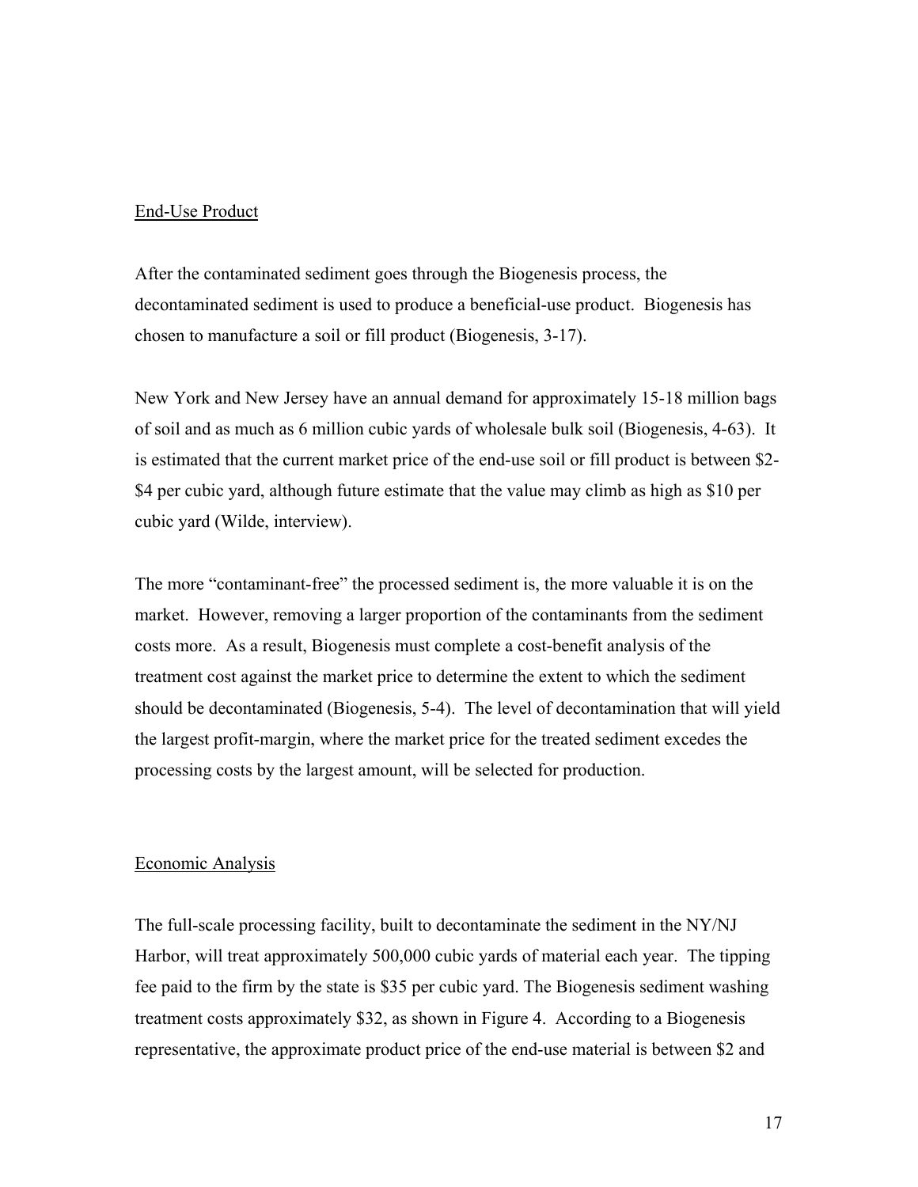## End-Use Product

After the contaminated sediment goes through the Biogenesis process, the decontaminated sediment is used to produce a beneficial-use product. Biogenesis has chosen to manufacture a soil or fill product (Biogenesis, 3-17).

New York and New Jersey have an annual demand for approximately 15-18 million bags of soil and as much as 6 million cubic yards of wholesale bulk soil (Biogenesis, 4-63). It is estimated that the current market price of the end-use soil or fill product is between $2-$4 per cubic yard, although future estimate that the value may climb as high as $10 per cubic yard (Wilde, interview).

The more "contaminant-free" the processed sediment is, the more valuable it is on the market. However, removing a larger proportion of the contaminants from the sediment costs more. As a result, Biogenesis must complete a cost-benefit analysis of the treatment cost against the market price to determine the extent to which the sediment should be decontaminated (Biogenesis, 5-4). The level of decontamination that will yield the largest profit-margin, where the market price for the treated sediment excedes the processing costs by the largest amount, will be selected for production.

## Economic Analysis

The full-scale processing facility, built to decontaminate the sediment in the NY/NJ Harbor, will treat approximately 500,000 cubic yards of material each year. The tipping fee paid to the firm by the state is $35 per cubic yard. The Biogenesis sediment washing treatment costs approximately $32, as shown in Figure 4. According to a Biogenesis representative, the approximate product price of the end-use material is between $2 and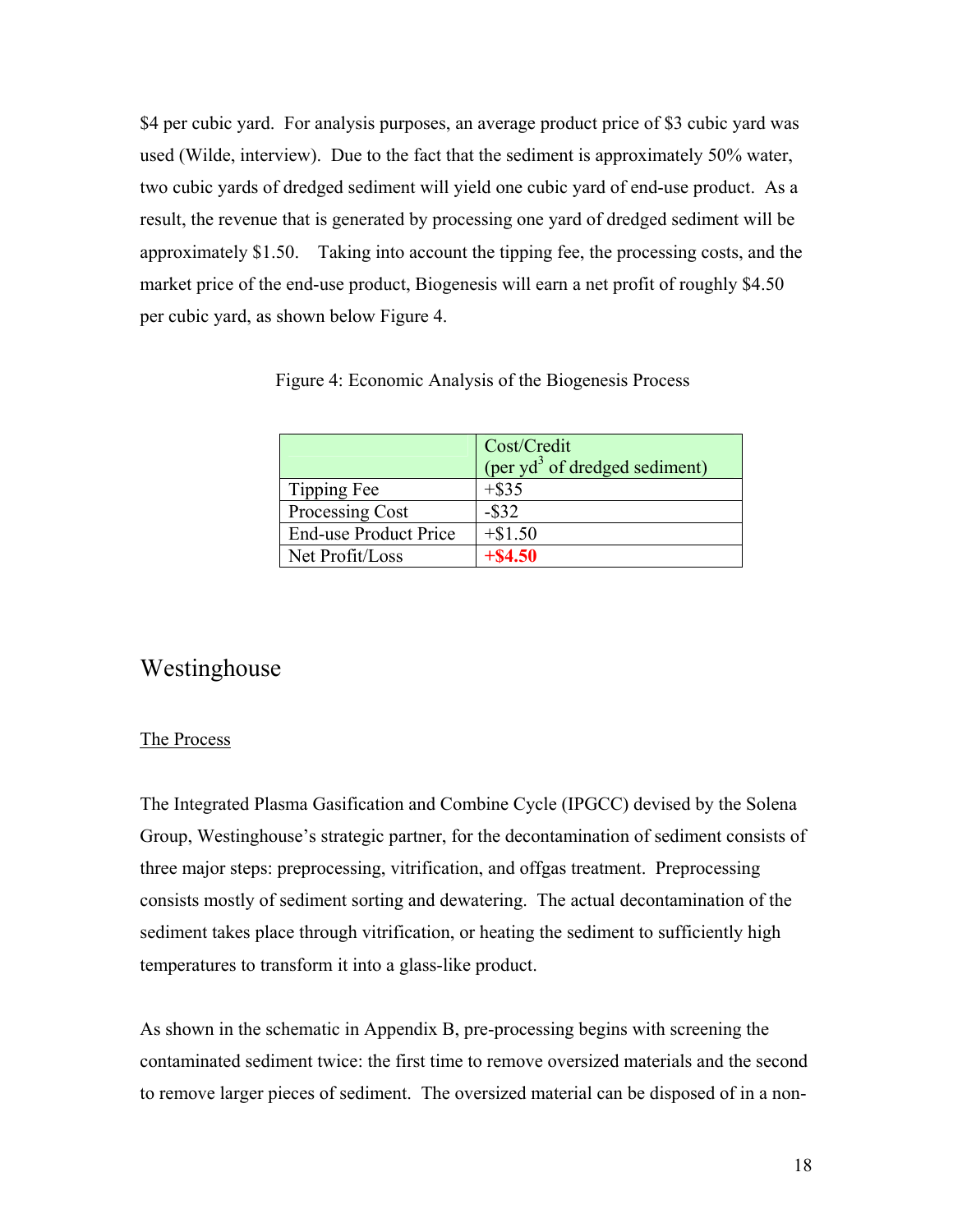$4 per cubic yard. For analysis purposes, an average product price of $3 cubic yard was used (Wilde, interview). Due to the fact that the sediment is approximately 50% water, two cubic yards of dredged sediment will yield one cubic yard of end-use product. As a result, the revenue that is generated by processing one yard of dredged sediment will be approximately $1.50. Taking into account the tipping fee, the processing costs, and the market price of the end-use product, Biogenesis will earn a net profit of roughly $4.50 per cubic yard, as shown below Figure 4.

Figure 4: Economic Analysis of the Biogenesis Process

| | Cost/Credit (per $yd^3$ of dredged sediment) |
|---|---|
| Tipping Fee | +$35 |
| Processing Cost | -$32 |
| End-use Product Price | +$1.50 |
| Net Profit/Loss | **+$4.50** |

## Westinghouse

### The Process

The Integrated Plasma Gasification and Combine Cycle (IPGCC) devised by the Solena Group, Westinghouse's strategic partner, for the decontamination of sediment consists of three major steps: preprocessing, vitrification, and offgas treatment. Preprocessing consists mostly of sediment sorting and dewatering. The actual decontamination of the sediment takes place through vitrification, or heating the sediment to sufficiently high temperatures to transform it into a glass-like product.

As shown in the schematic in Appendix B, pre-processing begins with screening the contaminated sediment twice: the first time to remove oversized materials and the second to remove larger pieces of sediment. The oversized material can be disposed of in a non-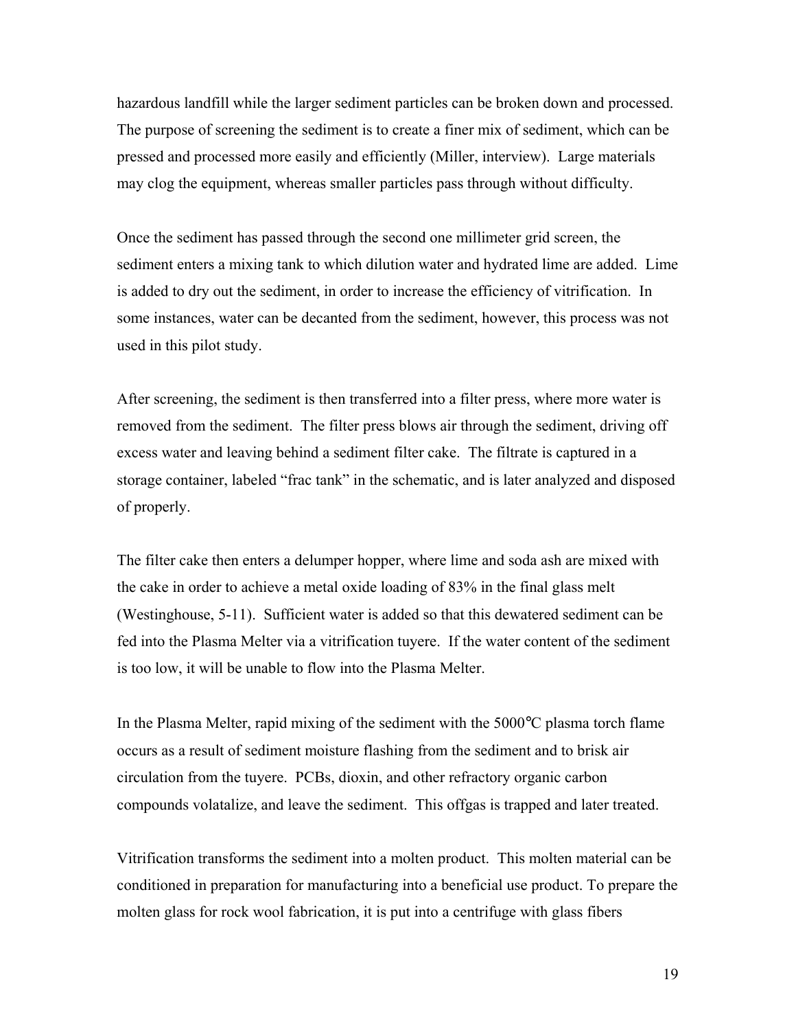hazardous landfill while the larger sediment particles can be broken down and processed. The purpose of screening the sediment is to create a finer mix of sediment, which can be pressed and processed more easily and efficiently (Miller, interview). Large materials may clog the equipment, whereas smaller particles pass through without difficulty.

Once the sediment has passed through the second one millimeter grid screen, the sediment enters a mixing tank to which dilution water and hydrated lime are added. Lime is added to dry out the sediment, in order to increase the efficiency of vitrification. In some instances, water can be decanted from the sediment, however, this process was not used in this pilot study.

After screening, the sediment is then transferred into a filter press, where more water is removed from the sediment. The filter press blows air through the sediment, driving off excess water and leaving behind a sediment filter cake. The filtrate is captured in a storage container, labeled "frac tank" in the schematic, and is later analyzed and disposed of properly.

The filter cake then enters a delumper hopper, where lime and soda ash are mixed with the cake in order to achieve a metal oxide loading of 83% in the final glass melt (Westinghouse, 5-11). Sufficient water is added so that this dewatered sediment can be fed into the Plasma Melter via a vitrification tuyere. If the water content of the sediment is too low, it will be unable to flow into the Plasma Melter.

In the Plasma Melter, rapid mixing of the sediment with the 5000°C plasma torch flame occurs as a result of sediment moisture flashing from the sediment and to brisk air circulation from the tuyere. PCBs, dioxin, and other refractory organic carbon compounds volatalize, and leave the sediment. This offgas is trapped and later treated.

Vitrification transforms the sediment into a molten product. This molten material can be conditioned in preparation for manufacturing into a beneficial use product. To prepare the molten glass for rock wool fabrication, it is put into a centrifuge with glass fibers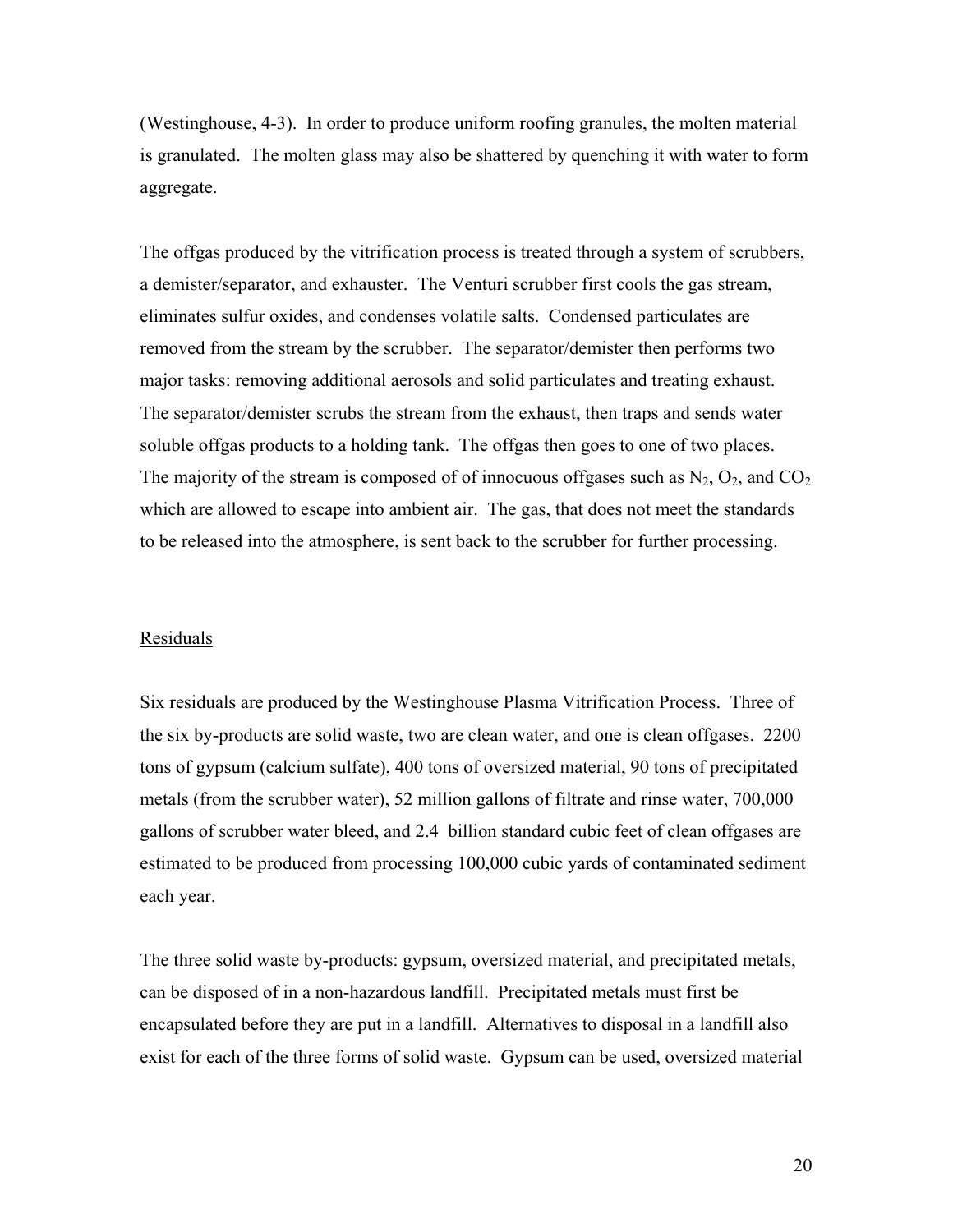(Westinghouse, 4-3). In order to produce uniform roofing granules, the molten material is granulated. The molten glass may also be shattered by quenching it with water to form aggregate.

The offgas produced by the vitrification process is treated through a system of scrubbers, a demister/separator, and exhauster. The Venturi scrubber first cools the gas stream, eliminates sulfur oxides, and condenses volatile salts. Condensed particulates are removed from the stream by the scrubber. The separator/demister then performs two major tasks: removing additional aerosols and solid particulates and treating exhaust. The separator/demister scrubs the stream from the exhaust, then traps and sends water soluble offgas products to a holding tank. The offgas then goes to one of two places. The majority of the stream is composed of of innocuous offgases such as $N_2$, $O_2$, and $CO_2$ which are allowed to escape into ambient air. The gas, that does not meet the standards to be released into the atmosphere, is sent back to the scrubber for further processing.

## Residuals

Six residuals are produced by the Westinghouse Plasma Vitrification Process. Three of the six by-products are solid waste, two are clean water, and one is clean offgases. 2200 tons of gypsum (calcium sulfate), 400 tons of oversized material, 90 tons of precipitated metals (from the scrubber water), 52 million gallons of filtrate and rinse water, 700,000 gallons of scrubber water bleed, and 2.4 billion standard cubic feet of clean offgases are estimated to be produced from processing 100,000 cubic yards of contaminated sediment each year.

The three solid waste by-products: gypsum, oversized material, and precipitated metals, can be disposed of in a non-hazardous landfill. Precipitated metals must first be encapsulated before they are put in a landfill. Alternatives to disposal in a landfill also exist for each of the three forms of solid waste. Gypsum can be used, oversized material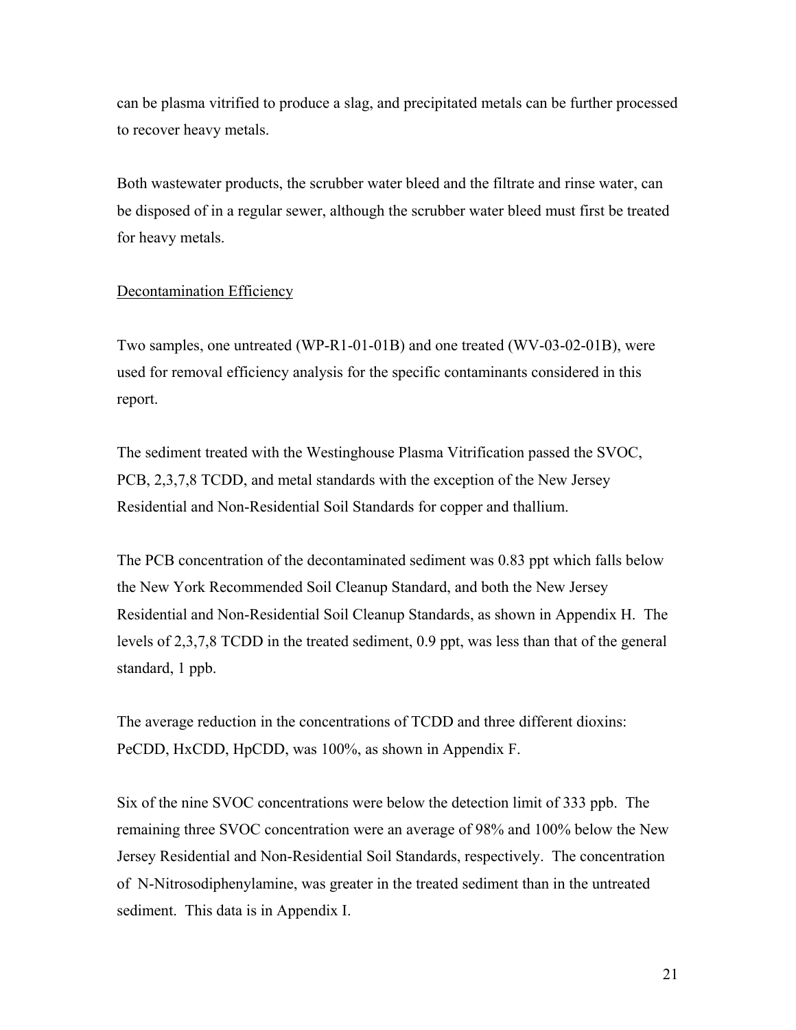can be plasma vitrified to produce a slag, and precipitated metals can be further processed to recover heavy metals.

Both wastewater products, the scrubber water bleed and the filtrate and rinse water, can be disposed of in a regular sewer, although the scrubber water bleed must first be treated for heavy metals.

Decontamination Efficiency

Two samples, one untreated (WP-R1-01-01B) and one treated (WV-03-02-01B), were used for removal efficiency analysis for the specific contaminants considered in this report.

The sediment treated with the Westinghouse Plasma Vitrification passed the SVOC, PCB, 2,3,7,8 TCDD, and metal standards with the exception of the New Jersey Residential and Non-Residential Soil Standards for copper and thallium.

The PCB concentration of the decontaminated sediment was 0.83 ppt which falls below the New York Recommended Soil Cleanup Standard, and both the New Jersey Residential and Non-Residential Soil Cleanup Standards, as shown in Appendix H. The levels of 2,3,7,8 TCDD in the treated sediment, 0.9 ppt, was less than that of the general standard, 1 ppb.

The average reduction in the concentrations of TCDD and three different dioxins: PeCDD, HxCDD, HpCDD, was 100%, as shown in Appendix F.

Six of the nine SVOC concentrations were below the detection limit of 333 ppb. The remaining three SVOC concentration were an average of 98% and 100% below the New Jersey Residential and Non-Residential Soil Standards, respectively. The concentration of N-Nitrosodiphenylamine, was greater in the treated sediment than in the untreated sediment. This data is in Appendix I.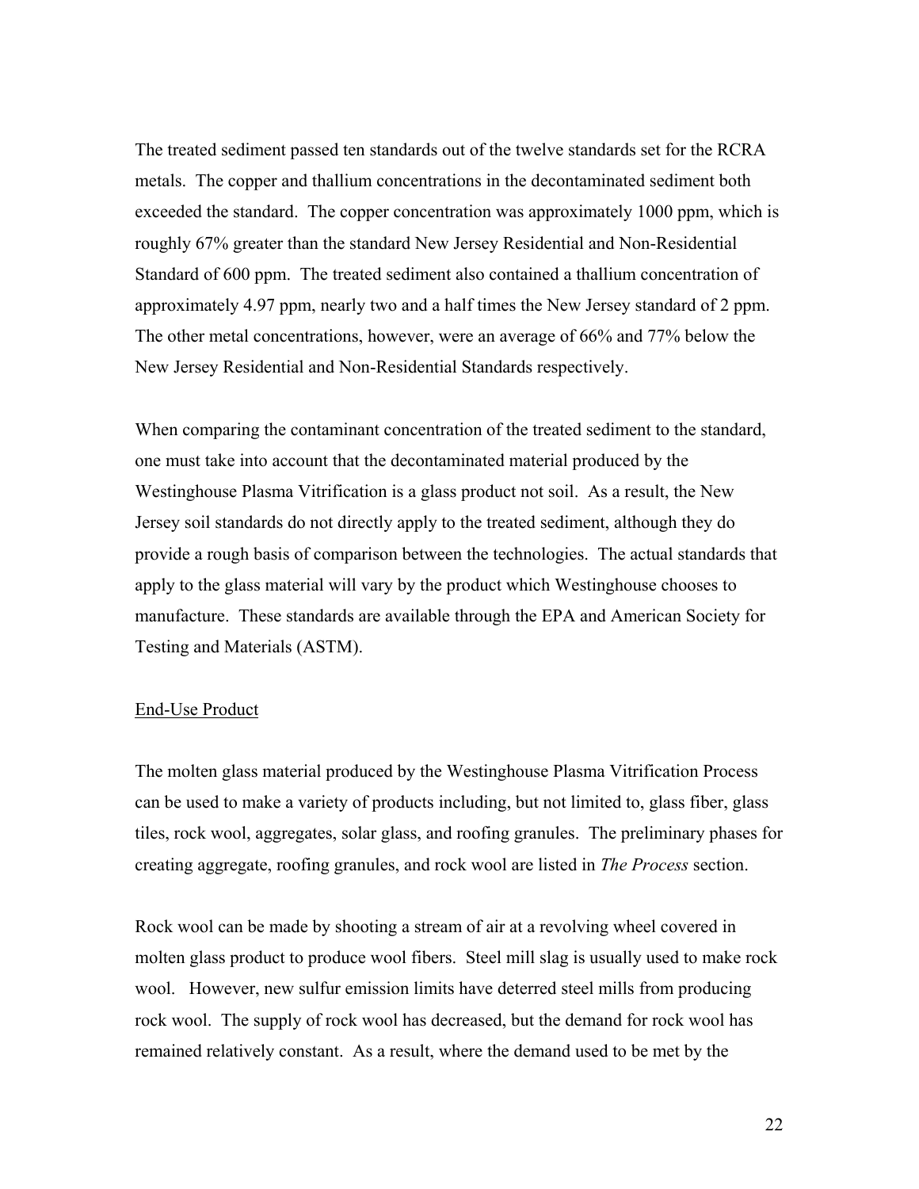The treated sediment passed ten standards out of the twelve standards set for the RCRA metals. The copper and thallium concentrations in the decontaminated sediment both exceeded the standard. The copper concentration was approximately 1000 ppm, which is roughly 67% greater than the standard New Jersey Residential and Non-Residential Standard of 600 ppm. The treated sediment also contained a thallium concentration of approximately 4.97 ppm, nearly two and a half times the New Jersey standard of 2 ppm. The other metal concentrations, however, were an average of 66% and 77% below the New Jersey Residential and Non-Residential Standards respectively.

When comparing the contaminant concentration of the treated sediment to the standard, one must take into account that the decontaminated material produced by the Westinghouse Plasma Vitrification is a glass product not soil. As a result, the New Jersey soil standards do not directly apply to the treated sediment, although they do provide a rough basis of comparison between the technologies. The actual standards that apply to the glass material will vary by the product which Westinghouse chooses to manufacture. These standards are available through the EPA and American Society for Testing and Materials (ASTM).

End-Use Product

The molten glass material produced by the Westinghouse Plasma Vitrification Process can be used to make a variety of products including, but not limited to, glass fiber, glass tiles, rock wool, aggregates, solar glass, and roofing granules. The preliminary phases for creating aggregate, roofing granules, and rock wool are listed in *The Process* section.

Rock wool can be made by shooting a stream of air at a revolving wheel covered in molten glass product to produce wool fibers. Steel mill slag is usually used to make rock wool. However, new sulfur emission limits have deterred steel mills from producing rock wool. The supply of rock wool has decreased, but the demand for rock wool has remained relatively constant. As a result, where the demand used to be met by the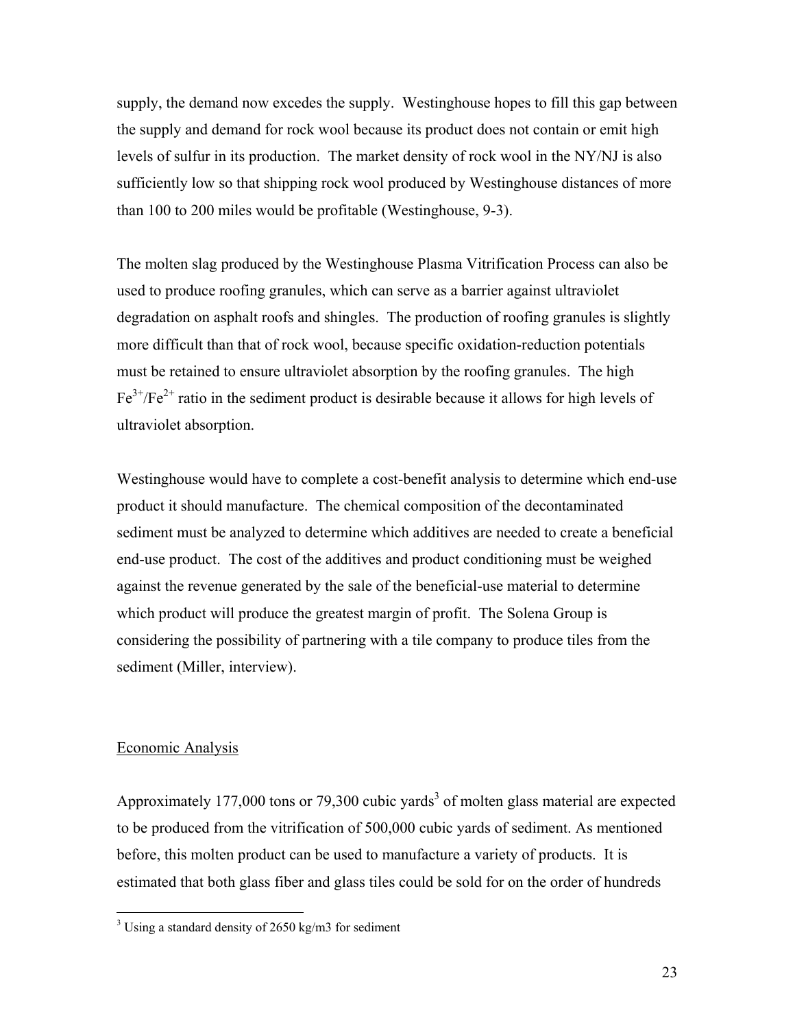supply, the demand now excedes the supply. Westinghouse hopes to fill this gap between the supply and demand for rock wool because its product does not contain or emit high levels of sulfur in its production. The market density of rock wool in the NY/NJ is also sufficiently low so that shipping rock wool produced by Westinghouse distances of more than 100 to 200 miles would be profitable (Westinghouse, 9-3).

The molten slag produced by the Westinghouse Plasma Vitrification Process can also be used to produce roofing granules, which can serve as a barrier against ultraviolet degradation on asphalt roofs and shingles. The production of roofing granules is slightly more difficult than that of rock wool, because specific oxidation-reduction potentials must be retained to ensure ultraviolet absorption by the roofing granules. The high $Fe^{3+}/Fe^{2+}$ ratio in the sediment product is desirable because it allows for high levels of ultraviolet absorption.

Westinghouse would have to complete a cost-benefit analysis to determine which end-use product it should manufacture. The chemical composition of the decontaminated sediment must be analyzed to determine which additives are needed to create a beneficial end-use product. The cost of the additives and product conditioning must be weighed against the revenue generated by the sale of the beneficial-use material to determine which product will produce the greatest margin of profit. The Solena Group is considering the possibility of partnering with a tile company to produce tiles from the sediment (Miller, interview).

## Economic Analysis

Approximately 177,000 tons or 79,300 cubic yards[3] of molten glass material are expected to be produced from the vitrification of 500,000 cubic yards of sediment. As mentioned before, this molten product can be used to manufacture a variety of products. It is estimated that both glass fiber and glass tiles could be sold for on the order of hundreds

[3] Using a standard density of 2650 kg/m3 for sediment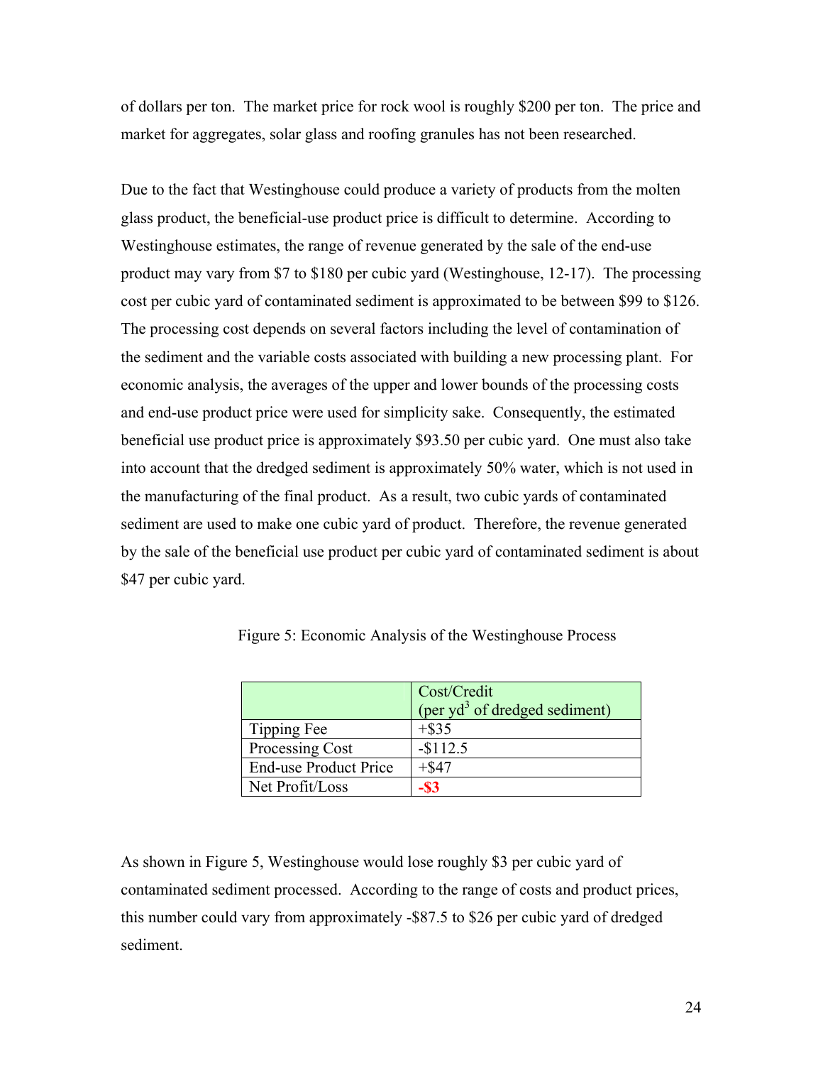of dollars per ton. The market price for rock wool is roughly $200 per ton. The price and market for aggregates, solar glass and roofing granules has not been researched.

Due to the fact that Westinghouse could produce a variety of products from the molten glass product, the beneficial-use product price is difficult to determine. According to Westinghouse estimates, the range of revenue generated by the sale of the end-use product may vary from $7 to $180 per cubic yard (Westinghouse, 12-17). The processing cost per cubic yard of contaminated sediment is approximated to be between $99 to $126. The processing cost depends on several factors including the level of contamination of the sediment and the variable costs associated with building a new processing plant. For economic analysis, the averages of the upper and lower bounds of the processing costs and end-use product price were used for simplicity sake. Consequently, the estimated beneficial use product price is approximately $93.50 per cubic yard. One must also take into account that the dredged sediment is approximately 50% water, which is not used in the manufacturing of the final product. As a result, two cubic yards of contaminated sediment are used to make one cubic yard of product. Therefore, the revenue generated by the sale of the beneficial use product per cubic yard of contaminated sediment is about $47 per cubic yard.

Figure 5: Economic Analysis of the Westinghouse Process

| | Cost/Credit (per $yd^3$ of dredged sediment) |
|---|---|
| Tipping Fee | +$35 |
| Processing Cost | -$112.5 |
| End-use Product Price | +$47 |
| Net Profit/Loss | **-$3** |

As shown in Figure 5, Westinghouse would lose roughly $3 per cubic yard of contaminated sediment processed. According to the range of costs and product prices, this number could vary from approximately -$87.5 to $26 per cubic yard of dredged sediment.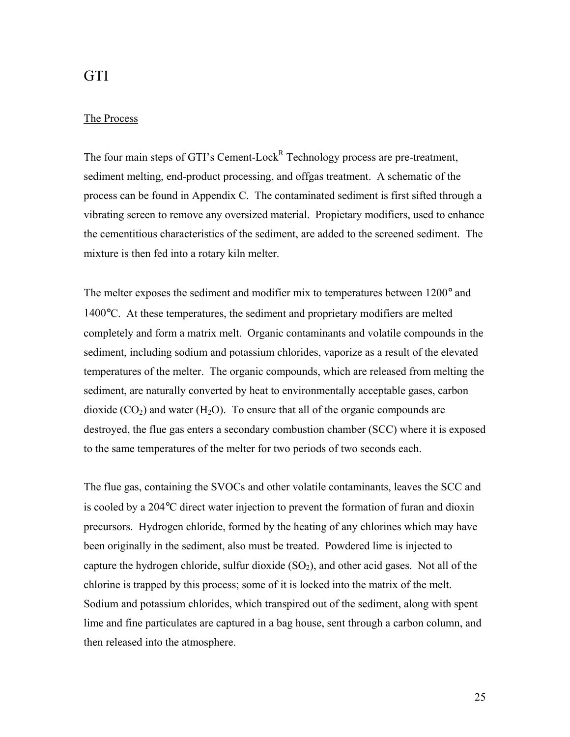# GTI

## The Process

The four main steps of GTI's Cement-Lock[R] Technology process are pre-treatment, sediment melting, end-product processing, and offgas treatment. A schematic of the process can be found in Appendix C. The contaminated sediment is first sifted through a vibrating screen to remove any oversized material. Propietary modifiers, used to enhance the cementitious characteristics of the sediment, are added to the screened sediment. The mixture is then fed into a rotary kiln melter.

The melter exposes the sediment and modifier mix to temperatures between 1200° and 1400°C. At these temperatures, the sediment and proprietary modifiers are melted completely and form a matrix melt. Organic contaminants and volatile compounds in the sediment, including sodium and potassium chlorides, vaporize as a result of the elevated temperatures of the melter. The organic compounds, which are released from melting the sediment, are naturally converted by heat to environmentally acceptable gases, carbon dioxide ($CO_2$) and water ($H_2O$). To ensure that all of the organic compounds are destroyed, the flue gas enters a secondary combustion chamber (SCC) where it is exposed to the same temperatures of the melter for two periods of two seconds each.

The flue gas, containing the SVOCs and other volatile contaminants, leaves the SCC and is cooled by a 204°C direct water injection to prevent the formation of furan and dioxin precursors. Hydrogen chloride, formed by the heating of any chlorines which may have been originally in the sediment, also must be treated. Powdered lime is injected to capture the hydrogen chloride, sulfur dioxide ($SO_2$), and other acid gases. Not all of the chlorine is trapped by this process; some of it is locked into the matrix of the melt. Sodium and potassium chlorides, which transpired out of the sediment, along with spent lime and fine particulates are captured in a bag house, sent through a carbon column, and then released into the atmosphere.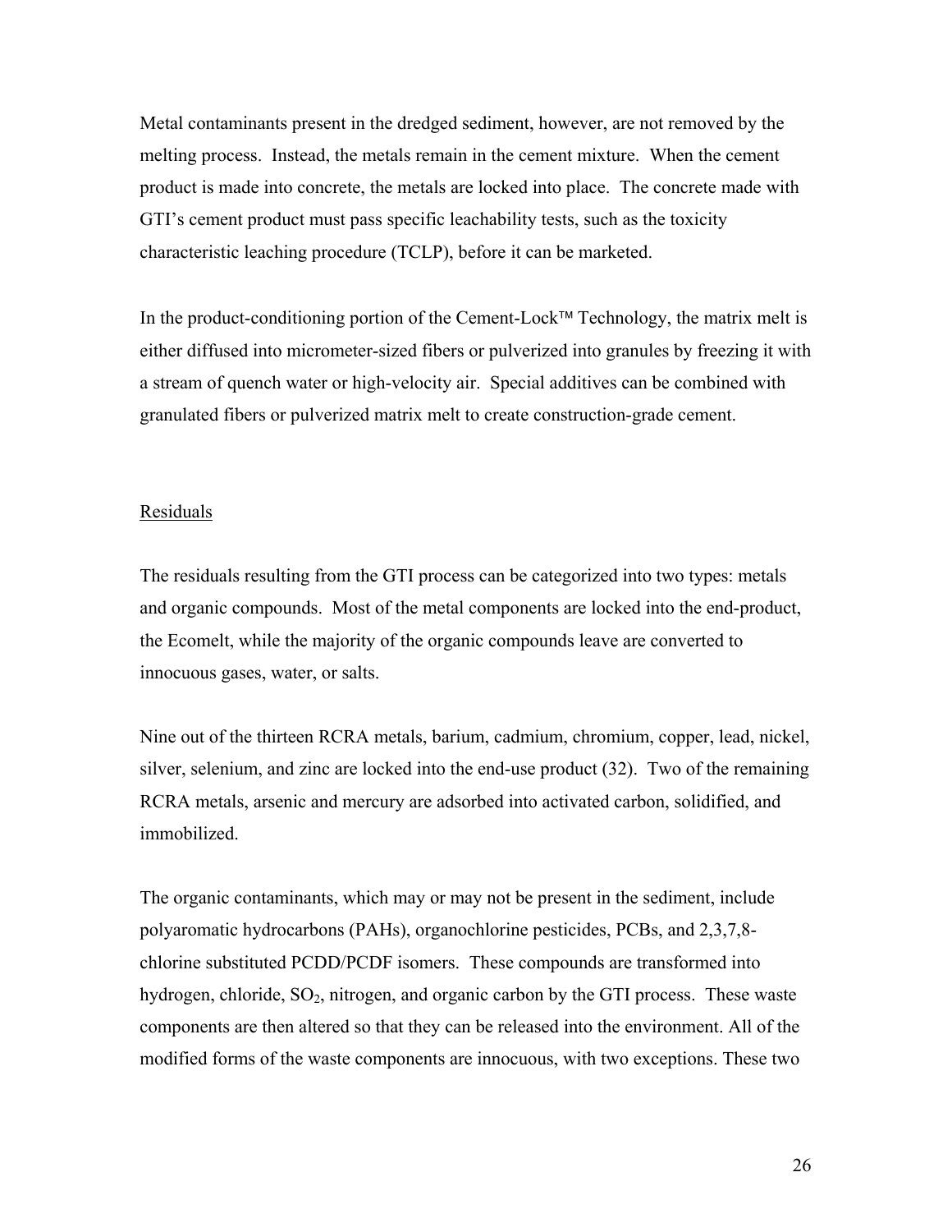Metal contaminants present in the dredged sediment, however, are not removed by the melting process. Instead, the metals remain in the cement mixture. When the cement product is made into concrete, the metals are locked into place. The concrete made with GTI's cement product must pass specific leachability tests, such as the toxicity characteristic leaching procedure (TCLP), before it can be marketed.

In the product-conditioning portion of the Cement-Lock™ Technology, the matrix melt is either diffused into micrometer-sized fibers or pulverized into granules by freezing it with a stream of quench water or high-velocity air. Special additives can be combined with granulated fibers or pulverized matrix melt to create construction-grade cement.

Residuals

The residuals resulting from the GTI process can be categorized into two types: metals and organic compounds. Most of the metal components are locked into the end-product, the Ecomelt, while the majority of the organic compounds leave are converted to innocuous gases, water, or salts.

Nine out of the thirteen RCRA metals, barium, cadmium, chromium, copper, lead, nickel, silver, selenium, and zinc are locked into the end-use product (32). Two of the remaining RCRA metals, arsenic and mercury are adsorbed into activated carbon, solidified, and immobilized.

The organic contaminants, which may or may not be present in the sediment, include polyaromatic hydrocarbons (PAHs), organochlorine pesticides, PCBs, and 2,3,7,8-chlorine substituted PCDD/PCDF isomers. These compounds are transformed into hydrogen, chloride, $SO_2$, nitrogen, and organic carbon by the GTI process. These waste components are then altered so that they can be released into the environment. All of the modified forms of the waste components are innocuous, with two exceptions. These two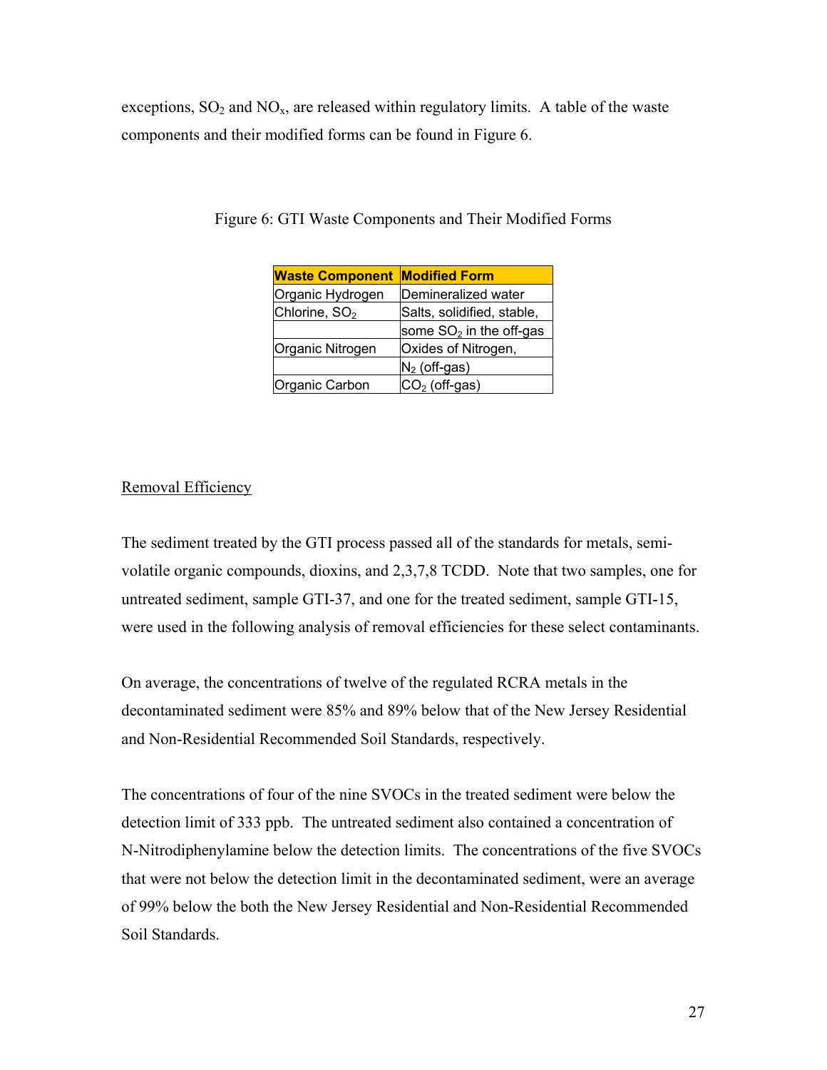exceptions, $SO_2$ and $NO_x$, are released within regulatory limits. A table of the waste components and their modified forms can be found in Figure 6.

Figure 6: GTI Waste Components and Their Modified Forms

| Waste Component | Modified Form |
|---|---|
| Organic Hydrogen | Demineralized water |
| Chlorine, $SO_2$ | Salts, solidified, stable, |
| | some $SO_2$ in the off-gas |
| Organic Nitrogen | Oxides of Nitrogen, |
| | $N_2$ (off-gas) |
| Organic Carbon | $CO_2$ (off-gas) |

Removal Efficiency

The sediment treated by the GTI process passed all of the standards for metals, semi-volatile organic compounds, dioxins, and 2,3,7,8 TCDD. Note that two samples, one for untreated sediment, sample GTI-37, and one for the treated sediment, sample GTI-15, were used in the following analysis of removal efficiencies for these select contaminants.

On average, the concentrations of twelve of the regulated RCRA metals in the decontaminated sediment were 85% and 89% below that of the New Jersey Residential and Non-Residential Recommended Soil Standards, respectively.

The concentrations of four of the nine SVOCs in the treated sediment were below the detection limit of 333 ppb. The untreated sediment also contained a concentration of N-Nitrodiphenylamine below the detection limits. The concentrations of the five SVOCs that were not below the detection limit in the decontaminated sediment, were an average of 99% below the both the New Jersey Residential and Non-Residential Recommended Soil Standards.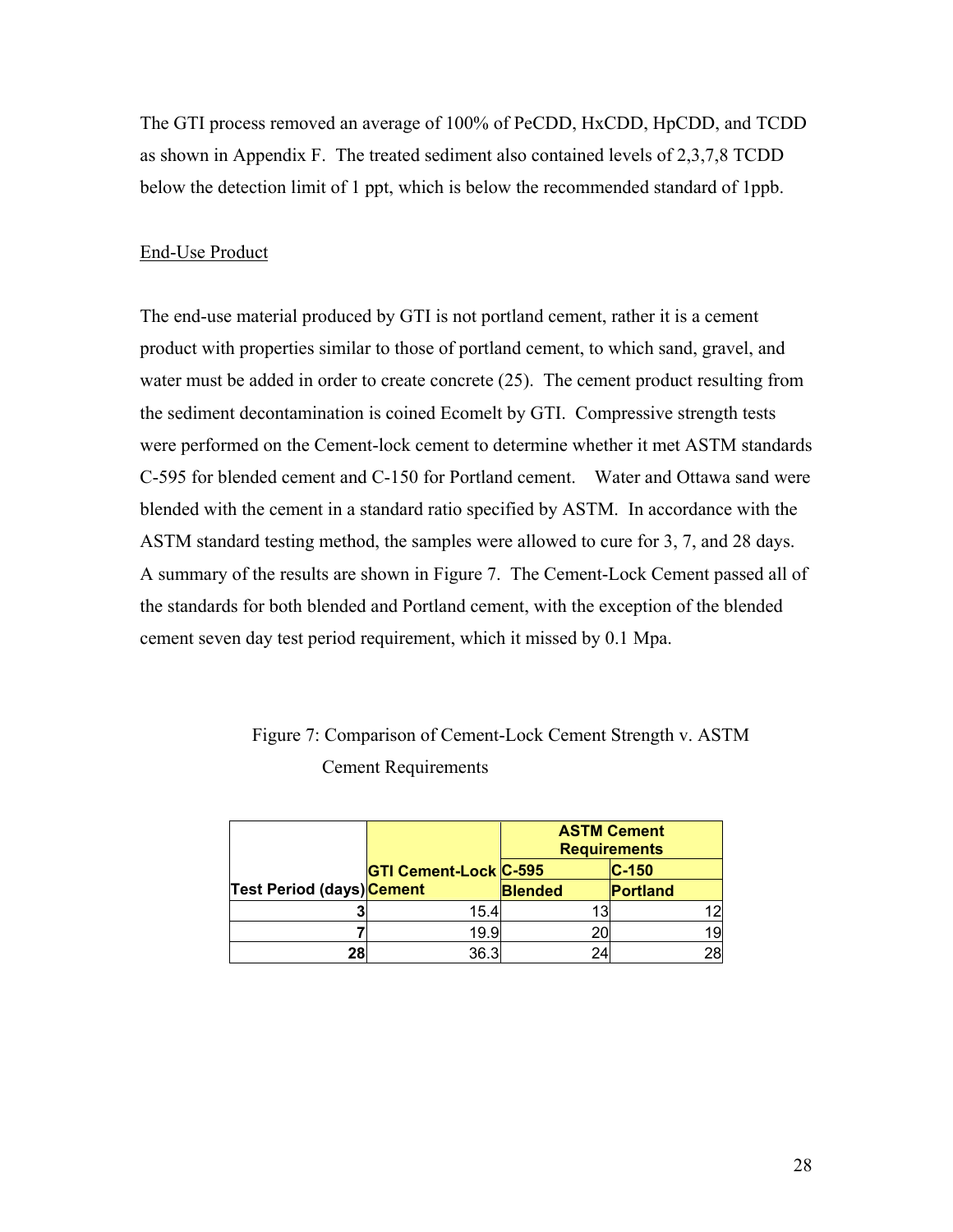The GTI process removed an average of 100% of PeCDD, HxCDD, HpCDD, and TCDD as shown in Appendix F. The treated sediment also contained levels of 2,3,7,8 TCDD below the detection limit of 1 ppt, which is below the recommended standard of 1ppb.

<u>End-Use Product</u>

The end-use material produced by GTI is not portland cement, rather it is a cement product with properties similar to those of portland cement, to which sand, gravel, and water must be added in order to create concrete (25). The cement product resulting from the sediment decontamination is coined Ecomelt by GTI. Compressive strength tests were performed on the Cement-lock cement to determine whether it met ASTM standards C-595 for blended cement and C-150 for Portland cement. Water and Ottawa sand were blended with the cement in a standard ratio specified by ASTM. In accordance with the ASTM standard testing method, the samples were allowed to cure for 3, 7, and 28 days. A summary of the results are shown in Figure 7. The Cement-Lock Cement passed all of the standards for both blended and Portland cement, with the exception of the blended cement seven day test period requirement, which it missed by 0.1 Mpa.

Figure 7: Comparison of Cement-Lock Cement Strength v. ASTM Cement Requirements

| | | **ASTM Cement Requirements** | |
|---|---|---|---|
| | | **C-595** | **C-150** |
| **Test Period (days)** | **GTI Cement-Lock Cement** | **Blended** | **Portland** |
| **3** | 15.4 | 13 | 12 |
| **7** | 19.9 | 20 | 19 |
| **28** | 36.3 | 24 | 28 |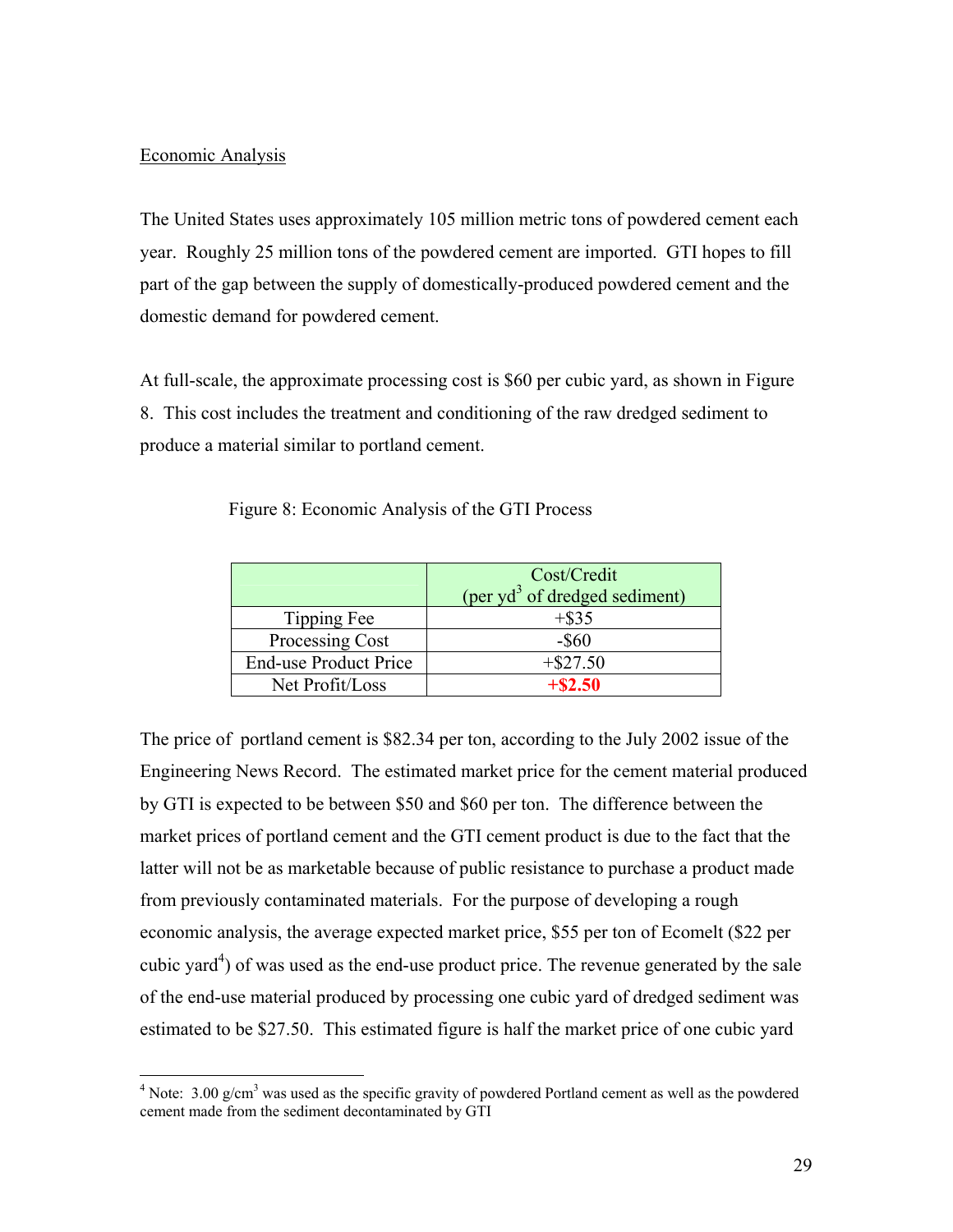Economic Analysis

The United States uses approximately 105 million metric tons of powdered cement each year. Roughly 25 million tons of the powdered cement are imported. GTI hopes to fill part of the gap between the supply of domestically-produced powdered cement and the domestic demand for powdered cement.

At full-scale, the approximate processing cost is \$60 per cubic yard, as shown in Figure 8. This cost includes the treatment and conditioning of the raw dredged sediment to produce a material similar to portland cement.

Figure 8: Economic Analysis of the GTI Process

| | Cost/Credit (per $yd^3$ of dredged sediment) |
|---|---|
| Tipping Fee | +\$35 |
| Processing Cost | -\$60 |
| End-use Product Price | +\$27.50 |
| Net Profit/Loss | **+\$2.50** |

The price of portland cement is \$82.34 per ton, according to the July 2002 issue of the Engineering News Record. The estimated market price for the cement material produced by GTI is expected to be between \$50 and \$60 per ton. The difference between the market prices of portland cement and the GTI cement product is due to the fact that the latter will not be as marketable because of public resistance to purchase a product made from previously contaminated materials. For the purpose of developing a rough economic analysis, the average expected market price, \$55 per ton of Ecomelt (\$22 per cubic yard[4]) of was used as the end-use product price. The revenue generated by the sale of the end-use material produced by processing one cubic yard of dredged sediment was estimated to be \$27.50. This estimated figure is half the market price of one cubic yard

[4] Note: 3.00 $g/cm^3$ was used as the specific gravity of powdered Portland cement as well as the powdered cement made from the sediment decontaminated by GTI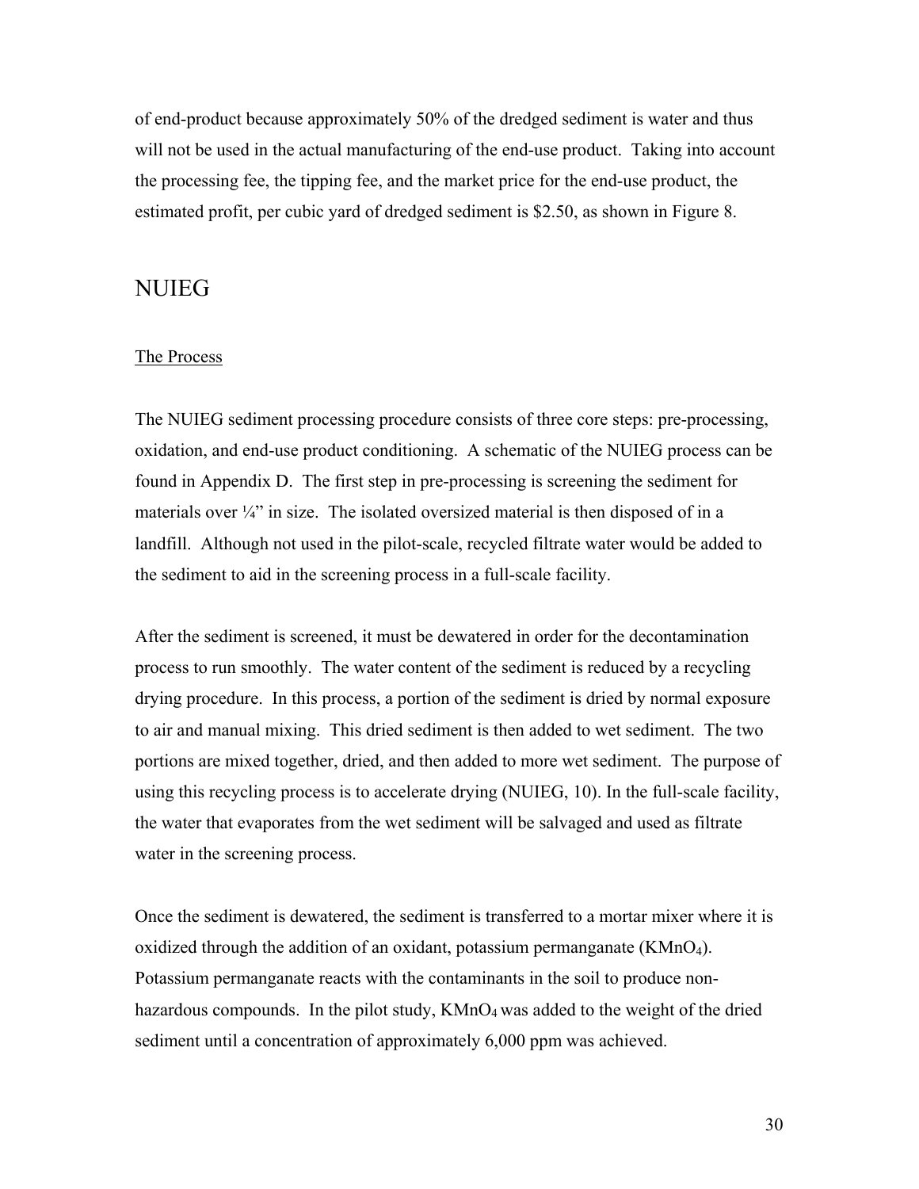of end-product because approximately 50% of the dredged sediment is water and thus will not be used in the actual manufacturing of the end-use product. Taking into account the processing fee, the tipping fee, and the market price for the end-use product, the estimated profit, per cubic yard of dredged sediment is $2.50, as shown in Figure 8.

## NUIEG

### The Process

The NUIEG sediment processing procedure consists of three core steps: pre-processing, oxidation, and end-use product conditioning. A schematic of the NUIEG process can be found in Appendix D. The first step in pre-processing is screening the sediment for materials over ¼" in size. The isolated oversized material is then disposed of in a landfill. Although not used in the pilot-scale, recycled filtrate water would be added to the sediment to aid in the screening process in a full-scale facility.

After the sediment is screened, it must be dewatered in order for the decontamination process to run smoothly. The water content of the sediment is reduced by a recycling drying procedure. In this process, a portion of the sediment is dried by normal exposure to air and manual mixing. This dried sediment is then added to wet sediment. The two portions are mixed together, dried, and then added to more wet sediment. The purpose of using this recycling process is to accelerate drying (NUIEG, 10). In the full-scale facility, the water that evaporates from the wet sediment will be salvaged and used as filtrate water in the screening process.

Once the sediment is dewatered, the sediment is transferred to a mortar mixer where it is oxidized through the addition of an oxidant, potassium permanganate ($KMnO_4$). Potassium permanganate reacts with the contaminants in the soil to produce non-hazardous compounds. In the pilot study, $KMnO_4$ was added to the weight of the dried sediment until a concentration of approximately 6,000 ppm was achieved.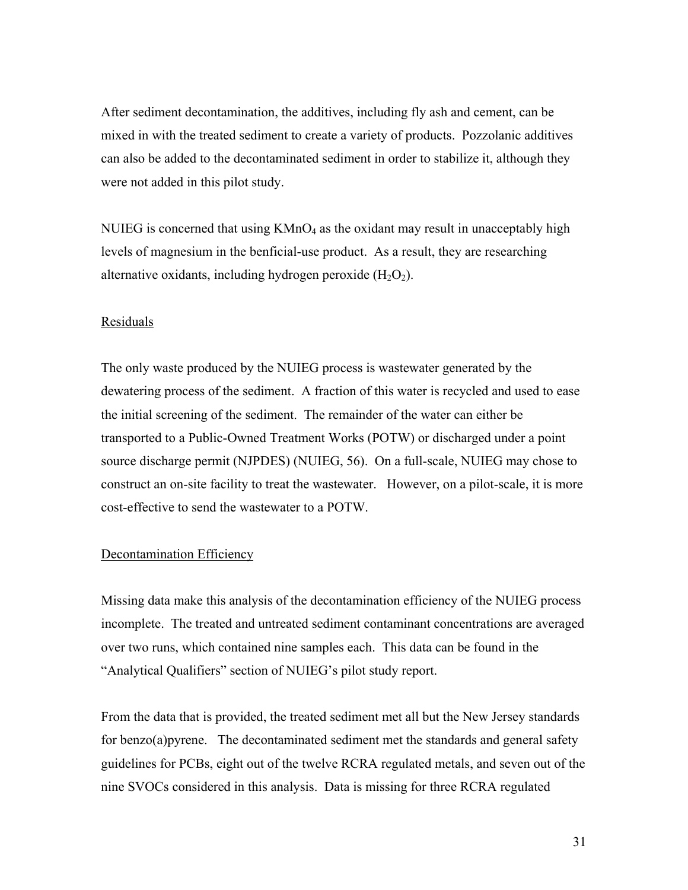After sediment decontamination, the additives, including fly ash and cement, can be mixed in with the treated sediment to create a variety of products. Pozzolanic additives can also be added to the decontaminated sediment in order to stabilize it, although they were not added in this pilot study.

NUIEG is concerned that using $KMnO_4$ as the oxidant may result in unacceptably high levels of magnesium in the benficial-use product. As a result, they are researching alternative oxidants, including hydrogen peroxide ($H_2O_2$).

## Residuals

The only waste produced by the NUIEG process is wastewater generated by the dewatering process of the sediment. A fraction of this water is recycled and used to ease the initial screening of the sediment. The remainder of the water can either be transported to a Public-Owned Treatment Works (POTW) or discharged under a point source discharge permit (NJPDES) (NUIEG, 56). On a full-scale, NUIEG may chose to construct an on-site facility to treat the wastewater. However, on a pilot-scale, it is more cost-effective to send the wastewater to a POTW.

## Decontamination Efficiency

Missing data make this analysis of the decontamination efficiency of the NUIEG process incomplete. The treated and untreated sediment contaminant concentrations are averaged over two runs, which contained nine samples each. This data can be found in the "Analytical Qualifiers" section of NUIEG's pilot study report.

From the data that is provided, the treated sediment met all but the New Jersey standards for benzo(a)pyrene. The decontaminated sediment met the standards and general safety guidelines for PCBs, eight out of the twelve RCRA regulated metals, and seven out of the nine SVOCs considered in this analysis. Data is missing for three RCRA regulated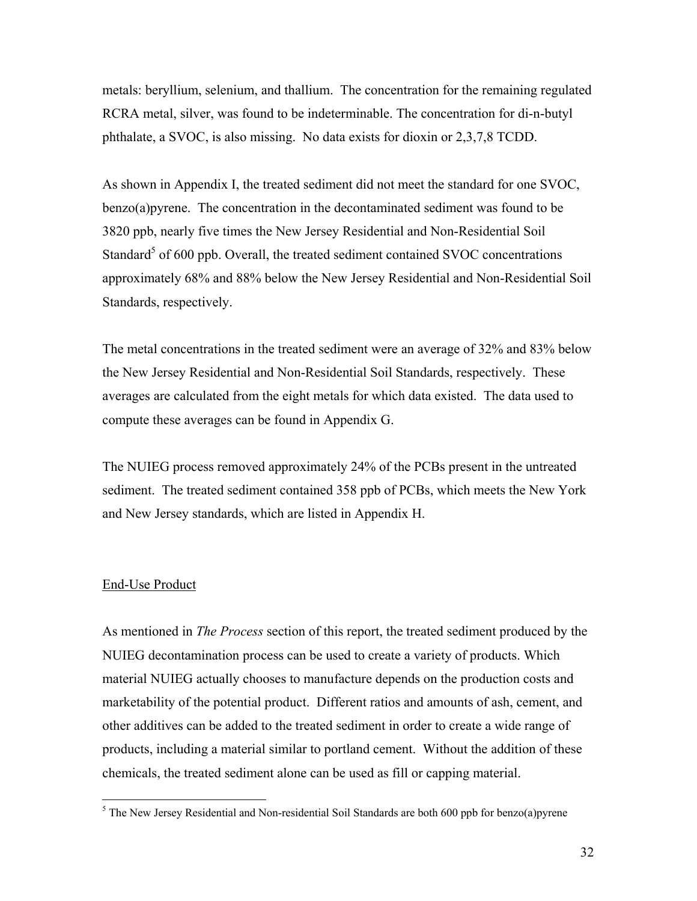metals: beryllium, selenium, and thallium. The concentration for the remaining regulated RCRA metal, silver, was found to be indeterminable. The concentration for di-n-butyl phthalate, a SVOC, is also missing. No data exists for dioxin or 2,3,7,8 TCDD.

As shown in Appendix I, the treated sediment did not meet the standard for one SVOC, benzo(a)pyrene. The concentration in the decontaminated sediment was found to be 3820 ppb, nearly five times the New Jersey Residential and Non-Residential Soil Standard[5] of 600 ppb. Overall, the treated sediment contained SVOC concentrations approximately 68% and 88% below the New Jersey Residential and Non-Residential Soil Standards, respectively.

The metal concentrations in the treated sediment were an average of 32% and 83% below the New Jersey Residential and Non-Residential Soil Standards, respectively. These averages are calculated from the eight metals for which data existed. The data used to compute these averages can be found in Appendix G.

The NUIEG process removed approximately 24% of the PCBs present in the untreated sediment. The treated sediment contained 358 ppb of PCBs, which meets the New York and New Jersey standards, which are listed in Appendix H.

## End-Use Product

As mentioned in *The Process* section of this report, the treated sediment produced by the NUIEG decontamination process can be used to create a variety of products. Which material NUIEG actually chooses to manufacture depends on the production costs and marketability of the potential product. Different ratios and amounts of ash, cement, and other additives can be added to the treated sediment in order to create a wide range of products, including a material similar to portland cement. Without the addition of these chemicals, the treated sediment alone can be used as fill or capping material.

[5] The New Jersey Residential and Non-residential Soil Standards are both 600 ppb for benzo(a)pyrene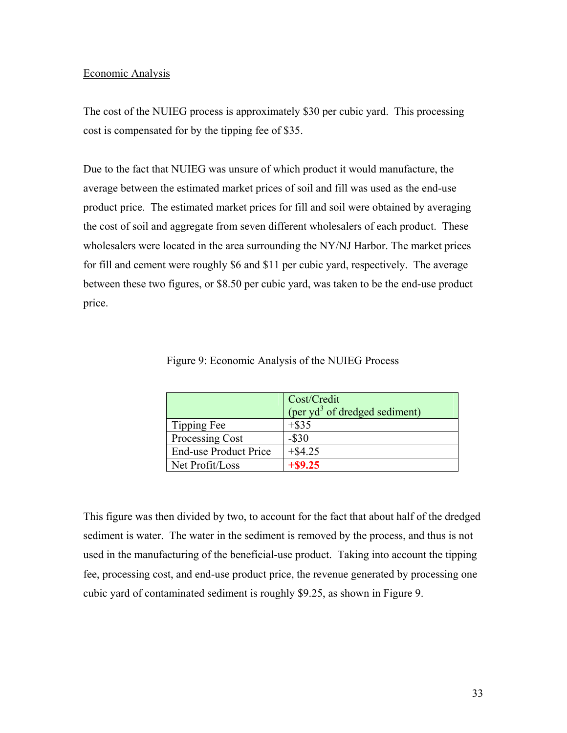Economic Analysis

The cost of the NUIEG process is approximately \$30 per cubic yard. This processing cost is compensated for by the tipping fee of \$35.

Due to the fact that NUIEG was unsure of which product it would manufacture, the average between the estimated market prices of soil and fill was used as the end-use product price. The estimated market prices for fill and soil were obtained by averaging the cost of soil and aggregate from seven different wholesalers of each product. These wholesalers were located in the area surrounding the NY/NJ Harbor. The market prices for fill and cement were roughly \$6 and \$11 per cubic yard, respectively. The average between these two figures, or \$8.50 per cubic yard, was taken to be the end-use product price.

Figure 9: Economic Analysis of the NUIEG Process

| | Cost/Credit (per $yd^3$ of dredged sediment) |
|---|---|
| Tipping Fee | +\$35 |
| Processing Cost | -\$30 |
| End-use Product Price | +\$4.25 |
| Net Profit/Loss | **+\$9.25** |

This figure was then divided by two, to account for the fact that about half of the dredged sediment is water. The water in the sediment is removed by the process, and thus is not used in the manufacturing of the beneficial-use product. Taking into account the tipping fee, processing cost, and end-use product price, the revenue generated by processing one cubic yard of contaminated sediment is roughly \$9.25, as shown in Figure 9.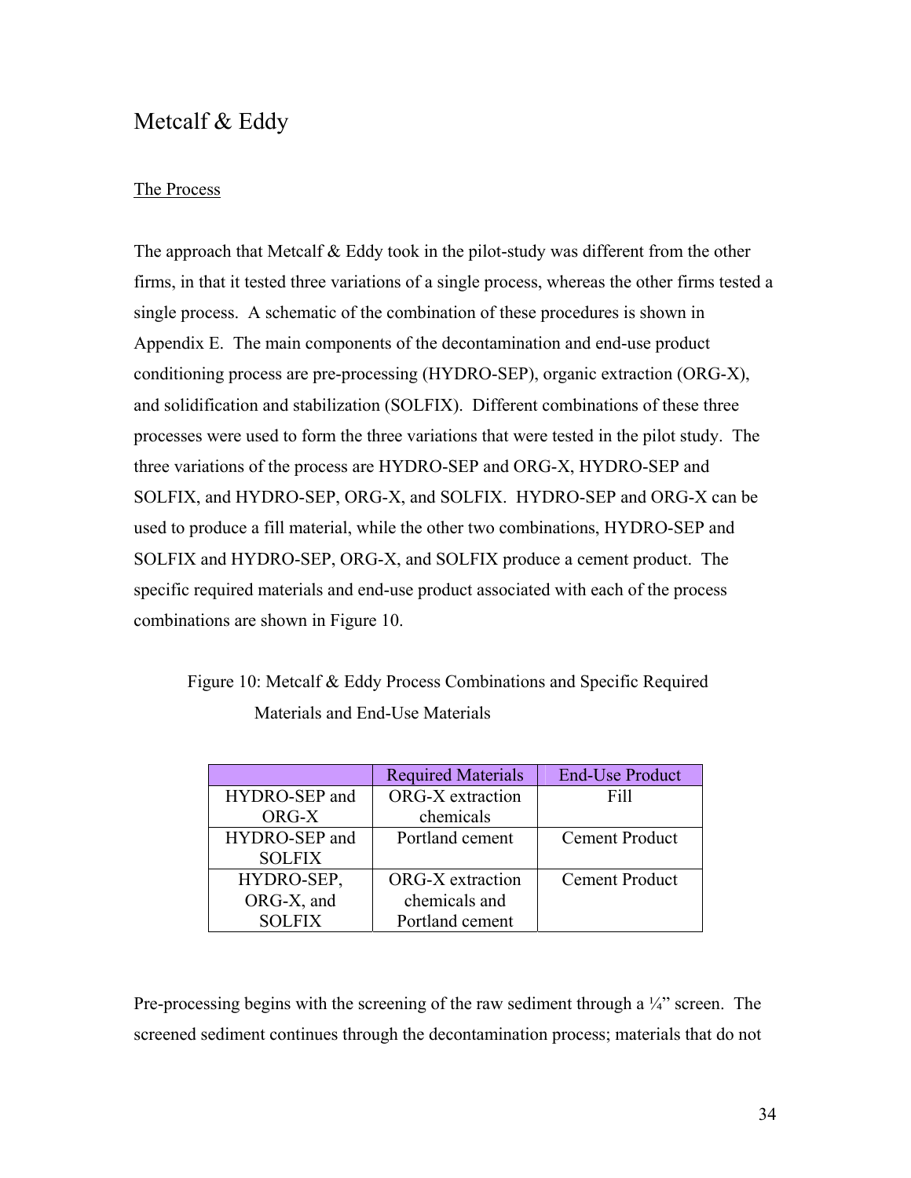## Metcalf & Eddy

The Process

The approach that Metcalf & Eddy took in the pilot-study was different from the other firms, in that it tested three variations of a single process, whereas the other firms tested a single process. A schematic of the combination of these procedures is shown in Appendix E. The main components of the decontamination and end-use product conditioning process are pre-processing (HYDRO-SEP), organic extraction (ORG-X), and solidification and stabilization (SOLFIX). Different combinations of these three processes were used to form the three variations that were tested in the pilot study. The three variations of the process are HYDRO-SEP and ORG-X, HYDRO-SEP and SOLFIX, and HYDRO-SEP, ORG-X, and SOLFIX. HYDRO-SEP and ORG-X can be used to produce a fill material, while the other two combinations, HYDRO-SEP and SOLFIX and HYDRO-SEP, ORG-X, and SOLFIX produce a cement product. The specific required materials and end-use product associated with each of the process combinations are shown in Figure 10.

Figure 10: Metcalf & Eddy Process Combinations and Specific Required Materials and End-Use Materials

| | Required Materials | End-Use Product |
|---|---|---|
| HYDRO-SEP and ORG-X | ORG-X extraction chemicals | Fill |
| HYDRO-SEP and SOLFIX | Portland cement | Cement Product |
| HYDRO-SEP, ORG-X, and SOLFIX | ORG-X extraction chemicals and Portland cement | Cement Product |

Pre-processing begins with the screening of the raw sediment through a ¼” screen. The screened sediment continues through the decontamination process; materials that do not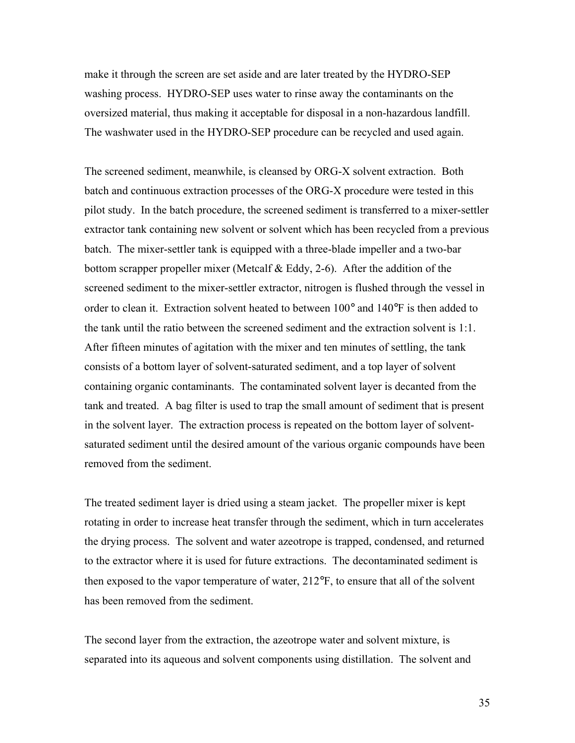make it through the screen are set aside and are later treated by the HYDRO-SEP washing process. HYDRO-SEP uses water to rinse away the contaminants on the oversized material, thus making it acceptable for disposal in a non-hazardous landfill. The washwater used in the HYDRO-SEP procedure can be recycled and used again.

The screened sediment, meanwhile, is cleansed by ORG-X solvent extraction. Both batch and continuous extraction processes of the ORG-X procedure were tested in this pilot study. In the batch procedure, the screened sediment is transferred to a mixer-settler extractor tank containing new solvent or solvent which has been recycled from a previous batch. The mixer-settler tank is equipped with a three-blade impeller and a two-bar bottom scrapper propeller mixer (Metcalf & Eddy, 2-6). After the addition of the screened sediment to the mixer-settler extractor, nitrogen is flushed through the vessel in order to clean it. Extraction solvent heated to between 100° and 140°F is then added to the tank until the ratio between the screened sediment and the extraction solvent is 1:1. After fifteen minutes of agitation with the mixer and ten minutes of settling, the tank consists of a bottom layer of solvent-saturated sediment, and a top layer of solvent containing organic contaminants. The contaminated solvent layer is decanted from the tank and treated. A bag filter is used to trap the small amount of sediment that is present in the solvent layer. The extraction process is repeated on the bottom layer of solvent-saturated sediment until the desired amount of the various organic compounds have been removed from the sediment.

The treated sediment layer is dried using a steam jacket. The propeller mixer is kept rotating in order to increase heat transfer through the sediment, which in turn accelerates the drying process. The solvent and water azeotrope is trapped, condensed, and returned to the extractor where it is used for future extractions. The decontaminated sediment is then exposed to the vapor temperature of water, 212°F, to ensure that all of the solvent has been removed from the sediment.

The second layer from the extraction, the azeotrope water and solvent mixture, is separated into its aqueous and solvent components using distillation. The solvent and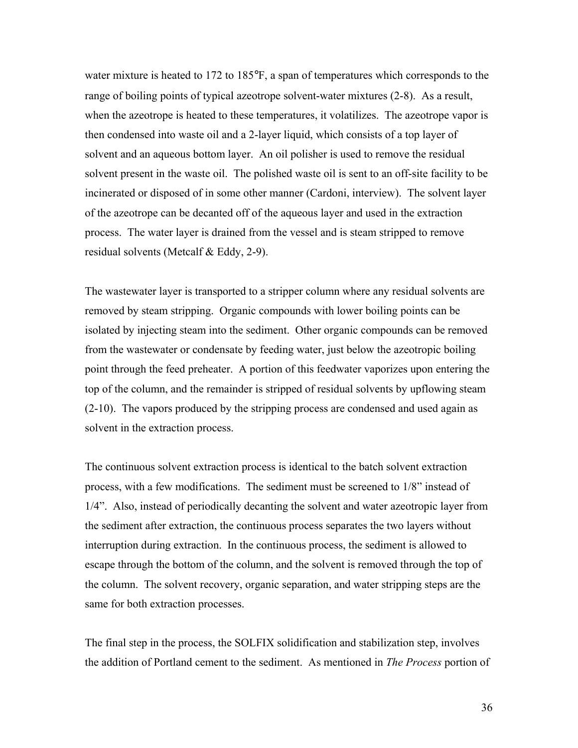water mixture is heated to 172 to 185°F, a span of temperatures which corresponds to the range of boiling points of typical azeotrope solvent-water mixtures (2-8). As a result, when the azeotrope is heated to these temperatures, it volatilizes. The azeotrope vapor is then condensed into waste oil and a 2-layer liquid, which consists of a top layer of solvent and an aqueous bottom layer. An oil polisher is used to remove the residual solvent present in the waste oil. The polished waste oil is sent to an off-site facility to be incinerated or disposed of in some other manner (Cardoni, interview). The solvent layer of the azeotrope can be decanted off of the aqueous layer and used in the extraction process. The water layer is drained from the vessel and is steam stripped to remove residual solvents (Metcalf & Eddy, 2-9).

The wastewater layer is transported to a stripper column where any residual solvents are removed by steam stripping. Organic compounds with lower boiling points can be isolated by injecting steam into the sediment. Other organic compounds can be removed from the wastewater or condensate by feeding water, just below the azeotropic boiling point through the feed preheater. A portion of this feedwater vaporizes upon entering the top of the column, and the remainder is stripped of residual solvents by upflowing steam (2-10). The vapors produced by the stripping process are condensed and used again as solvent in the extraction process.

The continuous solvent extraction process is identical to the batch solvent extraction process, with a few modifications. The sediment must be screened to 1/8" instead of 1/4". Also, instead of periodically decanting the solvent and water azeotropic layer from the sediment after extraction, the continuous process separates the two layers without interruption during extraction. In the continuous process, the sediment is allowed to escape through the bottom of the column, and the solvent is removed through the top of the column. The solvent recovery, organic separation, and water stripping steps are the same for both extraction processes.

The final step in the process, the SOLFIX solidification and stabilization step, involves the addition of Portland cement to the sediment. As mentioned in *The Process* portion of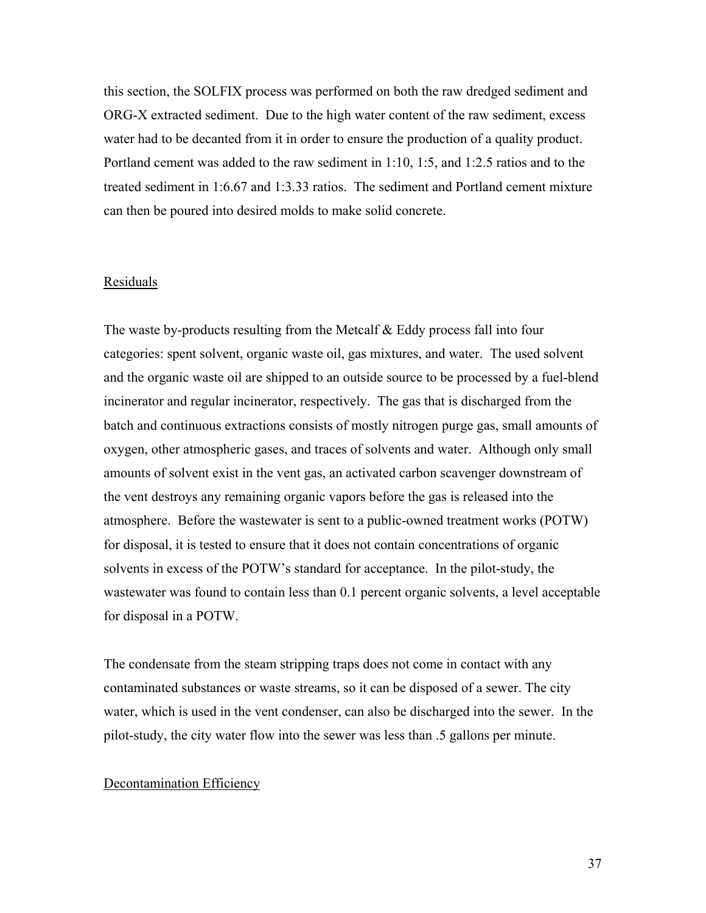this section, the SOLFIX process was performed on both the raw dredged sediment and ORG-X extracted sediment. Due to the high water content of the raw sediment, excess water had to be decanted from it in order to ensure the production of a quality product. Portland cement was added to the raw sediment in 1:10, 1:5, and 1:2.5 ratios and to the treated sediment in 1:6.67 and 1:3.33 ratios. The sediment and Portland cement mixture can then be poured into desired molds to make solid concrete.

## Residuals

The waste by-products resulting from the Metcalf & Eddy process fall into four categories: spent solvent, organic waste oil, gas mixtures, and water. The used solvent and the organic waste oil are shipped to an outside source to be processed by a fuel-blend incinerator and regular incinerator, respectively. The gas that is discharged from the batch and continuous extractions consists of mostly nitrogen purge gas, small amounts of oxygen, other atmospheric gases, and traces of solvents and water. Although only small amounts of solvent exist in the vent gas, an activated carbon scavenger downstream of the vent destroys any remaining organic vapors before the gas is released into the atmosphere. Before the wastewater is sent to a public-owned treatment works (POTW) for disposal, it is tested to ensure that it does not contain concentrations of organic solvents in excess of the POTW's standard for acceptance. In the pilot-study, the wastewater was found to contain less than 0.1 percent organic solvents, a level acceptable for disposal in a POTW.

The condensate from the steam stripping traps does not come in contact with any contaminated substances or waste streams, so it can be disposed of a sewer. The city water, which is used in the vent condenser, can also be discharged into the sewer. In the pilot-study, the city water flow into the sewer was less than .5 gallons per minute.

## Decontamination Efficiency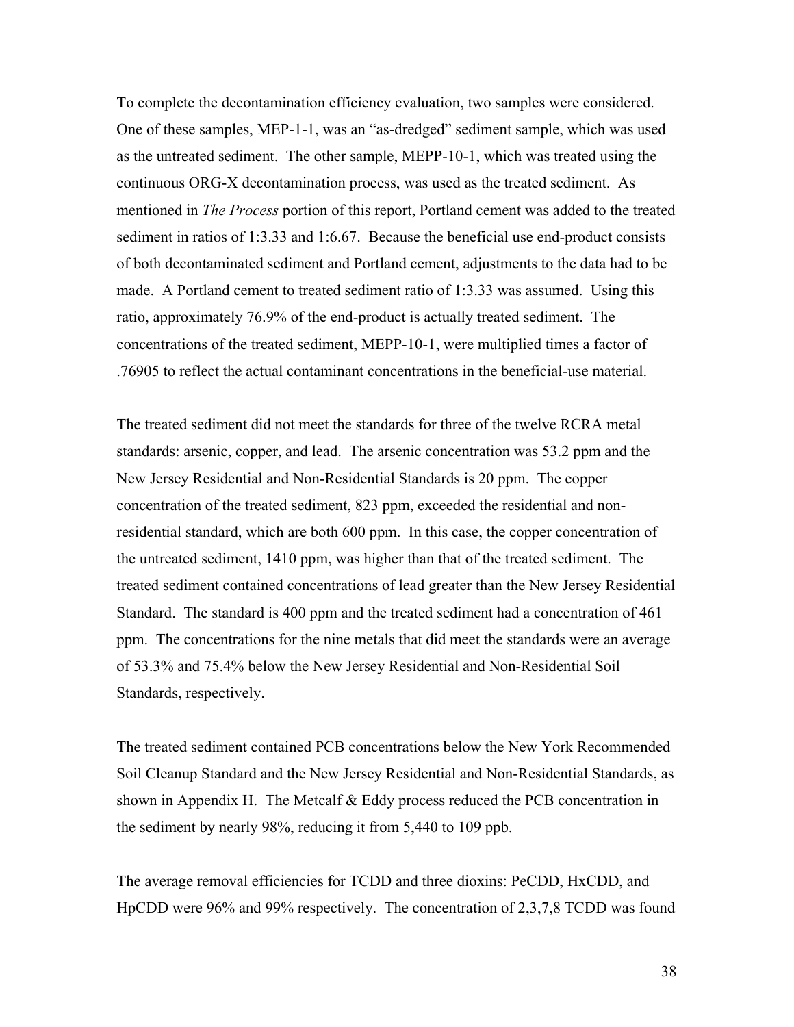To complete the decontamination efficiency evaluation, two samples were considered. One of these samples, MEP-1-1, was an "as-dredged" sediment sample, which was used as the untreated sediment. The other sample, MEPP-10-1, which was treated using the continuous ORG-X decontamination process, was used as the treated sediment. As mentioned in *The Process* portion of this report, Portland cement was added to the treated sediment in ratios of 1:3.33 and 1:6.67. Because the beneficial use end-product consists of both decontaminated sediment and Portland cement, adjustments to the data had to be made. A Portland cement to treated sediment ratio of 1:3.33 was assumed. Using this ratio, approximately 76.9% of the end-product is actually treated sediment. The concentrations of the treated sediment, MEPP-10-1, were multiplied times a factor of .76905 to reflect the actual contaminant concentrations in the beneficial-use material.

The treated sediment did not meet the standards for three of the twelve RCRA metal standards: arsenic, copper, and lead. The arsenic concentration was 53.2 ppm and the New Jersey Residential and Non-Residential Standards is 20 ppm. The copper concentration of the treated sediment, 823 ppm, exceeded the residential and non-residential standard, which are both 600 ppm. In this case, the copper concentration of the untreated sediment, 1410 ppm, was higher than that of the treated sediment. The treated sediment contained concentrations of lead greater than the New Jersey Residential Standard. The standard is 400 ppm and the treated sediment had a concentration of 461 ppm. The concentrations for the nine metals that did meet the standards were an average of 53.3% and 75.4% below the New Jersey Residential and Non-Residential Soil Standards, respectively.

The treated sediment contained PCB concentrations below the New York Recommended Soil Cleanup Standard and the New Jersey Residential and Non-Residential Standards, as shown in Appendix H. The Metcalf & Eddy process reduced the PCB concentration in the sediment by nearly 98%, reducing it from 5,440 to 109 ppb.

The average removal efficiencies for TCDD and three dioxins: PeCDD, HxCDD, and HpCDD were 96% and 99% respectively. The concentration of 2,3,7,8 TCDD was found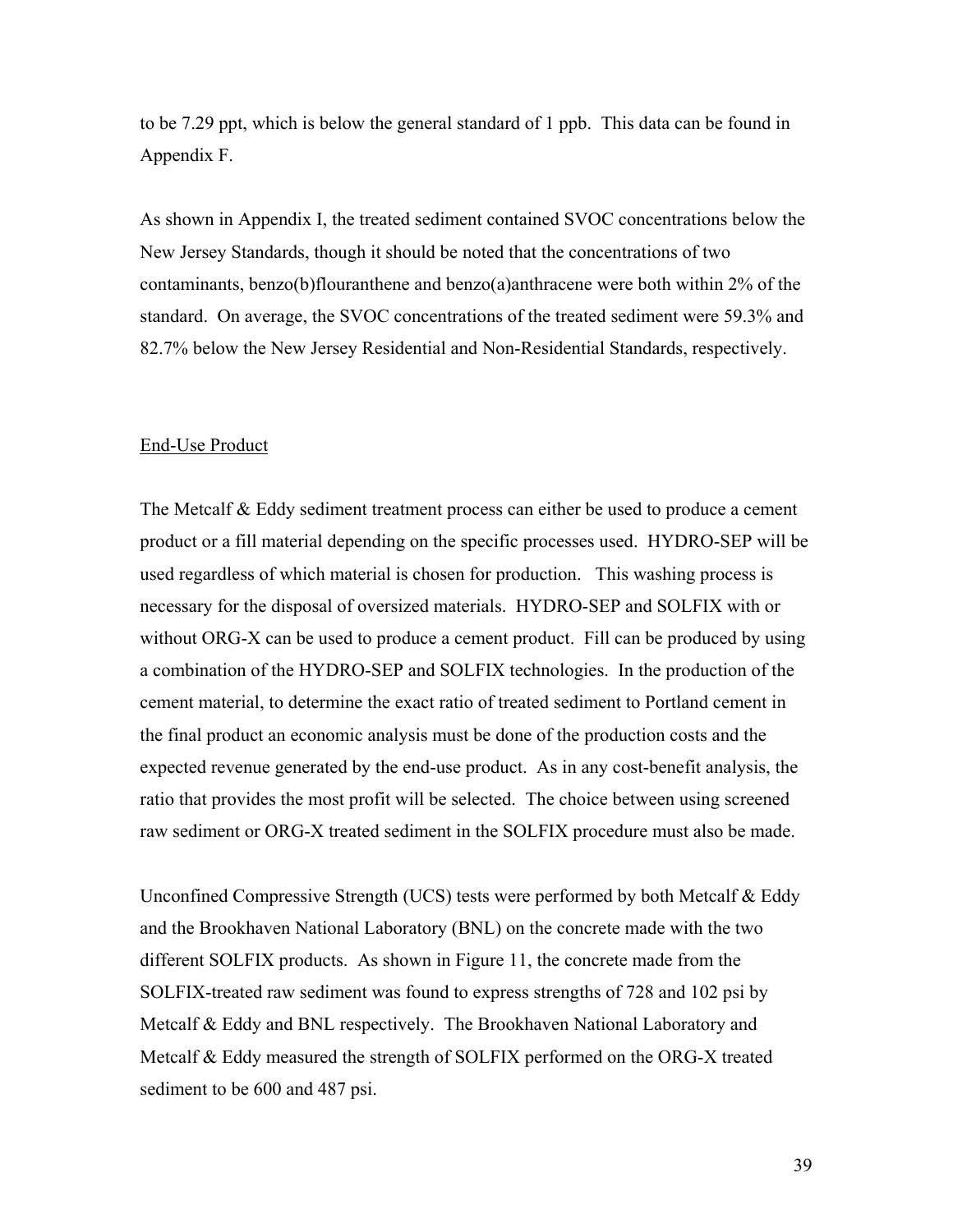to be 7.29 ppt, which is below the general standard of 1 ppb. This data can be found in Appendix F.

As shown in Appendix I, the treated sediment contained SVOC concentrations below the New Jersey Standards, though it should be noted that the concentrations of two contaminants, benzo(b)flouranthene and benzo(a)anthracene were both within 2% of the standard. On average, the SVOC concentrations of the treated sediment were 59.3% and 82.7% below the New Jersey Residential and Non-Residential Standards, respectively.

## End-Use Product

The Metcalf & Eddy sediment treatment process can either be used to produce a cement product or a fill material depending on the specific processes used. HYDRO-SEP will be used regardless of which material is chosen for production. This washing process is necessary for the disposal of oversized materials. HYDRO-SEP and SOLFIX with or without ORG-X can be used to produce a cement product. Fill can be produced by using a combination of the HYDRO-SEP and SOLFIX technologies. In the production of the cement material, to determine the exact ratio of treated sediment to Portland cement in the final product an economic analysis must be done of the production costs and the expected revenue generated by the end-use product. As in any cost-benefit analysis, the ratio that provides the most profit will be selected. The choice between using screened raw sediment or ORG-X treated sediment in the SOLFIX procedure must also be made.

Unconfined Compressive Strength (UCS) tests were performed by both Metcalf & Eddy and the Brookhaven National Laboratory (BNL) on the concrete made with the two different SOLFIX products. As shown in Figure 11, the concrete made from the SOLFIX-treated raw sediment was found to express strengths of 728 and 102 psi by Metcalf & Eddy and BNL respectively. The Brookhaven National Laboratory and Metcalf & Eddy measured the strength of SOLFIX performed on the ORG-X treated sediment to be 600 and 487 psi.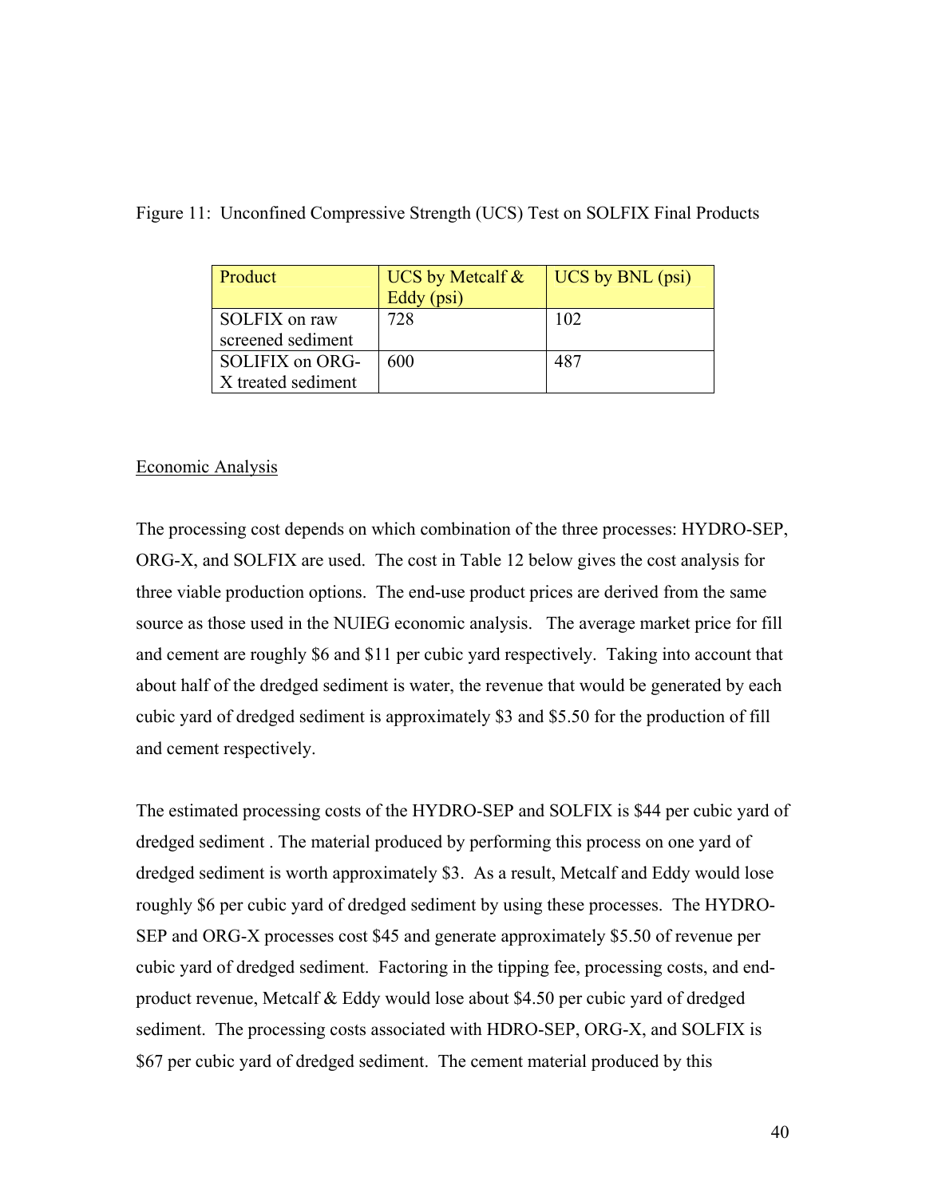Figure 11: Unconfined Compressive Strength (UCS) Test on SOLFIX Final Products

| Product | UCS by Metcalf & Eddy (psi) | UCS by BNL (psi) |
|---|---|---|
| SOLFIX on raw screened sediment | 728 | 102 |
| SOLIFIX on ORG-X treated sediment | 600 | 487 |

Economic Analysis

The processing cost depends on which combination of the three processes: HYDRO-SEP, ORG-X, and SOLFIX are used. The cost in Table 12 below gives the cost analysis for three viable production options. The end-use product prices are derived from the same source as those used in the NUIEG economic analysis. The average market price for fill and cement are roughly $6 and $11 per cubic yard respectively. Taking into account that about half of the dredged sediment is water, the revenue that would be generated by each cubic yard of dredged sediment is approximately $3 and $5.50 for the production of fill and cement respectively.

The estimated processing costs of the HYDRO-SEP and SOLFIX is $44 per cubic yard of dredged sediment . The material produced by performing this process on one yard of dredged sediment is worth approximately $3. As a result, Metcalf and Eddy would lose roughly $6 per cubic yard of dredged sediment by using these processes. The HYDRO-SEP and ORG-X processes cost $45 and generate approximately $5.50 of revenue per cubic yard of dredged sediment. Factoring in the tipping fee, processing costs, and end-product revenue, Metcalf & Eddy would lose about $4.50 per cubic yard of dredged sediment. The processing costs associated with HDRO-SEP, ORG-X, and SOLFIX is $67 per cubic yard of dredged sediment. The cement material produced by this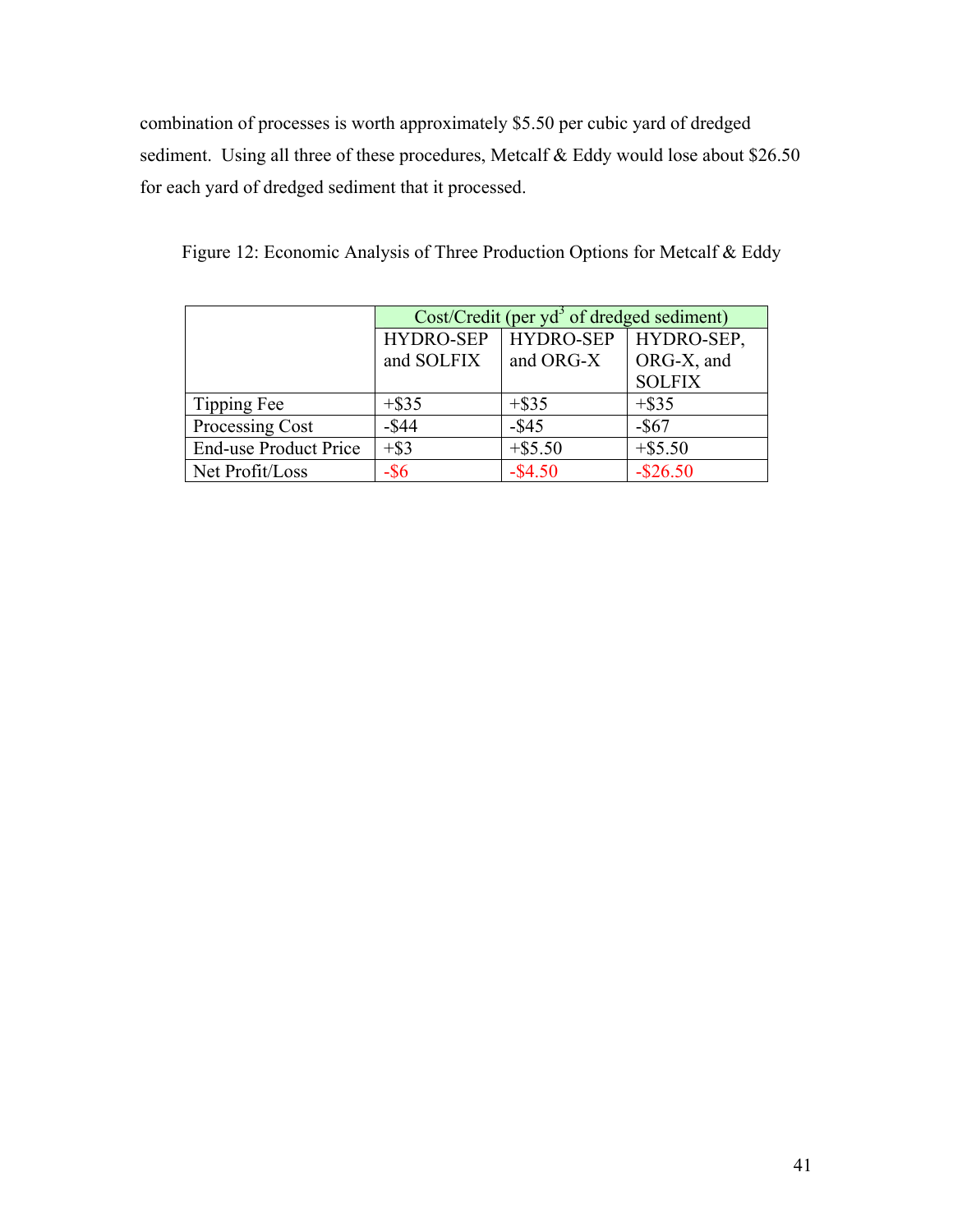combination of processes is worth approximately $5.50 per cubic yard of dredged sediment. Using all three of these procedures, Metcalf & Eddy would lose about $26.50 for each yard of dredged sediment that it processed.

Figure 12: Economic Analysis of Three Production Options for Metcalf & Eddy

| | Cost/Credit (per $yd^3$ of dredged sediment) | | |
|---|---|---|---|
| | HYDRO-SEP and SOLFIX | HYDRO-SEP and ORG-X | HYDRO-SEP, ORG-X, and SOLFIX |
| Tipping Fee | +$35 | +$35 | +$35 |
| Processing Cost | -$44 | -$45 | -$67 |
| End-use Product Price | +$3 | +$5.50 | +$5.50 |
| Net Profit/Loss | -$6 | -$4.50 | -$26.50 |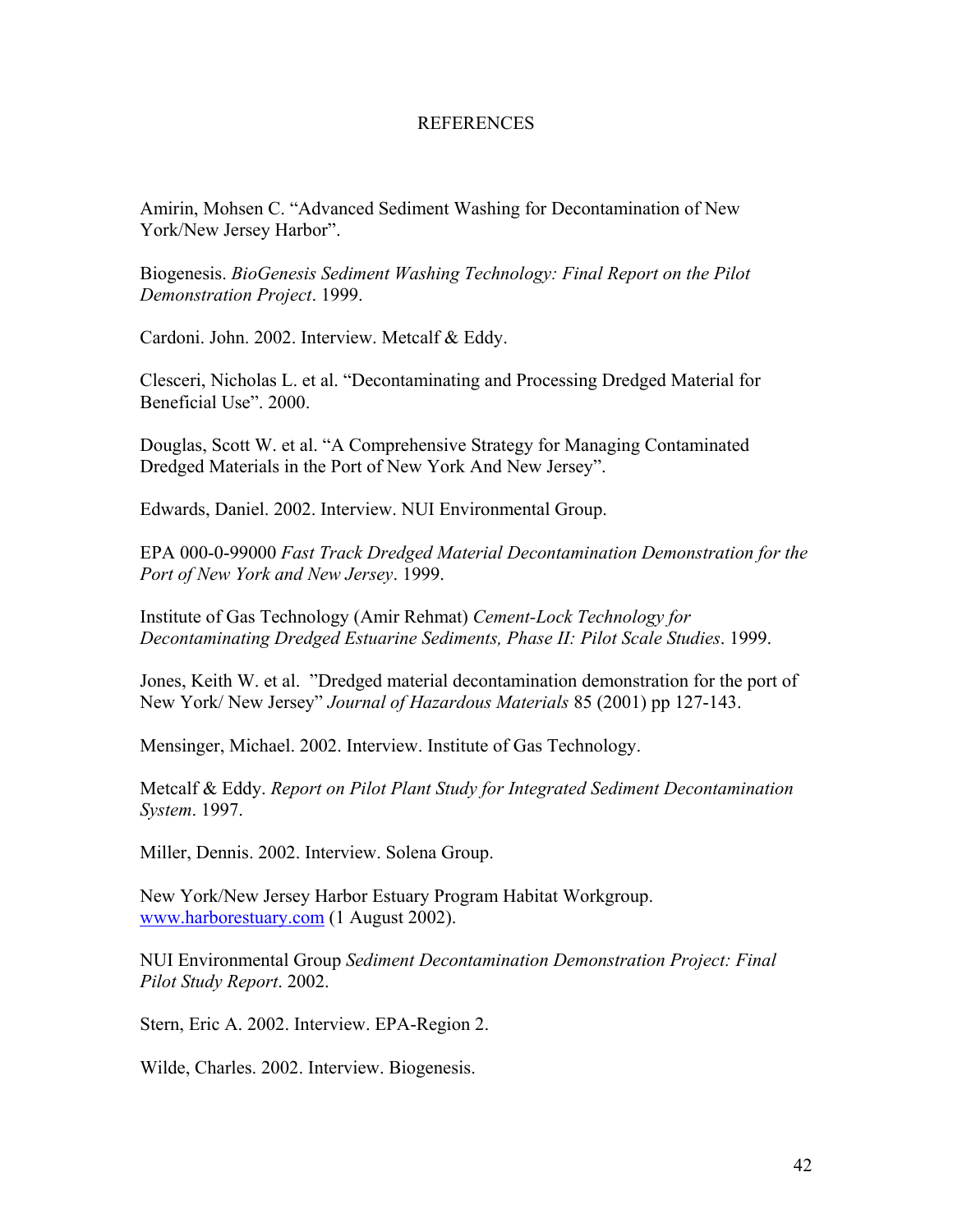# REFERENCES

Amirin, Mohsen C. “Advanced Sediment Washing for Decontamination of New York/New Jersey Harbor”.

Biogenesis. *BioGenesis Sediment Washing Technology: Final Report on the Pilot Demonstration Project*. 1999.

Cardoni. John. 2002. Interview. Metcalf & Eddy.

Clesceri, Nicholas L. et al. “Decontaminating and Processing Dredged Material for Beneficial Use”. 2000.

Douglas, Scott W. et al. “A Comprehensive Strategy for Managing Contaminated Dredged Materials in the Port of New York And New Jersey”.

Edwards, Daniel. 2002. Interview. NUI Environmental Group.

EPA 000-0-99000 *Fast Track Dredged Material Decontamination Demonstration for the Port of New York and New Jersey*. 1999.

Institute of Gas Technology (Amir Rehmat) *Cement-Lock Technology for Decontaminating Dredged Estuarine Sediments, Phase II: Pilot Scale Studies*. 1999.

Jones, Keith W. et al. ”Dredged material decontamination demonstration for the port of New York/ New Jersey” *Journal of Hazardous Materials* 85 (2001) pp 127-143.

Mensinger, Michael. 2002. Interview. Institute of Gas Technology.

Metcalf & Eddy. *Report on Pilot Plant Study for Integrated Sediment Decontamination System*. 1997.

Miller, Dennis. 2002. Interview. Solena Group.

New York/New Jersey Harbor Estuary Program Habitat Workgroup. www.harborestuary.com (1 August 2002).

NUI Environmental Group *Sediment Decontamination Demonstration Project: Final Pilot Study Report*. 2002.

Stern, Eric A. 2002. Interview. EPA-Region 2.

Wilde, Charles. 2002. Interview. Biogenesis.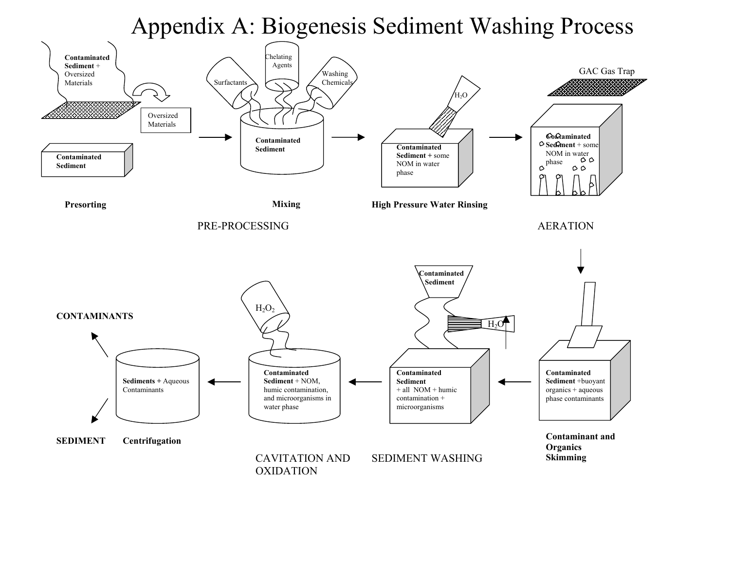# Appendix A: Biogenesis Sediment Washing Process

**Contaminated Sediment** + Oversized Materials

Oversized Materials

**Contaminated Sediment**

**Presorting**

Surfactants

Chelating Agents

Washing Chemicals

**Contaminated Sediment**

**Mixing**

$H_2O$

**Contaminated Sediment +** some NOM in water phase

**High Pressure Water Rinsing**

PRE-PROCESSING

GAC Gas Trap

**Contaminated Sediment** + some NOM in water phase

AERATION

**Contaminated Sediment** +buoyant organics + aqueous phase contaminants

**Contaminant and Organics Skimming**

**Contaminated Sediment**

$H_2O$

**Contaminated Sediment** + all NOM + humic contamination + microorganisms

SEDIMENT WASHING

$H_2O_2$

**Contaminated Sediment** + NOM, humic contamination, and microorganisms in water phase

CAVITATION AND OXIDATION

**Sediments +** Aqueous Contaminants

**Centrifugation**

**CONTAMINANTS**

**SEDIMENT**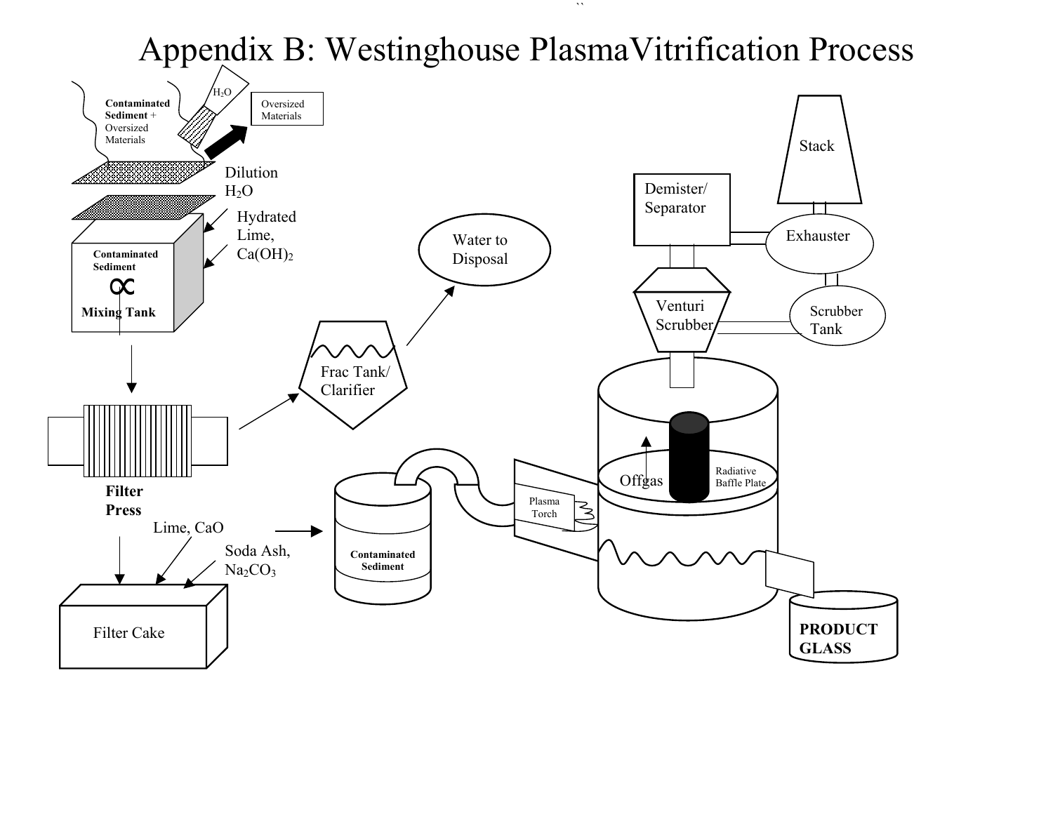# Appendix B: Westinghouse PlasmaVitrification Process

**Contaminated Sediment** + Oversized Materials

$H_2O$

Oversized Materials

Dilution $H_2O$

Hydrated Lime, $Ca(OH)_2$

**Contaminated Sediment**

**Mixing Tank**

**Filter Press**

Lime, CaO

Soda Ash, $Na_2CO_3$

Filter Cake

Frac Tank/ Clarifier

Water to Disposal

**Contaminated Sediment**

Plasma Torch

Offgas

Radiative Baffle Plate

Venturi Scrubber

Demister/ Separator

Stack

Exhauster

Scrubber Tank

**PRODUCT GLASS**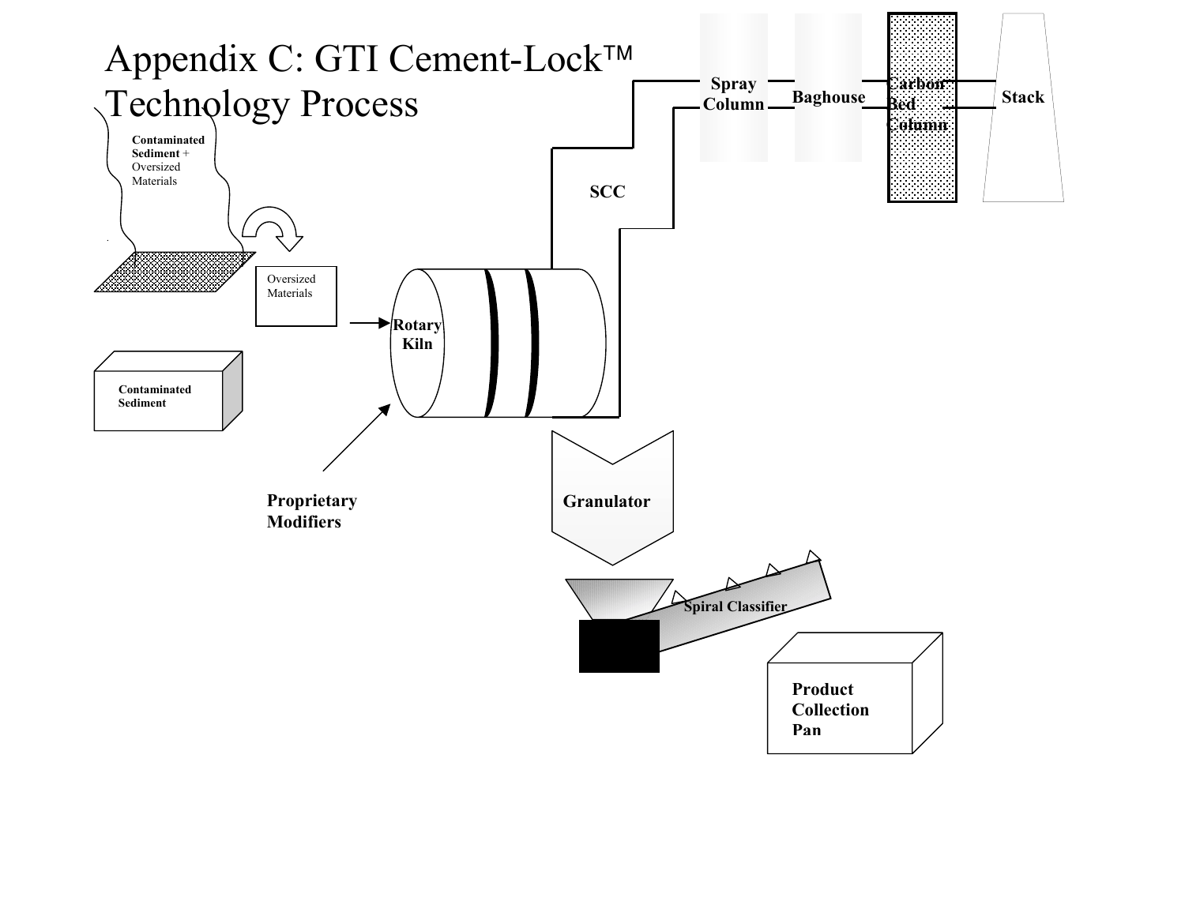# Appendix C: GTI Cement-Lock™ Technology Process

Contaminated Sediment + Oversized Materials

Oversized Materials

Contaminated Sediment

Rotary Kiln

Proprietary Modifiers

SCC

Spray Column

Baghouse

Carbon Bed Column

Stack

Granulator

Spiral Classifier

Product Collection Pan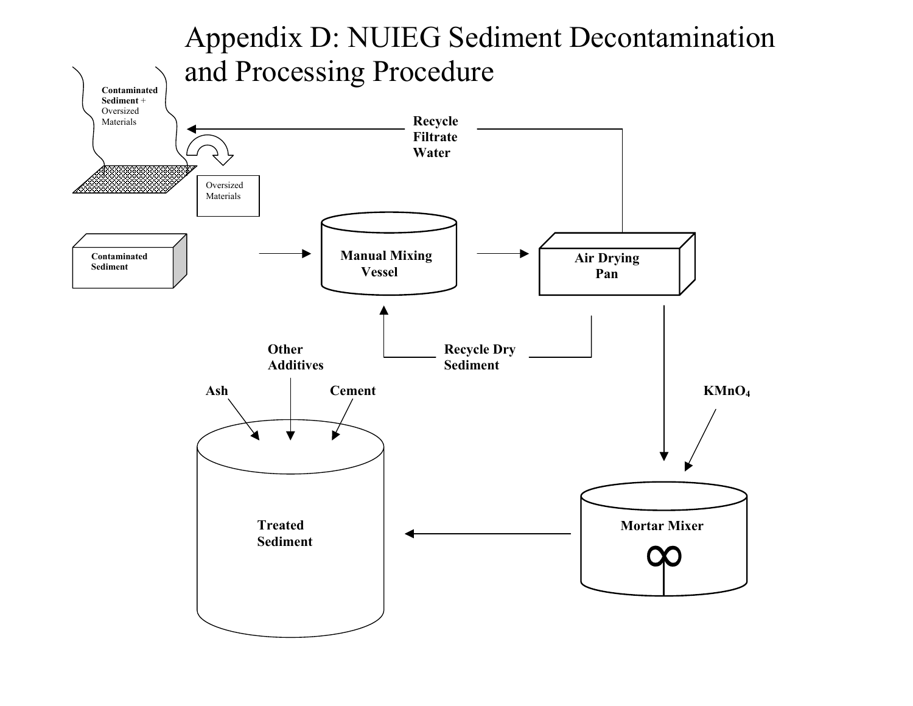# Appendix D: NUIEG Sediment Decontamination and Processing Procedure

**Contaminated Sediment** + Oversized Materials

Oversized Materials

**Contaminated Sediment**

**Recycle Filtrate Water**

**Manual Mixing Vessel**

**Air Drying Pan**

**Recycle Dry Sediment**

**Other Additives**

**Ash**

**Cement**

**$KMnO_4$**

**Treated Sediment**

**Mortar Mixer**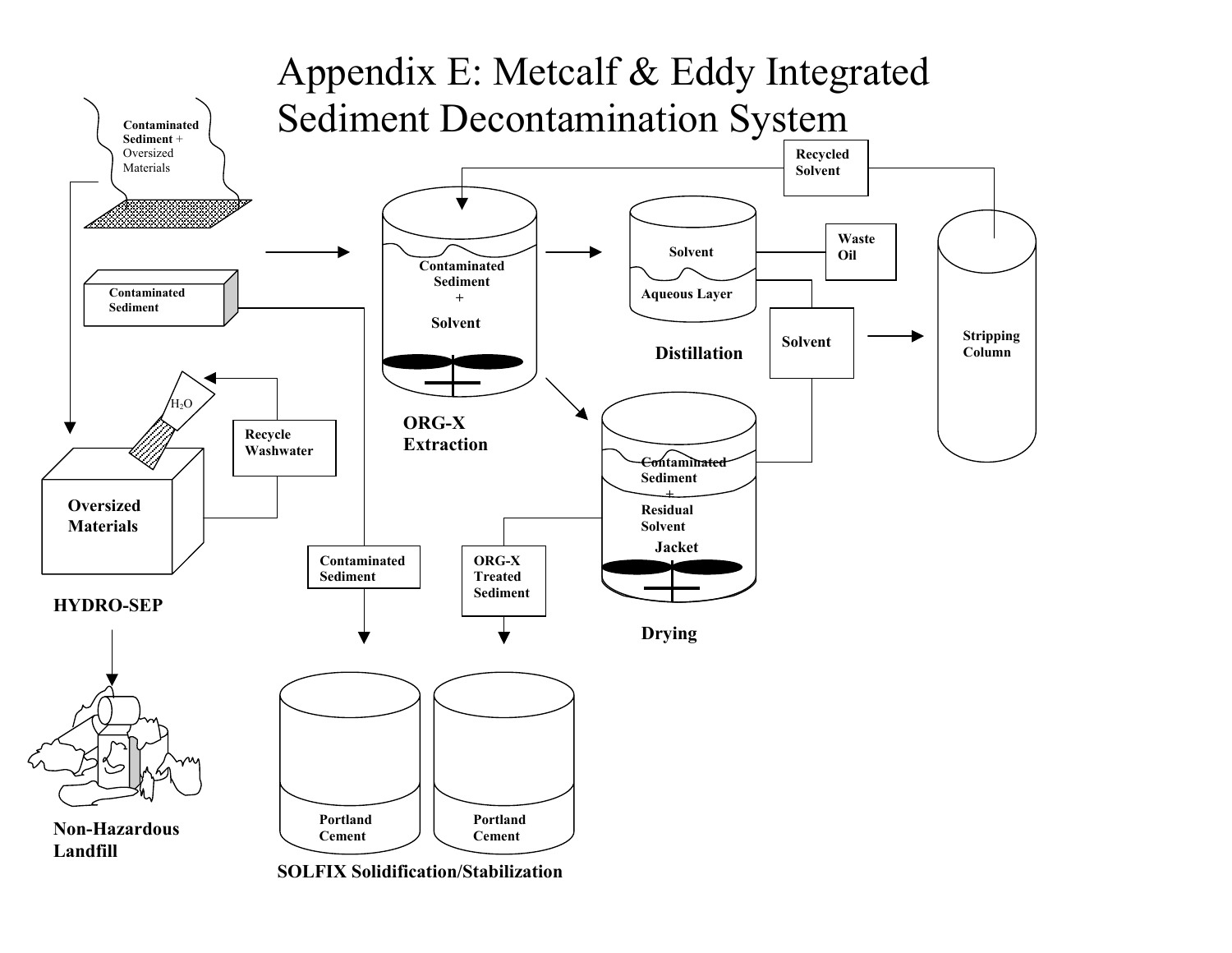# Appendix E: Metcalf & Eddy Integrated Sediment Decontamination System

**Contaminated Sediment** + Oversized Materials

**Contaminated Sediment**

$H_2O$

**Recycle Washwater**

**Oversized Materials**

**HYDRO-SEP**

**Non-Hazardous Landfill**

**Contaminated Sediment**

**Contaminated Sediment + Solvent**

**ORG-X Extraction**

**Recycled Solvent**

**Solvent**

**Aqueous Layer**

**Waste Oil**

**Distillation**

**Solvent**

**Stripping Column**

**Contaminated Sediment + Residual Solvent**

**Jacket**

**Drying**

**ORG-X Treated Sediment**

**Portland Cement**

**Portland Cement**

**SOLFIX Solidification/Stabilization**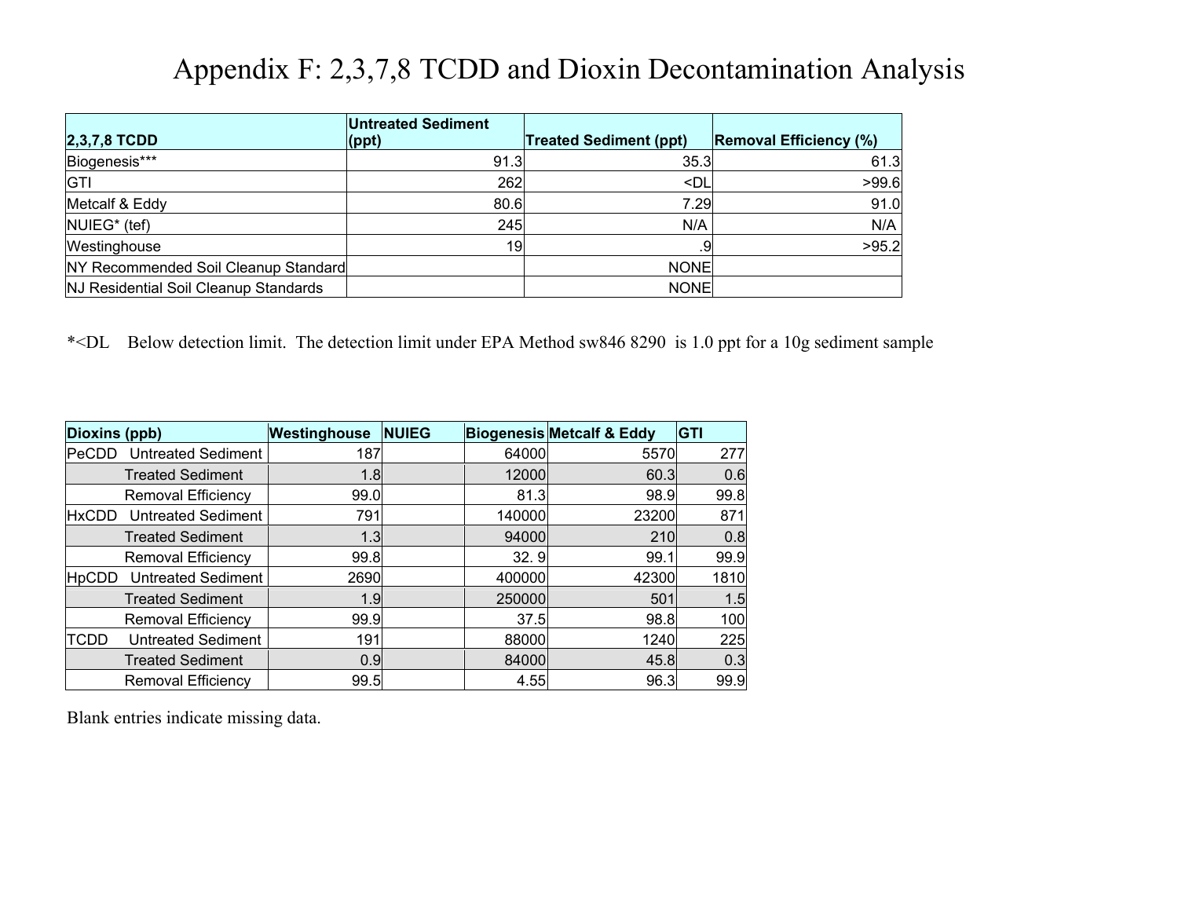# Appendix F: 2,3,7,8 TCDD and Dioxin Decontamination Analysis

| 2,3,7,8 TCDD | Untreated Sediment (ppt) | Treated Sediment (ppt) | Removal Efficiency (%) |
|---|---|---|---|
| Biogenesis*** | 91.3 | 35.3 | 61.3 |
| GTI | 262 | <DL | >99.6 |
| Metcalf & Eddy | 80.6 | 7.29 | 91.0 |
| NUIEG* (tef) | 245 | N/A | N/A |
| Westinghouse | 19 | .9 | >95.2 |
| NY Recommended Soil Cleanup Standard | | NONE | |
| NJ Residential Soil Cleanup Standards | | NONE | |

*<DL Below detection limit. The detection limit under EPA Method sw846 8290 is 1.0 ppt for a 10g sediment sample

| Dioxins (ppb) | Westinghouse | NUIEG | Biogenesis | Metcalf & Eddy | GTI |
|---|---|---|---|---|---|
| PeCDD Untreated Sediment | 187 | | 64000 | 5570 | 277 |
| Treated Sediment | 1.8 | | 12000 | 60.3 | 0.6 |
| Removal Efficiency | 99.0 | | 81.3 | 98.9 | 99.8 |
| HxCDD Untreated Sediment | 791 | | 140000 | 23200 | 871 |
| Treated Sediment | 1.3 | | 94000 | 210 | 0.8 |
| Removal Efficiency | 99.8 | | 32. 9 | 99.1 | 99.9 |
| HpCDD Untreated Sediment | 2690 | | 400000 | 42300 | 1810 |
| Treated Sediment | 1.9 | | 250000 | 501 | 1.5 |
| Removal Efficiency | 99.9 | | 37.5 | 98.8 | 100 |
| TCDD Untreated Sediment | 191 | | 88000 | 1240 | 225 |
| Treated Sediment | 0.9 | | 84000 | 45.8 | 0.3 |
| Removal Efficiency | 99.5 | | 4.55 | 96.3 | 99.9 |

Blank entries indicate missing data.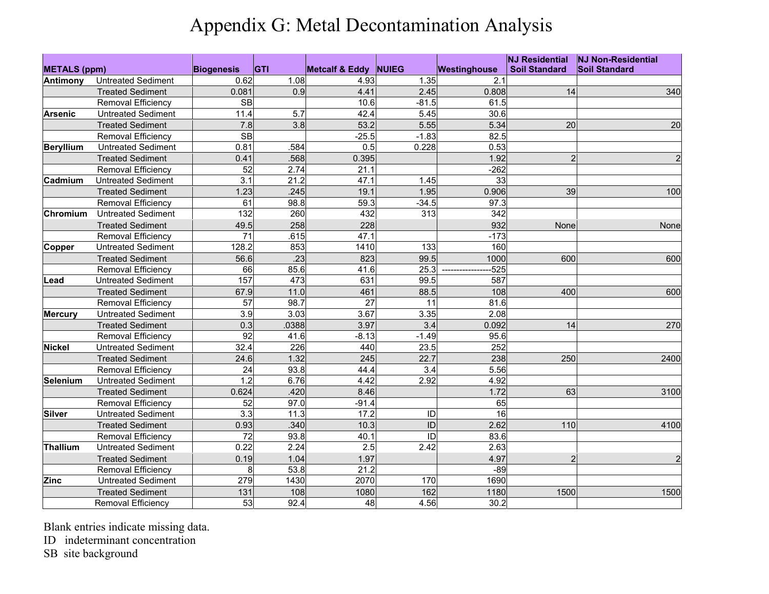# Appendix G: Metal Decontamination Analysis

| METALS (ppm) | | Biogenesis | GTI | Metcalf & Eddy | NUIEG | Westinghouse | NJ Residential Soil Standard | NJ Non-Residential Soil Standard |
|---|---|---|---|---|---|---|---|---|
| **Antimony** | Untreated Sediment | 0.62 | 1.08 | 4.93 | 1.35 | 2.1 | | |
| | Treated Sediment | 0.081 | 0.9 | 4.41 | 2.45 | 0.808 | 14 | 340 |
| | Removal Efficiency | SB | | 10.6 | -81.5 | 61.5 | | |
| **Arsenic** | Untreated Sediment | 11.4 | 5.7 | 42.4 | 5.45 | 30.6 | | |
| | Treated Sediment | 7.8 | 3.8 | 53.2 | 5.55 | 5.34 | 20 | 20 |
| | Removal Efficiency | SB | | -25.5 | -1.83 | 82.5 | | |
| **Beryllium** | Untreated Sediment | 0.81 | .584 | 0.5 | 0.228 | 0.53 | | |
| | Treated Sediment | 0.41 | .568 | 0.395 | | 1.92 | 2 | 2 |
| | Removal Efficiency | 52 | 2.74 | 21.1 | | -262 | | |
| **Cadmium** | Untreated Sediment | 3.1 | 21.2 | 47.1 | 1.45 | 33 | | |
| | Treated Sediment | 1.23 | .245 | 19.1 | 1.95 | 0.906 | 39 | 100 |
| | Removal Efficiency | 61 | 98.8 | 59.3 | -34.5 | 97.3 | | |
| **Chromium** | Untreated Sediment | 132 | 260 | 432 | 313 | 342 | | |
| | Treated Sediment | 49.5 | 258 | 228 | | 932 | None | None |
| | Removal Efficiency | 71 | .615 | 47.1 | | -173 | | |
| **Copper** | Untreated Sediment | 128.2 | 853 | 1410 | 133 | 160 | | |
| | Treated Sediment | 56.6 | .23 | 823 | 99.5 | 1000 | 600 | 600 |
| | Removal Efficiency | 66 | 85.6 | 41.6 | 25.3 | -----------------525 | | |
| **Lead** | Untreated Sediment | 157 | 473 | 631 | 99.5 | 587 | | |
| | Treated Sediment | 67.9 | 11.0 | 461 | 88.5 | 108 | 400 | 600 |
| | Removal Efficiency | 57 | 98.7 | 27 | 11 | 81.6 | | |
| **Mercury** | Untreated Sediment | 3.9 | 3.03 | 3.67 | 3.35 | 2.08 | | |
| | Treated Sediment | 0.3 | .0388 | 3.97 | 3.4 | 0.092 | 14 | 270 |
| | Removal Efficiency | 92 | 41.6 | -8.13 | -1.49 | 95.6 | | |
| **Nickel** | Untreated Sediment | 32.4 | 226 | 440 | 23.5 | 252 | | |
| | Treated Sediment | 24.6 | 1.32 | 245 | 22.7 | 238 | 250 | 2400 |
| | Removal Efficiency | 24 | 93.8 | 44.4 | 3.4 | 5.56 | | |
| **Selenium** | Untreated Sediment | 1.2 | 6.76 | 4.42 | 2.92 | 4.92 | | |
| | Treated Sediment | 0.624 | .420 | 8.46 | | 1.72 | 63 | 3100 |
| | Removal Efficiency | 52 | 97.0 | -91.4 | | 65 | | |
| **Silver** | Untreated Sediment | 3.3 | 11.3 | 17.2 | ID | 16 | | |
| | Treated Sediment | 0.93 | .340 | 10.3 | ID | 2.62 | 110 | 4100 |
| | Removal Efficiency | 72 | 93.8 | 40.1 | ID | 83.6 | | |
| **Thallium** | Untreated Sediment | 0.22 | 2.24 | 2.5 | 2.42 | 2.63 | | |
| | Treated Sediment | 0.19 | 1.04 | 1.97 | | 4.97 | 2 | 2 |
| | Removal Efficiency | 8 | 53.8 | 21.2 | | -89 | | |
| **Zinc** | Untreated Sediment | 279 | 1430 | 2070 | 170 | 1690 | | |
| | Treated Sediment | 131 | 108 | 1080 | 162 | 1180 | 1500 | 1500 |
| | Removal Efficiency | 53 | 92.4 | 48 | 4.56 | 30.2 | | |

Blank entries indicate missing data.

ID indeterminant concentration

SB site background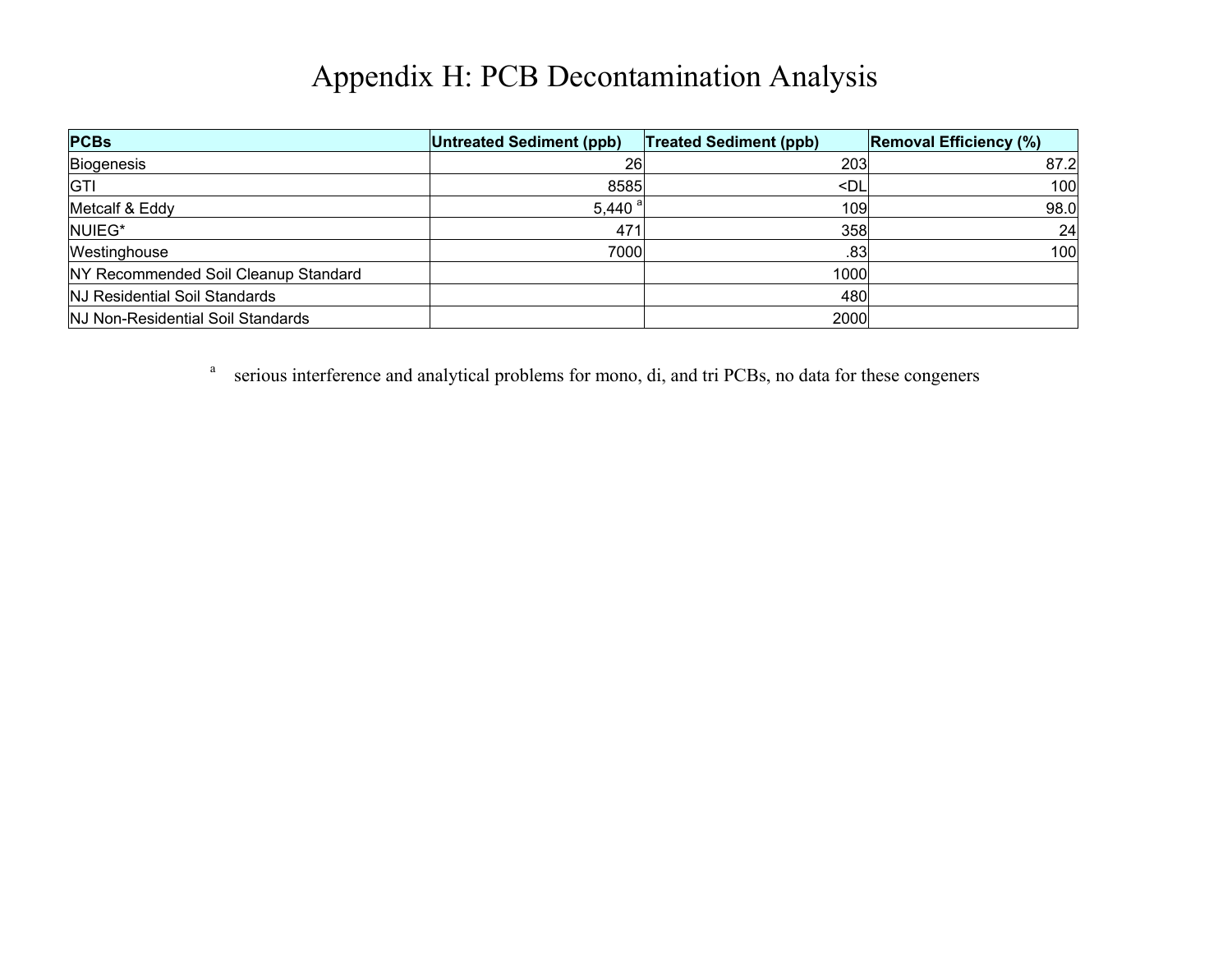# Appendix H: PCB Decontamination Analysis

| PCBs | Untreated Sediment (ppb) | Treated Sediment (ppb) | Removal Efficiency (%) |
|---|---|---|---|
| Biogenesis | 26 | 203 | 87.2 |
| GTI | 8585 | <DL | 100 |
| Metcalf & Eddy | 5,440 [a] | 109 | 98.0 |
| NUIEG* | 471 | 358 | 24 |
| Westinghouse | 7000 | .83 | 100 |
| NY Recommended Soil Cleanup Standard | | 1000 | |
| NJ Residential Soil Standards | | 480 | |
| NJ Non-Residential Soil Standards | | 2000 | |

[a] serious interference and analytical problems for mono, di, and tri PCBs, no data for these congeners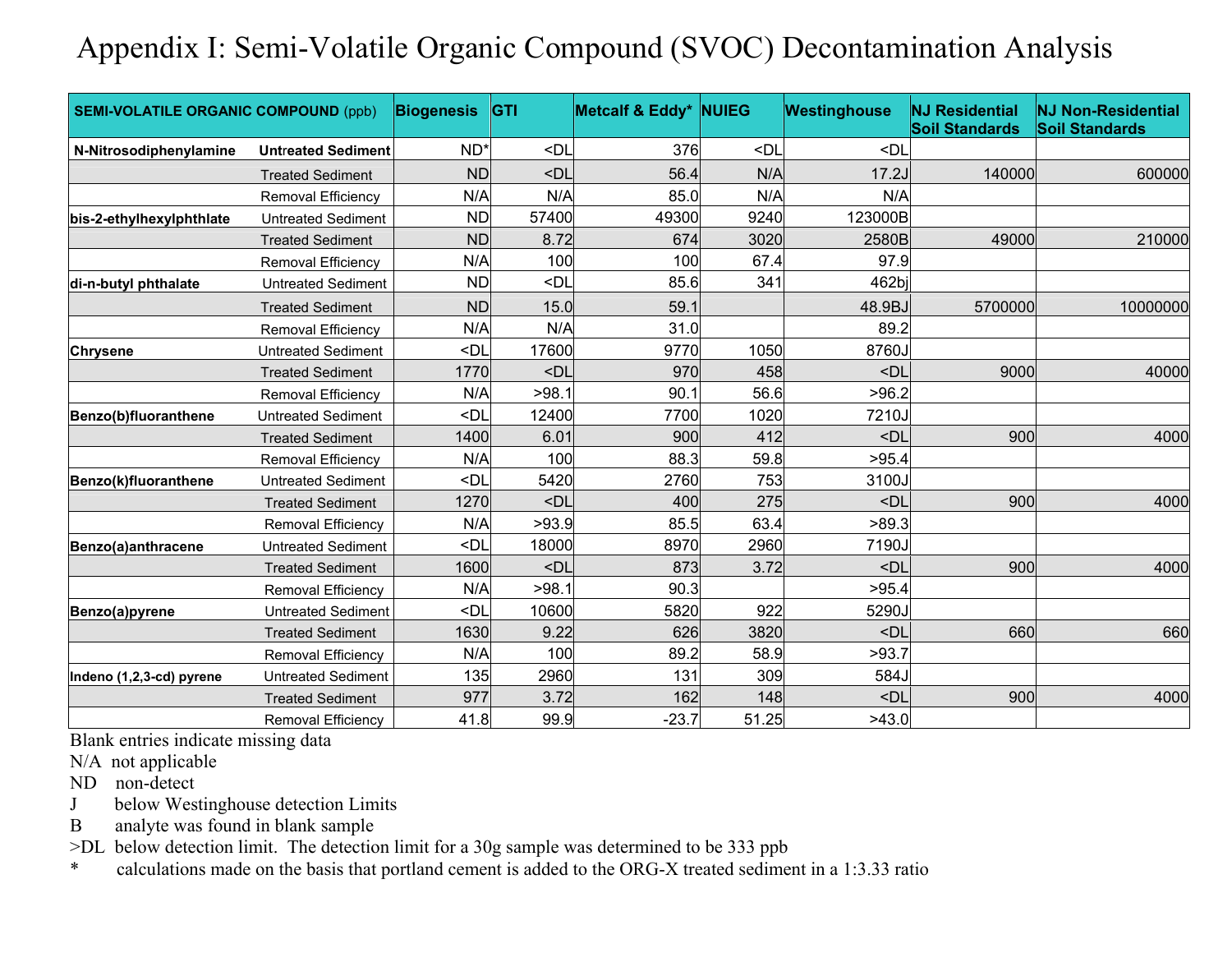# Appendix I: Semi-Volatile Organic Compound (SVOC) Decontamination Analysis

| SEMI-VOLATILE ORGANIC COMPOUND (ppb) | | Biogenesis | GTI | Metcalf & Eddy* | NUIEG | Westinghouse | NJ Residential Soil Standards | NJ Non-Residential Soil Standards |
|---|---|---|---|---|---|---|---|---|
| **N-Nitrosodiphenylamine** | **Untreated Sediment** | ND* | <DL | 376 | <DL | <DL | | |
| | Treated Sediment | ND | <DL | 56.4 | N/A | 17.2J | 140000 | 600000 |
| | Removal Efficiency | N/A | N/A | 85.0 | N/A | N/A | | |
| **bis-2-ethylhexylphthlate** | Untreated Sediment | ND | 57400 | 49300 | 9240 | 123000B | | |
| | Treated Sediment | ND | 8.72 | 674 | 3020 | 2580B | 49000 | 210000 |
| | Removal Efficiency | N/A | 100 | 100 | 67.4 | 97.9 | | |
| **di-n-butyl phthalate** | Untreated Sediment | ND | <DL | 85.6 | 341 | 462bj | | |
| | Treated Sediment | ND | 15.0 | 59.1 | | 48.9BJ | 5700000 | 10000000 |
| | Removal Efficiency | N/A | N/A | 31.0 | | 89.2 | | |
| **Chrysene** | Untreated Sediment | <DL | 17600 | 9770 | 1050 | 8760J | | |
| | Treated Sediment | 1770 | <DL | 970 | 458 | <DL | 9000 | 40000 |
| | Removal Efficiency | N/A | >98.1 | 90.1 | 56.6 | >96.2 | | |
| **Benzo(b)fluoranthene** | Untreated Sediment | <DL | 12400 | 7700 | 1020 | 7210J | | |
| | Treated Sediment | 1400 | 6.01 | 900 | 412 | <DL | 900 | 4000 |
| | Removal Efficiency | N/A | 100 | 88.3 | 59.8 | >95.4 | | |
| **Benzo(k)fluoranthene** | Untreated Sediment | <DL | 5420 | 2760 | 753 | 3100J | | |
| | Treated Sediment | 1270 | <DL | 400 | 275 | <DL | 900 | 4000 |
| | Removal Efficiency | N/A | >93.9 | 85.5 | 63.4 | >89.3 | | |
| **Benzo(a)anthracene** | Untreated Sediment | <DL | 18000 | 8970 | 2960 | 7190J | | |
| | Treated Sediment | 1600 | <DL | 873 | 3.72 | <DL | 900 | 4000 |
| | Removal Efficiency | N/A | >98.1 | 90.3 | | >95.4 | | |
| **Benzo(a)pyrene** | Untreated Sediment | <DL | 10600 | 5820 | 922 | 5290J | | |
| | Treated Sediment | 1630 | 9.22 | 626 | 3820 | <DL | 660 | 660 |
| | Removal Efficiency | N/A | 100 | 89.2 | 58.9 | >93.7 | | |
| **Indeno (1,2,3-cd) pyrene** | Untreated Sediment | 135 | 2960 | 131 | 309 | 584J | | |
| | Treated Sediment | 977 | 3.72 | 162 | 148 | <DL | 900 | 4000 |
| | Removal Efficiency | 41.8 | 99.9 | -23.7 | 51.25 | >43.0 | | |

Blank entries indicate missing data

N/A not applicable

ND non-detect

J below Westinghouse detection Limits

B analyte was found in blank sample

>DL below detection limit. The detection limit for a 30g sample was determined to be 333 ppb

* calculations made on the basis that portland cement is added to the ORG-X treated sediment in a 1:3.33 ratio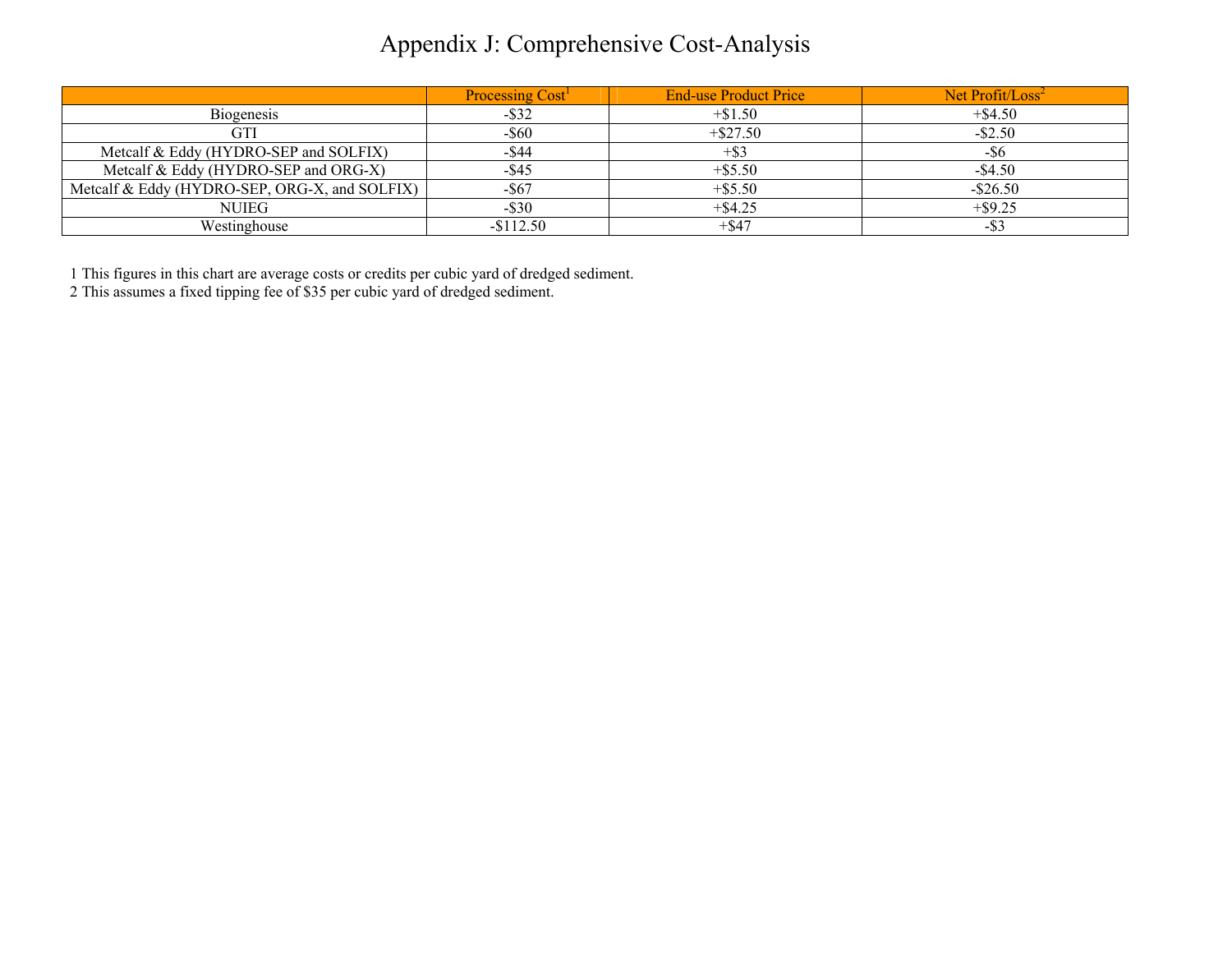# Appendix J: Comprehensive Cost-Analysis

| | Processing Cost[1] | End-use Product Price | Net Profit/Loss[2] |
|---|---|---|---|
| Biogenesis | -$32 | +$1.50 | +$4.50 |
| GTI | -$60 | +$27.50 | -$2.50 |
| Metcalf & Eddy (HYDRO-SEP and SOLFIX) | -$44 | +$3 | -$6 |
| Metcalf & Eddy (HYDRO-SEP and ORG-X) | -$45 | +$5.50 | -$4.50 |
| Metcalf & Eddy (HYDRO-SEP, ORG-X, and SOLFIX) | -$67 | +$5.50 | -$26.50 |
| NUIEG | -$30 | +$4.25 | +$9.25 |
| Westinghouse | -$112.50 | +$47 | -$3 |

1 This figures in this chart are average costs or credits per cubic yard of dredged sediment.
2 This assumes a fixed tipping fee of $35 per cubic yard of dredged sediment.